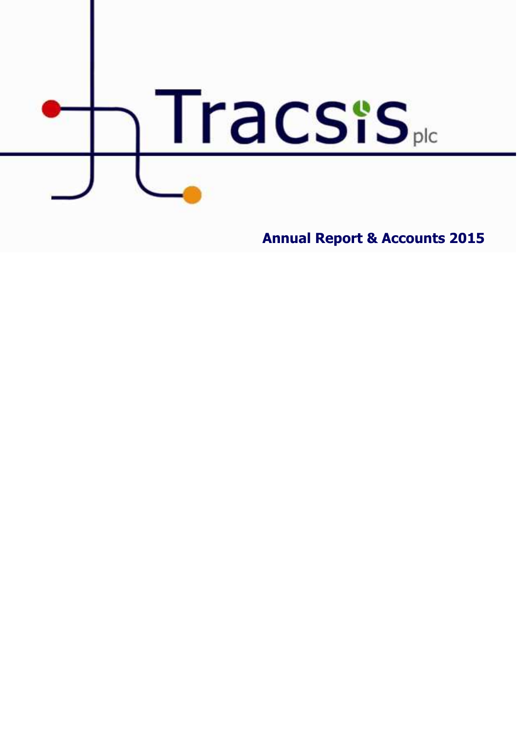# Tracsis plc

**Annual Report & Accounts 2015**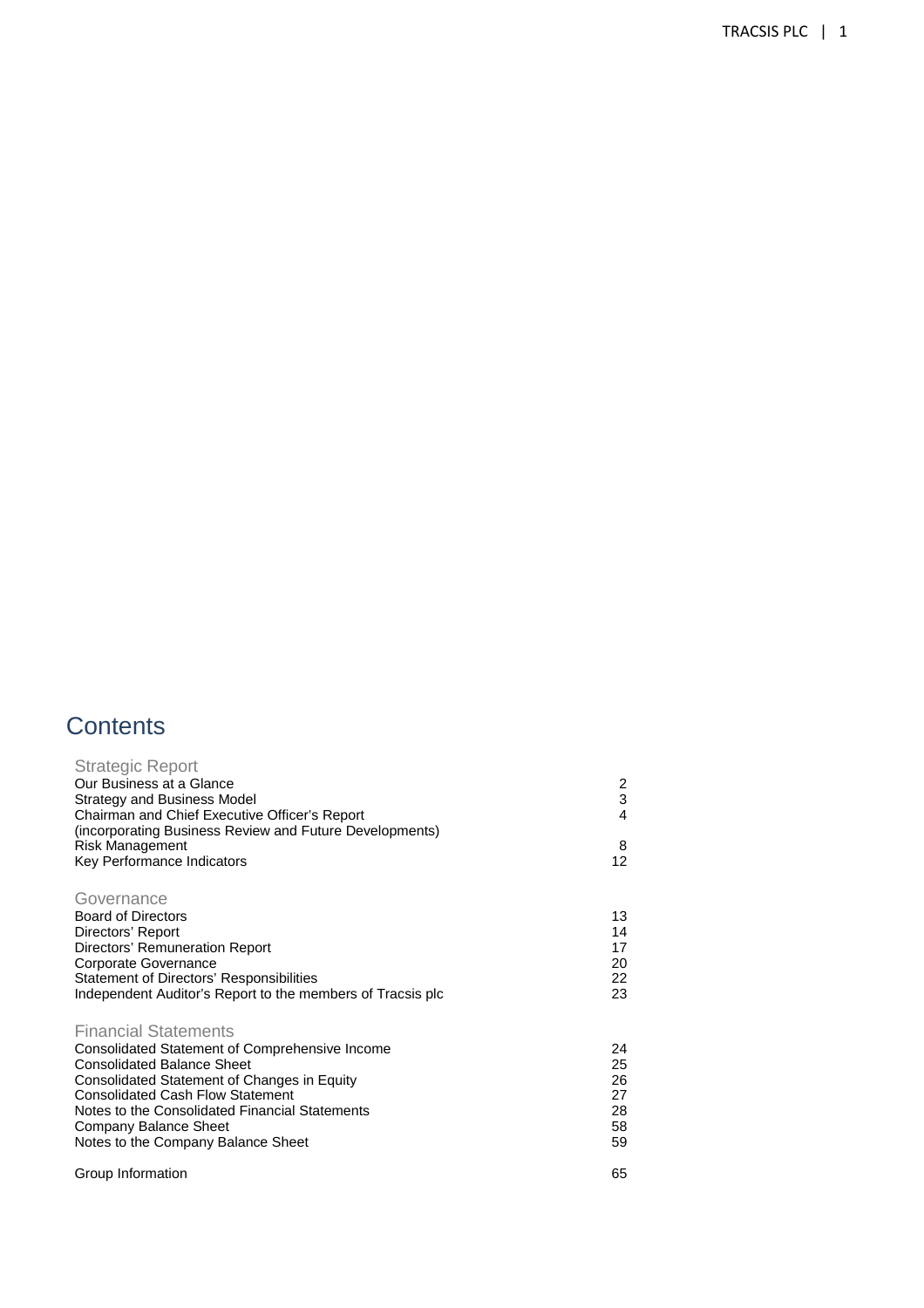# Contents

## Strategic Report

| | |
|---|---|
| Our Business at a Glance | 2 |
| Strategy and Business Model | 3 |
| Chairman and Chief Executive Officer's Report (incorporating Business Review and Future Developments) | 4 |
| Risk Management | 8 |
| Key Performance Indicators | 12 |

## Governance

| | |
|---|---|
| Board of Directors | 13 |
| Directors' Report | 14 |
| Directors' Remuneration Report | 17 |
| Corporate Governance | 20 |
| Statement of Directors' Responsibilities | 22 |
| Independent Auditor's Report to the members of Tracsis plc | 23 |

## Financial Statements

| | |
|---|---|
| Consolidated Statement of Comprehensive Income | 24 |
| Consolidated Balance Sheet | 25 |
| Consolidated Statement of Changes in Equity | 26 |
| Consolidated Cash Flow Statement | 27 |
| Notes to the Consolidated Financial Statements | 28 |
| Company Balance Sheet | 58 |
| Notes to the Company Balance Sheet | 59 |

| | |
|---|---|
| Group Information | 65 |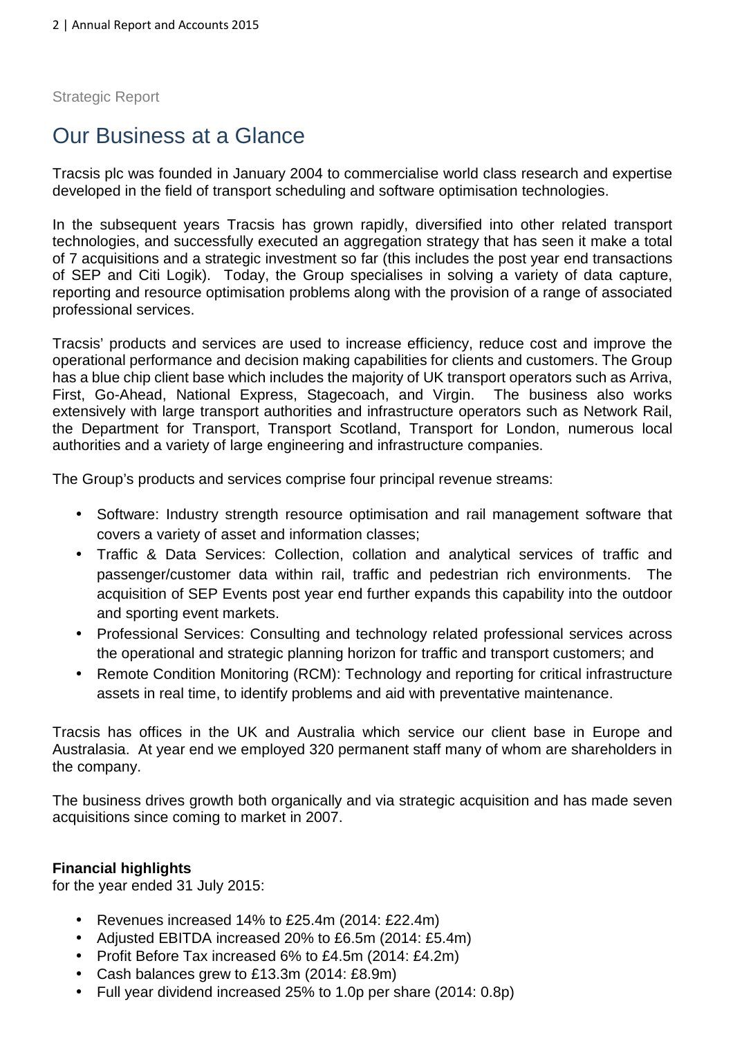Strategic Report

# Our Business at a Glance

Tracsis plc was founded in January 2004 to commercialise world class research and expertise developed in the field of transport scheduling and software optimisation technologies.

In the subsequent years Tracsis has grown rapidly, diversified into other related transport technologies, and successfully executed an aggregation strategy that has seen it make a total of 7 acquisitions and a strategic investment so far (this includes the post year end transactions of SEP and Citi Logik). Today, the Group specialises in solving a variety of data capture, reporting and resource optimisation problems along with the provision of a range of associated professional services.

Tracsis' products and services are used to increase efficiency, reduce cost and improve the operational performance and decision making capabilities for clients and customers. The Group has a blue chip client base which includes the majority of UK transport operators such as Arriva, First, Go-Ahead, National Express, Stagecoach, and Virgin. The business also works extensively with large transport authorities and infrastructure operators such as Network Rail, the Department for Transport, Transport Scotland, Transport for London, numerous local authorities and a variety of large engineering and infrastructure companies.

The Group's products and services comprise four principal revenue streams:

- Software: Industry strength resource optimisation and rail management software that covers a variety of asset and information classes;
- Traffic & Data Services: Collection, collation and analytical services of traffic and passenger/customer data within rail, traffic and pedestrian rich environments. The acquisition of SEP Events post year end further expands this capability into the outdoor and sporting event markets.
- Professional Services: Consulting and technology related professional services across the operational and strategic planning horizon for traffic and transport customers; and
- Remote Condition Monitoring (RCM): Technology and reporting for critical infrastructure assets in real time, to identify problems and aid with preventative maintenance.

Tracsis has offices in the UK and Australia which service our client base in Europe and Australasia. At year end we employed 320 permanent staff many of whom are shareholders in the company.

The business drives growth both organically and via strategic acquisition and has made seven acquisitions since coming to market in 2007.

**Financial highlights**
for the year ended 31 July 2015:

- Revenues increased 14% to £25.4m (2014: £22.4m)
- Adjusted EBITDA increased 20% to £6.5m (2014: £5.4m)
- Profit Before Tax increased 6% to £4.5m (2014: £4.2m)
- Cash balances grew to £13.3m (2014: £8.9m)
- Full year dividend increased 25% to 1.0p per share (2014: 0.8p)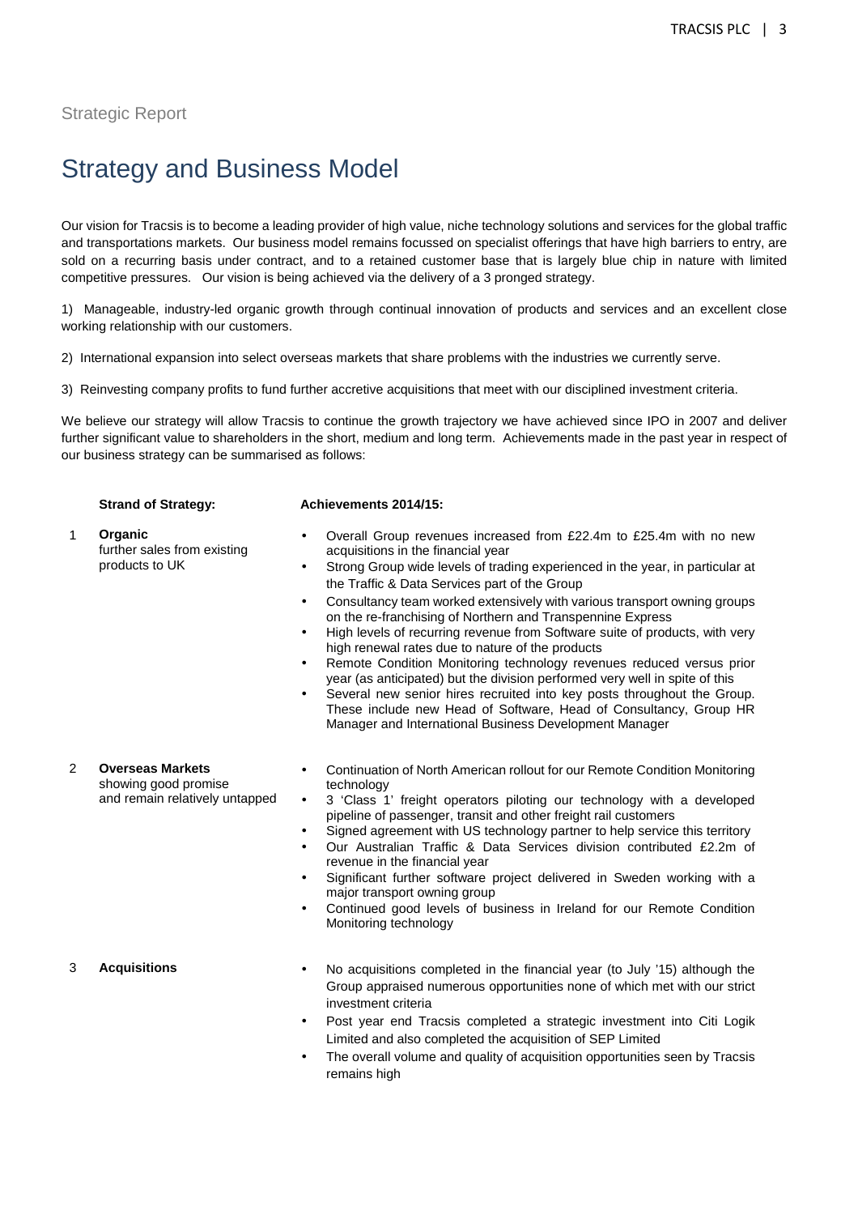Strategic Report

# Strategy and Business Model

Our vision for Tracsis is to become a leading provider of high value, niche technology solutions and services for the global traffic and transportations markets. Our business model remains focussed on specialist offerings that have high barriers to entry, are sold on a recurring basis under contract, and to a retained customer base that is largely blue chip in nature with limited competitive pressures. Our vision is being achieved via the delivery of a 3 pronged strategy.

1) Manageable, industry-led organic growth through continual innovation of products and services and an excellent close working relationship with our customers.

2) International expansion into select overseas markets that share problems with the industries we currently serve.

3) Reinvesting company profits to fund further accretive acquisitions that meet with our disciplined investment criteria.

We believe our strategy will allow Tracsis to continue the growth trajectory we have achieved since IPO in 2007 and deliver further significant value to shareholders in the short, medium and long term. Achievements made in the past year in respect of our business strategy can be summarised as follows:

| | Strand of Strategy: | Achievements 2014/15: |
|---|---|---|
| 1 | **Organic** further sales from existing products to UK | • Overall Group revenues increased from £22.4m to £25.4m with no new acquisitions in the financial year<br>• Strong Group wide levels of trading experienced in the year, in particular at the Traffic & Data Services part of the Group<br>• Consultancy team worked extensively with various transport owning groups on the re-franchising of Northern and Transpennine Express<br>• High levels of recurring revenue from Software suite of products, with very high renewal rates due to nature of the products<br>• Remote Condition Monitoring technology revenues reduced versus prior year (as anticipated) but the division performed very well in spite of this<br>• Several new senior hires recruited into key posts throughout the Group. These include new Head of Software, Head of Consultancy, Group HR Manager and International Business Development Manager |
| 2 | **Overseas Markets** showing good promise and remain relatively untapped | • Continuation of North American rollout for our Remote Condition Monitoring technology<br>• 3 'Class 1' freight operators piloting our technology with a developed pipeline of passenger, transit and other freight rail customers<br>• Signed agreement with US technology partner to help service this territory<br>• Our Australian Traffic & Data Services division contributed £2.2m of revenue in the financial year<br>• Significant further software project delivered in Sweden working with a major transport owning group<br>• Continued good levels of business in Ireland for our Remote Condition Monitoring technology |
| 3 | **Acquisitions** | • No acquisitions completed in the financial year (to July '15) although the Group appraised numerous opportunities none of which met with our strict investment criteria<br>• Post year end Tracsis completed a strategic investment into Citi Logik Limited and also completed the acquisition of SEP Limited<br>• The overall volume and quality of acquisition opportunities seen by Tracsis remains high |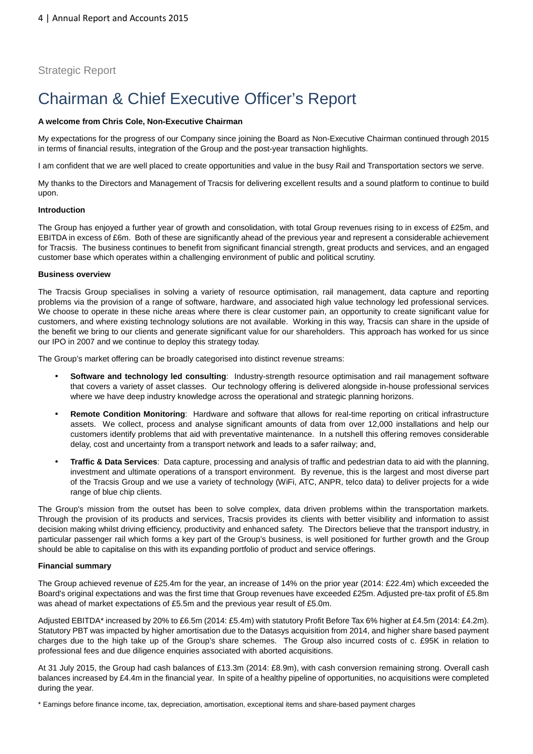Strategic Report

# Chairman & Chief Executive Officer's Report

**A welcome from Chris Cole, Non-Executive Chairman**

My expectations for the progress of our Company since joining the Board as Non-Executive Chairman continued through 2015 in terms of financial results, integration of the Group and the post-year transaction highlights.

I am confident that we are well placed to create opportunities and value in the busy Rail and Transportation sectors we serve.

My thanks to the Directors and Management of Tracsis for delivering excellent results and a sound platform to continue to build upon.

**Introduction**

The Group has enjoyed a further year of growth and consolidation, with total Group revenues rising to in excess of £25m, and EBITDA in excess of £6m. Both of these are significantly ahead of the previous year and represent a considerable achievement for Tracsis. The business continues to benefit from significant financial strength, great products and services, and an engaged customer base which operates within a challenging environment of public and political scrutiny.

**Business overview**

The Tracsis Group specialises in solving a variety of resource optimisation, rail management, data capture and reporting problems via the provision of a range of software, hardware, and associated high value technology led professional services. We choose to operate in these niche areas where there is clear customer pain, an opportunity to create significant value for customers, and where existing technology solutions are not available. Working in this way, Tracsis can share in the upside of the benefit we bring to our clients and generate significant value for our shareholders. This approach has worked for us since our IPO in 2007 and we continue to deploy this strategy today.

The Group's market offering can be broadly categorised into distinct revenue streams:

- **Software and technology led consulting**: Industry-strength resource optimisation and rail management software that covers a variety of asset classes. Our technology offering is delivered alongside in-house professional services where we have deep industry knowledge across the operational and strategic planning horizons.
- **Remote Condition Monitoring**: Hardware and software that allows for real-time reporting on critical infrastructure assets. We collect, process and analyse significant amounts of data from over 12,000 installations and help our customers identify problems that aid with preventative maintenance. In a nutshell this offering removes considerable delay, cost and uncertainty from a transport network and leads to a safer railway; and,
- **Traffic & Data Services**: Data capture, processing and analysis of traffic and pedestrian data to aid with the planning, investment and ultimate operations of a transport environment. By revenue, this is the largest and most diverse part of the Tracsis Group and we use a variety of technology (WiFi, ATC, ANPR, telco data) to deliver projects for a wide range of blue chip clients.

The Group's mission from the outset has been to solve complex, data driven problems within the transportation markets. Through the provision of its products and services, Tracsis provides its clients with better visibility and information to assist decision making whilst driving efficiency, productivity and enhanced safety. The Directors believe that the transport industry, in particular passenger rail which forms a key part of the Group's business, is well positioned for further growth and the Group should be able to capitalise on this with its expanding portfolio of product and service offerings.

**Financial summary**

The Group achieved revenue of £25.4m for the year, an increase of 14% on the prior year (2014: £22.4m) which exceeded the Board's original expectations and was the first time that Group revenues have exceeded £25m. Adjusted pre-tax profit of £5.8m was ahead of market expectations of £5.5m and the previous year result of £5.0m.

Adjusted EBITDA* increased by 20% to £6.5m (2014: £5.4m) with statutory Profit Before Tax 6% higher at £4.5m (2014: £4.2m). Statutory PBT was impacted by higher amortisation due to the Datasys acquisition from 2014, and higher share based payment charges due to the high take up of the Group's share schemes. The Group also incurred costs of c. £95K in relation to professional fees and due diligence enquiries associated with aborted acquisitions.

At 31 July 2015, the Group had cash balances of £13.3m (2014: £8.9m), with cash conversion remaining strong. Overall cash balances increased by £4.4m in the financial year. In spite of a healthy pipeline of opportunities, no acquisitions were completed during the year.

* Earnings before finance income, tax, depreciation, amortisation, exceptional items and share-based payment charges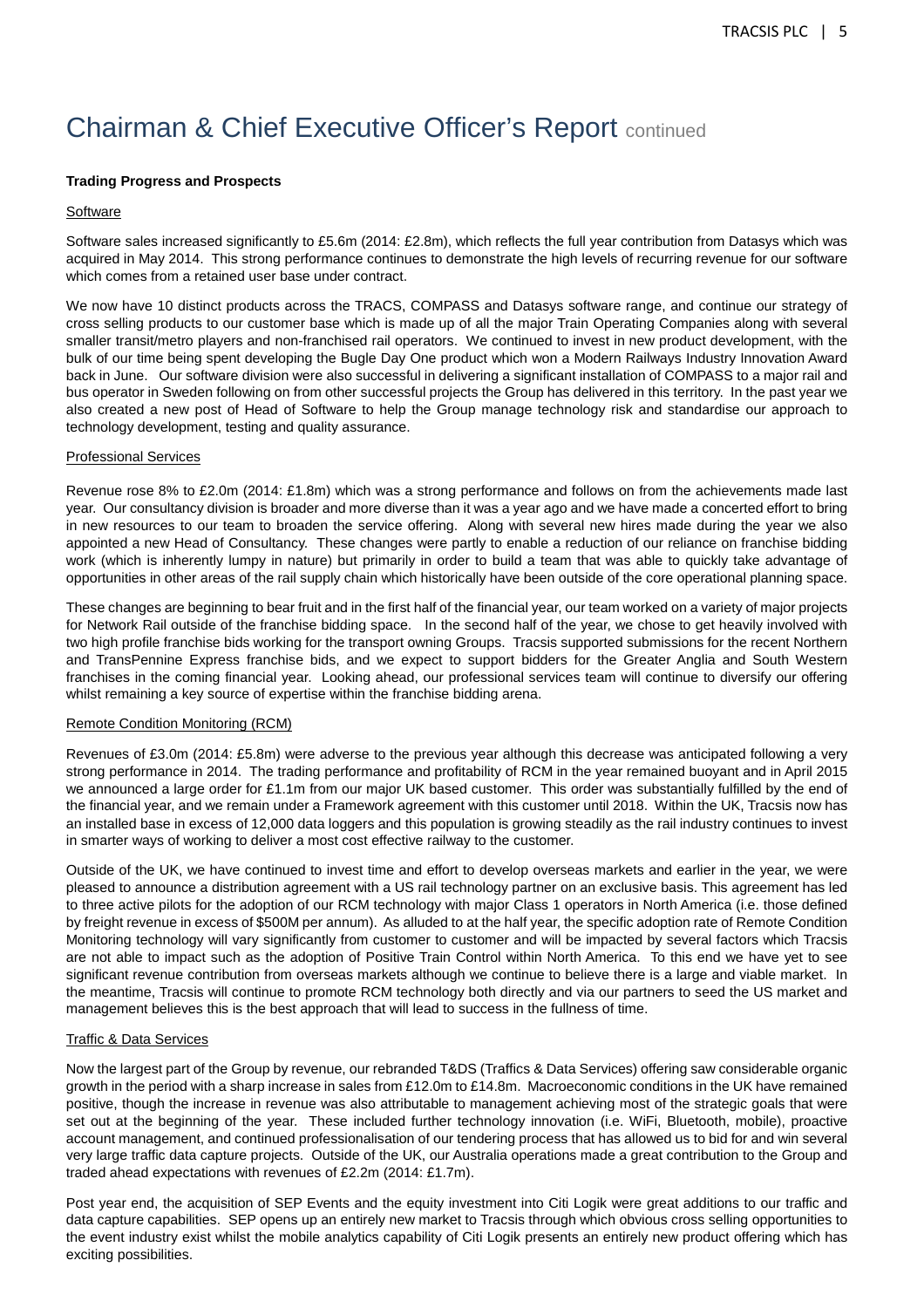# Chairman & Chief Executive Officer's Report continued

**Trading Progress and Prospects**

Software

Software sales increased significantly to £5.6m (2014: £2.8m), which reflects the full year contribution from Datasys which was acquired in May 2014. This strong performance continues to demonstrate the high levels of recurring revenue for our software which comes from a retained user base under contract.

We now have 10 distinct products across the TRACS, COMPASS and Datasys software range, and continue our strategy of cross selling products to our customer base which is made up of all the major Train Operating Companies along with several smaller transit/metro players and non-franchised rail operators. We continued to invest in new product development, with the bulk of our time being spent developing the Bugle Day One product which won a Modern Railways Industry Innovation Award back in June. Our software division were also successful in delivering a significant installation of COMPASS to a major rail and bus operator in Sweden following on from other successful projects the Group has delivered in this territory. In the past year we also created a new post of Head of Software to help the Group manage technology risk and standardise our approach to technology development, testing and quality assurance.

Professional Services

Revenue rose 8% to £2.0m (2014: £1.8m) which was a strong performance and follows on from the achievements made last year. Our consultancy division is broader and more diverse than it was a year ago and we have made a concerted effort to bring in new resources to our team to broaden the service offering. Along with several new hires made during the year we also appointed a new Head of Consultancy. These changes were partly to enable a reduction of our reliance on franchise bidding work (which is inherently lumpy in nature) but primarily in order to build a team that is able to quickly take advantage of opportunities in other areas of the rail supply chain which historically have been outside of the core operational planning space.

These changes are beginning to bear fruit and in the first half of the financial year, our team worked on a variety of major projects for Network Rail outside of the franchise bidding space. In the second half of the year, we chose to get heavily involved with two high profile franchise bids working for the transport owning Groups. Tracsis supported submissions for the recent Northern and TransPennine Express franchise bids, and we expect to support bidders for the Greater Anglia and South Western franchises in the coming financial year. Looking ahead, our professional services team will continue to diversify our offering whilst remaining a key source of expertise within the franchise bidding arena.

Remote Condition Monitoring (RCM)

Revenues of £3.0m (2014: £5.8m) were adverse to the previous year although this decrease was anticipated following a very strong performance in 2014. The trading performance and profitability of RCM in the year remained buoyant and in April 2015 we announced a large order for £1.1m from our major UK based customer. This order was substantially fulfilled by the end of the financial year, and we remain under a Framework agreement with this customer until 2018. Within the UK, Tracsis now has an installed base in excess of 12,000 data loggers and this population is growing steadily as the rail industry continues to invest in smarter ways of working to deliver a most cost effective railway to the customer.

Outside of the UK, we have continued to invest time and effort to develop overseas markets and earlier in the year, we were pleased to announce a distribution agreement with a US rail technology partner on an exclusive basis. This agreement has led to three active pilots for the adoption of our RCM technology with major Class 1 operators in North America (i.e. those defined by freight revenue in excess of \$500M per annum). As alluded to at the half year, the specific adoption rate of Remote Condition Monitoring technology will vary significantly from customer to customer and will be impacted by several factors which Tracsis are not able to impact such as the adoption of Positive Train Control within North America. To this end we have yet to see significant revenue contribution from overseas markets although we continue to believe there is a large and viable market. In the meantime, Tracsis will continue to promote RCM technology both directly and via our partners to seed the US market and management believes this is the best approach that will lead to success in the fullness of time.

Traffic & Data Services

Now the largest part of the Group by revenue, our rebranded T&DS (Traffics & Data Services) offering saw considerable organic growth in the period with a sharp increase in sales from £12.0m to £14.8m. Macroeconomic conditions in the UK have remained positive, though the increase in revenue was also attributable to management achieving most of the strategic goals that were set out at the beginning of the year. These included further technology innovation (i.e. WiFi, Bluetooth, mobile), proactive account management, and continued professionalisation of our tendering process that has allowed us to bid for and win several very large traffic data capture projects. Outside of the UK, our Australia operations made a great contribution to the Group and traded ahead expectations with revenues of £2.2m (2014: £1.7m).

Post year end, the acquisition of SEP Events and the equity investment into Citi Logik were great additions to our traffic and data capture capabilities. SEP opens up an entirely new market to Tracsis through which obvious cross selling opportunities to the event industry exist whilst the mobile analytics capability of Citi Logik presents an entirely new product offering which has exciting possibilities.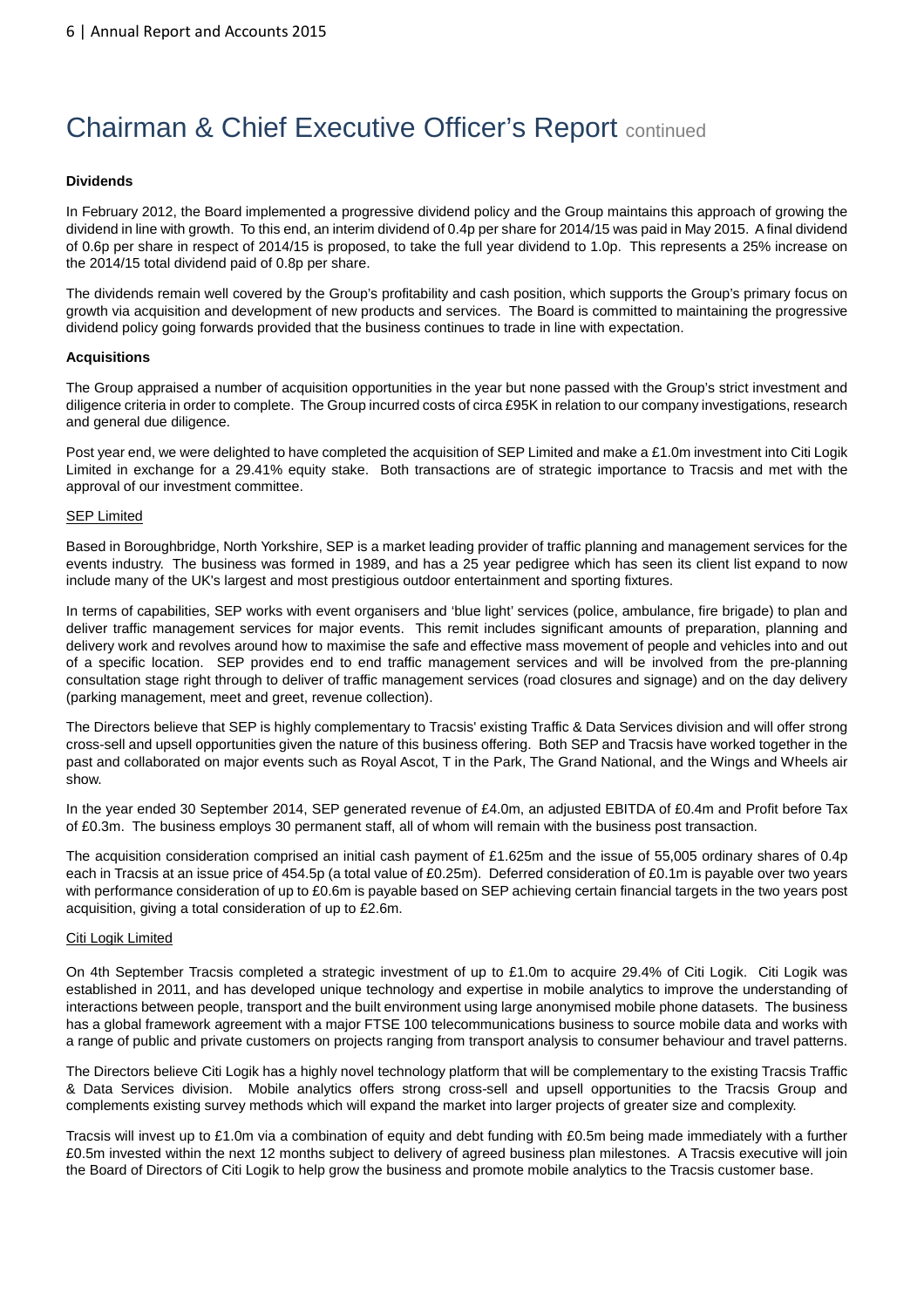# Chairman & Chief Executive Officer's Report continued

**Dividends**

In February 2012, the Board implemented a progressive dividend policy and the Group maintains this approach of growing the dividend in line with growth. To this end, an interim dividend of 0.4p per share for 2014/15 was paid in May 2015. A final dividend of 0.6p per share in respect of 2014/15 is proposed, to take the full year dividend to 1.0p. This represents a 25% increase on the 2014/15 total dividend paid of 0.8p per share.

The dividends remain well covered by the Group's profitability and cash position, which supports the Group's primary focus on growth via acquisition and development of new products and services. The Board is committed to maintaining the progressive dividend policy going forwards provided that the business continues to trade in line with expectation.

**Acquisitions**

The Group appraised a number of acquisition opportunities in the year but none passed with the Group's strict investment and diligence criteria in order to complete. The Group incurred costs of circa £95K in relation to our company investigations, research and general due diligence.

Post year end, we were delighted to have completed the acquisition of SEP Limited and make a £1.0m investment into Citi Logik Limited in exchange for a 29.41% equity stake. Both transactions are of strategic importance to Tracsis and met with the approval of our investment committee.

SEP Limited

Based in Boroughbridge, North Yorkshire, SEP is a market leading provider of traffic planning and management services for the events industry. The business was formed in 1989, and has a 25 year pedigree which has seen its client list expand to now include many of the UK's largest and most prestigious outdoor entertainment and sporting fixtures.

In terms of capabilities, SEP works with event organisers and 'blue light' services (police, ambulance, fire brigade) to plan and deliver traffic management services for major events. This remit includes significant amounts of preparation, planning and delivery work and revolves around how to maximise the safe and effective mass movement of people and vehicles into and out of a specific location. SEP provides end to end traffic management services and will be involved from the pre-planning consultation stage right through to deliver of traffic management services (road closures and signage) and on the day delivery (parking management, meet and greet, revenue collection).

The Directors believe that SEP is highly complementary to Tracsis' existing Traffic & Data Services division and will offer strong cross-sell and upsell opportunities given the nature of this business offering. Both SEP and Tracsis have worked together in the past and collaborated on major events such as Royal Ascot, T in the Park, The Grand National, and the Wings and Wheels air show.

In the year ended 30 September 2014, SEP generated revenue of £4.0m, an adjusted EBITDA of £0.4m and Profit before Tax of £0.3m. The business employs 30 permanent staff, all of whom will remain with the business post transaction.

The acquisition consideration comprised an initial cash payment of £1.625m and the issue of 55,005 ordinary shares of 0.4p each in Tracsis at an issue price of 454.5p (a total value of £0.25m). Deferred consideration of £0.1m is payable over two years with performance consideration of up to £0.6m is payable based on SEP achieving certain financial targets in the two years post acquisition, giving a total consideration of up to £2.6m.

Citi Logik Limited

On 4th September Tracsis completed a strategic investment of up to £1.0m to acquire 29.4% of Citi Logik. Citi Logik was established in 2011, and has developed unique technology and expertise in mobile analytics to improve the understanding of interactions between people, transport and the built environment using large anonymised mobile phone datasets. The business has a global framework agreement with a major FTSE 100 telecommunications business to source mobile data and works with a range of public and private customers on projects ranging from transport analysis to consumer behaviour and travel patterns.

The Directors believe Citi Logik has a highly novel technology platform that will be complementary to the existing Tracsis Traffic & Data Services division. Mobile analytics offers strong cross-sell and upsell opportunities to the Tracsis Group and complements existing survey methods which will expand the market into larger projects of greater size and complexity.

Tracsis will invest up to £1.0m via a combination of equity and debt funding with £0.5m being made immediately with a further £0.5m invested within the next 12 months subject to delivery of agreed business plan milestones. A Tracsis executive will join the Board of Directors of Citi Logik to help grow the business and promote mobile analytics to the Tracsis customer base.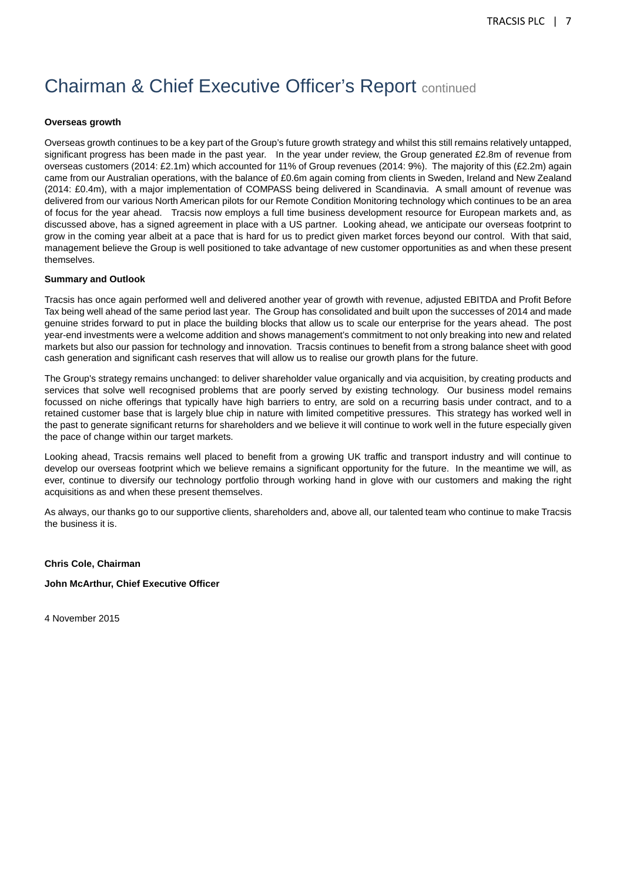# Chairman & Chief Executive Officer's Report continued

**Overseas growth**

Overseas growth continues to be a key part of the Group's future growth strategy and whilst this still remains relatively untapped, significant progress has been made in the past year. In the year under review, the Group generated £2.8m of revenue from overseas customers (2014: £2.1m) which accounted for 11% of Group revenues (2014: 9%). The majority of this (£2.2m) again came from our Australian operations, with the balance of £0.6m again coming from clients in Sweden, Ireland and New Zealand (2014: £0.4m), with a major implementation of COMPASS being delivered in Scandinavia. A small amount of revenue was delivered from our various North American pilots for our Remote Condition Monitoring technology which continues to be an area of focus for the year ahead. Tracsis now employs a full time business development resource for European markets and, as discussed above, has a signed agreement in place with a US partner. Looking ahead, we anticipate our overseas footprint to grow in the coming year albeit at a pace that is hard for us to predict given market forces beyond our control. With that said, management believe the Group is well positioned to take advantage of new customer opportunities as and when these present themselves.

**Summary and Outlook**

Tracsis has once again performed well and delivered another year of growth with revenue, adjusted EBITDA and Profit Before Tax being well ahead of the same period last year. The Group has consolidated and built upon the successes of 2014 and made genuine strides forward to put in place the building blocks that allow us to scale our enterprise for the years ahead. The post year-end investments were a welcome addition and shows management's commitment to not only breaking into new and related markets but also our passion for technology and innovation. Tracsis continues to benefit from a strong balance sheet with good cash generation and significant cash reserves that will allow us to realise our growth plans for the future.

The Group's strategy remains unchanged: to deliver shareholder value organically and via acquisition, by creating products and services that solve well recognised problems that are poorly served by existing technology. Our business model remains focussed on niche offerings that typically have high barriers to entry, are sold on a recurring basis under contract, and to a retained customer base that is largely blue chip in nature with limited competitive pressures. This strategy has worked well in the past to generate significant returns for shareholders and we believe it will continue to work well in the future especially given the pace of change within our target markets.

Looking ahead, Tracsis remains well placed to benefit from a growing UK traffic and transport industry and will continue to develop our overseas footprint which we believe remains a significant opportunity for the future. In the meantime we will, as ever, continue to diversify our technology portfolio through working hand in glove with our customers and making the right acquisitions as and when these present themselves.

As always, our thanks go to our supportive clients, shareholders and, above all, our talented team who continue to make Tracsis the business it is.

**Chris Cole, Chairman**

**John McArthur, Chief Executive Officer**

4 November 2015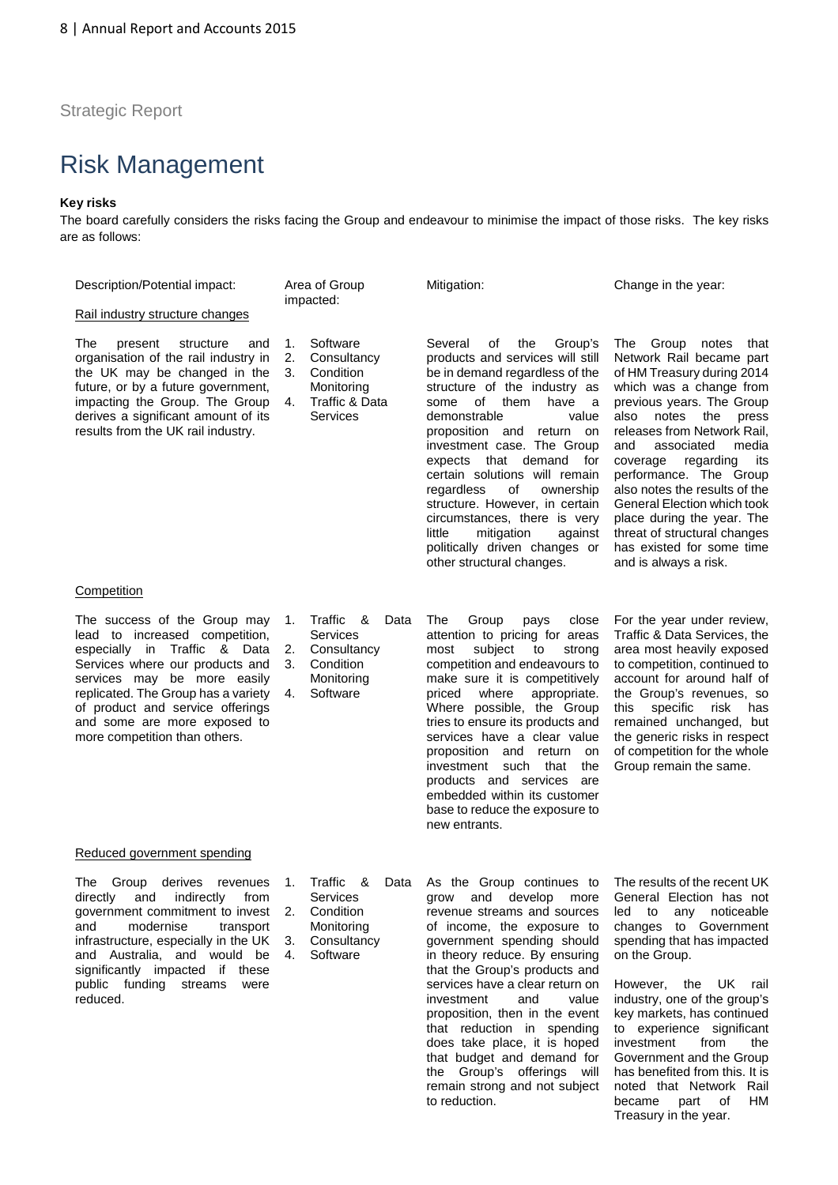Strategic Report

# Risk Management

**Key risks**

The board carefully considers the risks facing the Group and endeavour to minimise the impact of those risks. The key risks are as follows:

| Description/Potential impact: | Area of Group impacted: | Mitigation: | Change in the year: |
|---|---|---|---|
| Rail industry structure changes | | | |
| The present structure and organisation of the rail industry in the UK may be changed in the future, or by a future government, impacting the Group. The Group derives a significant amount of its results from the UK rail industry. | 1. Software<br>2. Consultancy<br>3. Condition Monitoring<br>4. Traffic & Data Services | Several of the Group's products and services will still be in demand regardless of the structure of the industry as some of them have a demonstrable value proposition and return on investment case. The Group expects that demand for certain solutions will remain regardless of ownership structure. However, in certain circumstances, there is very little mitigation against politically driven changes or other structural changes. | The Group notes that Network Rail became part of HM Treasury during 2014 which was a change from previous years. The Group also notes the press releases from Network Rail, and associated media coverage regarding its performance. The Group also notes the results of the General Election which took place during the year. The threat of structural changes has existed for some time and is always a risk. |
| Competition | | | |
| The success of the Group may lead to increased competition, especially in Traffic & Data Services where our products and services may be more easily replicated. The Group has a variety of product and service offerings and some are more exposed to more competition than others. | 1. Traffic & Data Services<br>2. Consultancy<br>3. Condition Monitoring<br>4. Software | The Group pays close attention to pricing for areas most subject to strong competition and endeavours to make sure it is competitively priced where appropriate. Where possible, the Group tries to ensure its products and services have a clear value proposition and return on investment such that the products and services are embedded within its customer base to reduce the exposure to new entrants. | For the year under review, Traffic & Data Services, the area most heavily exposed to competition, continued to account for around half of the Group's revenues, so this specific risk has remained unchanged, but the generic risks in respect of competition for the whole Group remain the same. |
| Reduced government spending | | | |
| The Group derives revenues directly and indirectly from government commitment to invest and modernise transport infrastructure, especially in the UK and Australia, and would be significantly impacted if these public funding streams were reduced. | 1. Traffic & Data Services<br>2. Condition Monitoring<br>3. Consultancy<br>4. Software | As the Group continues to grow and develop more revenue streams and sources of income, the exposure to government spending should in theory reduce. By ensuring that the Group's products and services have a clear return on investment and value proposition, then in the event that reduction in spending does take place, it is hoped that budget and demand for the Group's offerings will remain strong and not subject to reduction. | The results of the recent UK General Election has not led to any noticeable changes to Government spending that has impacted on the Group.<br><br>However, the UK rail industry, one of the group's key markets, has continued to experience significant investment from the Government and the Group has benefited from this. It is noted that Network Rail became part of HM Treasury in the year. |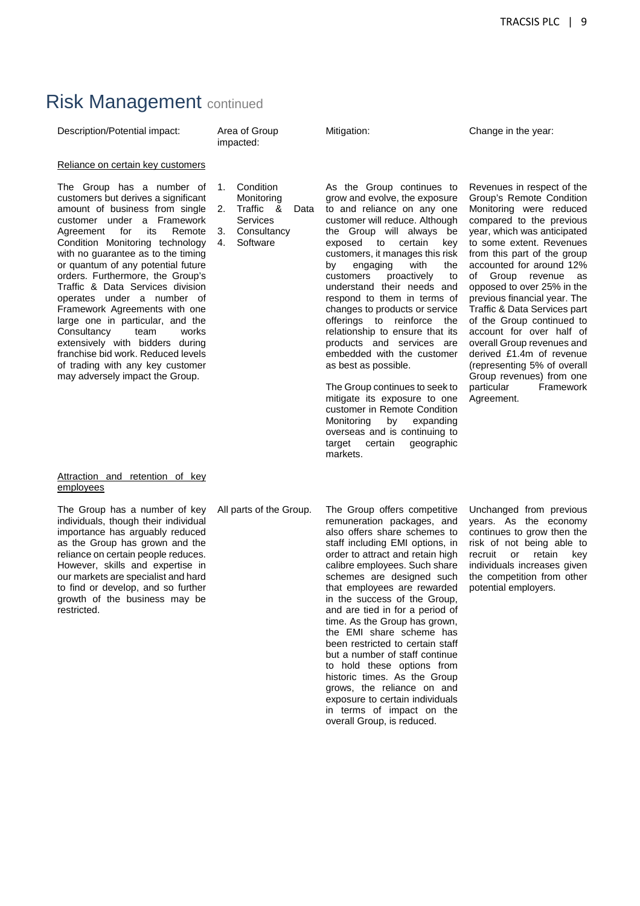# Risk Management continued

| Description/Potential impact: | Area of Group impacted: | Mitigation: | Change in the year: |
|---|---|---|---|
| Reliance on certain key customers | | | |
| The Group has a number of customers but derives a significant amount of business from single customer under a Framework Agreement for its Remote Condition Monitoring technology with no guarantee as to the timing or quantum of any potential future orders. Furthermore, the Group's Traffic & Data Services division operates under a number of Framework Agreements with one large one in particular, and the Consultancy team works extensively with bidders during franchise bid work. Reduced levels of trading with any key customer may adversely impact the Group. | 1. Condition Monitoring<br>2. Traffic & Data Services<br>3. Consultancy<br>4. Software | As the Group continues to grow and evolve, the exposure to and reliance on any one customer will reduce. Although the Group will always be exposed to certain key customers, it manages this risk by engaging with the customers proactively to understand their needs and respond to them in terms of changes to products or service offerings to reinforce the relationship to ensure that its products and services are embedded with the customer as best as possible.<br><br>The Group continues to seek to mitigate its exposure to one customer in Remote Condition Monitoring by expanding overseas and is continuing to target certain geographic markets. | Revenues in respect of the Group's Remote Condition Monitoring were reduced compared to the previous year, which was anticipated to some extent. Revenues from this part of the group accounted for around 12% of Group revenue as opposed to over 25% in the previous financial year. The Traffic & Data Services part of the Group continued to account for over half of overall Group revenues and derived £1.4m of revenue (representing 5% of overall Group revenues) from one particular Framework Agreement. |
| Attraction and retention of key employees | | | |
| The Group has a number of key individuals, though their individual importance has arguably reduced as the Group has grown and the reliance on certain people reduces. However, skills and expertise in our markets are specialist and hard to find or develop, and so further growth of the business may be restricted. | All parts of the Group. | The Group offers competitive remuneration packages, and also offers share schemes to staff including EMI options, in order to attract and retain high calibre employees. Such share schemes are designed such that employees are rewarded in the success of the Group, and are tied in for a period of time. As the Group has grown, the EMI share scheme has been restricted to certain staff but a number of staff continue to hold these options from historic times. As the Group grows, the reliance on and exposure to certain individuals in terms of impact on the overall Group, is reduced. | Unchanged from previous years. As the economy continues to grow then the risk of not being able to recruit or retain key individuals increases given the competition from other potential employers. |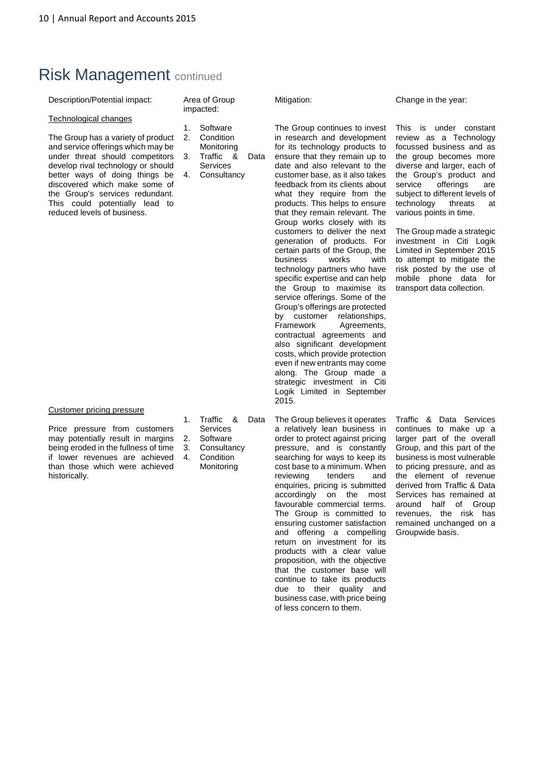# Risk Management continued

| Description/Potential impact: | Area of Group impacted: | Mitigation: | Change in the year: |
|---|---|---|---|
| Technological changes<br><br>The Group has a variety of product and service offerings which may be under threat should competitors develop rival technology or should better ways of doing things be discovered which make some of the Group's services redundant. This could potentially lead to reduced levels of business. | 1. Software<br>2. Condition Monitoring<br>3. Traffic & Data Services<br>4. Consultancy | The Group continues to invest in research and development for its technology products to ensure that they remain up to date and also relevant to the customer base, as it also takes feedback from its clients about what they require from the products. This helps to ensure that they remain relevant. The Group works closely with its customers to deliver the next generation of products. For certain parts of the Group, the business works with technology partners who have specific expertise and can help the Group to maximise its service offerings. Some of the Group's offerings are protected by customer relationships, Framework Agreements, contractual agreements and also significant development costs, which provide protection even if new entrants may come along. The Group made a strategic investment in Citi Logik Limited in September 2015. | This is under constant review as a Technology focussed business and as the group becomes more diverse and larger, each of the Group's product and service offerings are subject to different levels of technology threats at various points in time.<br><br>The Group made a strategic investment in Citi Logik Limited in September 2015 to attempt to mitigate the risk posted by the use of mobile phone data for transport data collection. |
| Customer pricing pressure<br><br>Price pressure from customers may potentially result in margins being eroded in the fullness of time if lower revenues are achieved than those which were achieved historically. | 1. Traffic & Data Services<br>2. Software<br>3. Consultancy<br>4. Condition Monitoring | The Group believes it operates a relatively lean business in order to protect against pricing pressure, and is constantly searching for ways to keep its cost base to a minimum. When reviewing tenders and enquiries, pricing is submitted accordingly on the most favourable commercial terms. The Group is committed to ensuring customer satisfaction and offering a compelling return on investment for its products with a clear value proposition, with the objective that the customer base will continue to take its products due to their quality and business case, with price being of less concern to them. | Traffic & Data Services continues to make up a larger part of the overall Group, and this part of the business is most vulnerable to pricing pressure, and as the element of revenue derived from Traffic & Data Services has remained at around half of Group revenues, the risk has remained unchanged on a Groupwide basis. |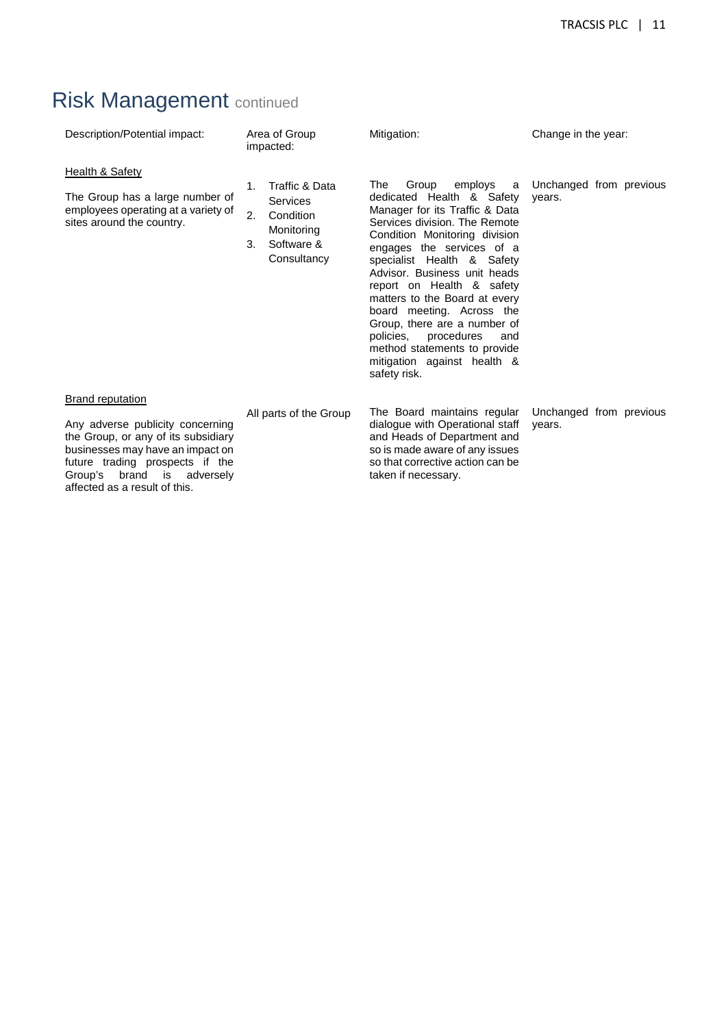# Risk Management continued

| Description/Potential impact: | Area of Group impacted: | Mitigation: | Change in the year: |
|---|---|---|---|
| <u>Health & Safety</u><br><br>The Group has a large number of employees operating at a variety of sites around the country. | 1. Traffic & Data Services<br>2. Condition Monitoring<br>3. Software & Consultancy | The Group employs a dedicated Health & Safety Manager for its Traffic & Data Services division. The Remote Condition Monitoring division engages the services of a specialist Health & Safety Advisor. Business unit heads report on Health & safety matters to the Board at every board meeting. Across the Group, there are a number of policies, procedures and method statements to provide mitigation against health & safety risk. | Unchanged from previous years. |
| <u>Brand reputation</u><br><br>Any adverse publicity concerning the Group, or any of its subsidiary businesses may have an impact on future trading prospects if the Group's brand is adversely affected as a result of this. | All parts of the Group | The Board maintains regular dialogue with Operational staff and Heads of Department and so is made aware of any issues so that corrective action can be taken if necessary. | Unchanged from previous years. |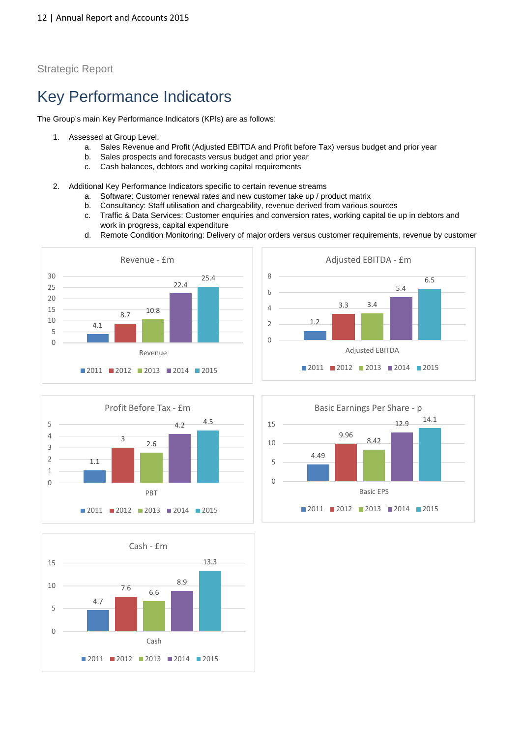Strategic Report

# Key Performance Indicators

The Group's main Key Performance Indicators (KPIs) are as follows:

1. Assessed at Group Level:
   a. Sales Revenue and Profit (Adjusted EBITDA and Profit before Tax) versus budget and prior year
   b. Sales prospects and forecasts versus budget and prior year
   c. Cash balances, debtors and working capital requirements

2. Additional Key Performance Indicators specific to certain revenue streams
   a. Software: Customer renewal rates and new customer take up / product matrix
   b. Consultancy: Staff utilisation and chargeability, revenue derived from various sources
   c. Traffic & Data Services: Customer enquiries and conversion rates, working capital tie up in debtors and work in progress, capital expenditure
   d. Remote Condition Monitoring: Delivery of major orders versus customer requirements, revenue by customer

Revenue - £m

| | 2011 | 2012 | 2013 | 2014 | 2015 |
|---|---|---|---|---|---|
| Revenue | 4.1 | 8.7 | 10.8 | 22.4 | 25.4 |

Adjusted EBITDA - £m

| | 2011 | 2012 | 2013 | 2014 | 2015 |
|---|---|---|---|---|---|
| Adjusted EBITDA | 1.2 | 3.3 | 3.4 | 5.4 | 6.5 |

Profit Before Tax - £m

| | 2011 | 2012 | 2013 | 2014 | 2015 |
|---|---|---|---|---|---|
| PBT | 1.1 | 3 | 2.6 | 4.2 | 4.5 |

Basic Earnings Per Share - p

| | 2011 | 2012 | 2013 | 2014 | 2015 |
|---|---|---|---|---|---|
| Basic EPS | 4.49 | 9.96 | 8.42 | 12.9 | 14.1 |

Cash - £m

| | 2011 | 2012 | 2013 | 2014 | 2015 |
|---|---|---|---|---|---|
| Cash | 4.7 | 7.6 | 6.6 | 8.9 | 13.3 |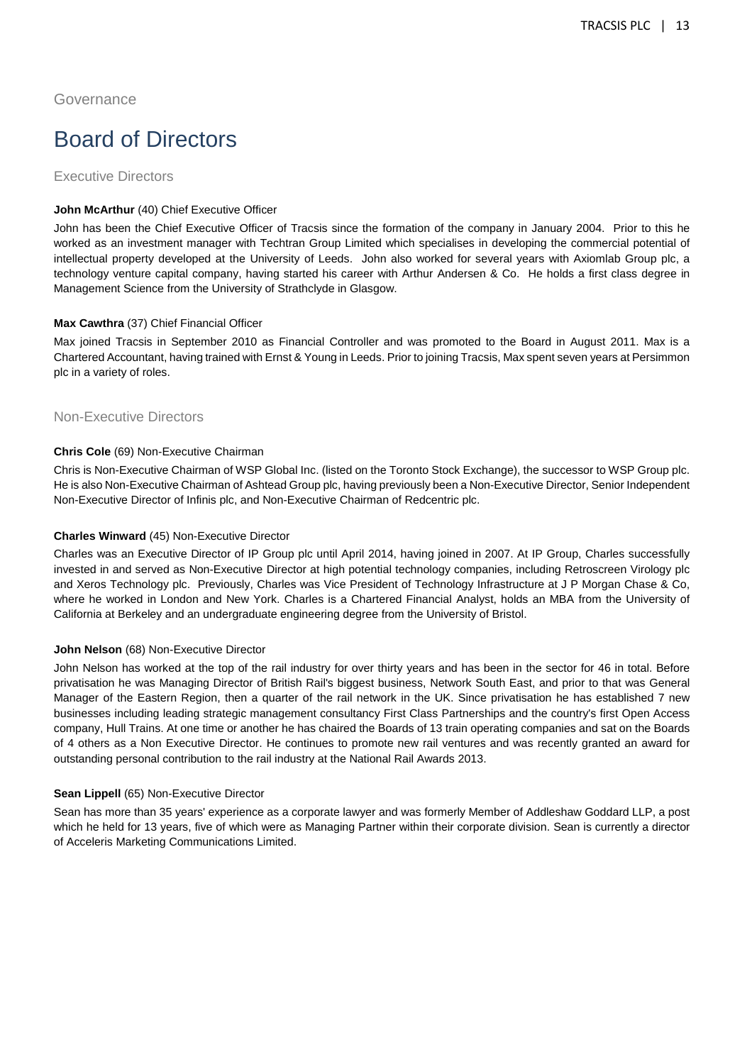Governance

# Board of Directors

## Executive Directors

**John McArthur** (40) Chief Executive Officer

John has been the Chief Executive Officer of Tracsis since the formation of the company in January 2004. Prior to this he worked as an investment manager with Techtran Group Limited which specialises in developing the commercial potential of intellectual property developed at the University of Leeds. John also worked for several years with Axiomlab Group plc, a technology venture capital company, having started his career with Arthur Andersen & Co. He holds a first class degree in Management Science from the University of Strathclyde in Glasgow.

**Max Cawthra** (37) Chief Financial Officer

Max joined Tracsis in September 2010 as Financial Controller and was promoted to the Board in August 2011. Max is a Chartered Accountant, having trained with Ernst & Young in Leeds. Prior to joining Tracsis, Max spent seven years at Persimmon plc in a variety of roles.

## Non-Executive Directors

**Chris Cole** (69) Non-Executive Chairman

Chris is Non-Executive Chairman of WSP Global Inc. (listed on the Toronto Stock Exchange), the successor to WSP Group plc. He is also Non-Executive Chairman of Ashtead Group plc, having previously been a Non-Executive Director, Senior Independent Non-Executive Director of Infinis plc, and Non-Executive Chairman of Redcentric plc.

**Charles Winward** (45) Non-Executive Director

Charles was an Executive Director of IP Group plc until April 2014, having joined in 2007. At IP Group, Charles successfully invested in and served as Non-Executive Director at high potential technology companies, including Retroscreen Virology plc and Xeros Technology plc. Previously, Charles was Vice President of Technology Infrastructure at J P Morgan Chase & Co, where he worked in London and New York. Charles is a Chartered Financial Analyst, holds an MBA from the University of California at Berkeley and an undergraduate engineering degree from the University of Bristol.

**John Nelson** (68) Non-Executive Director

John Nelson has worked at the top of the rail industry for over thirty years and has been in the sector for 46 in total. Before privatisation he was Managing Director of British Rail's biggest business, Network South East, and prior to that was General Manager of the Eastern Region, then a quarter of the rail network in the UK. Since privatisation he has established 7 new businesses including leading strategic management consultancy First Class Partnerships and the country's first Open Access company, Hull Trains. At one time or another he has chaired the Boards of 13 train operating companies and sat on the Boards of 4 others as a Non Executive Director. He continues to promote new rail ventures and was recently granted an award for outstanding personal contribution to the rail industry at the National Rail Awards 2013.

**Sean Lippell** (65) Non-Executive Director

Sean has more than 35 years' experience as a corporate lawyer and was formerly Member of Addleshaw Goddard LLP, a post which he held for 13 years, five of which were as Managing Partner within their corporate division. Sean is currently a director of Acceleris Marketing Communications Limited.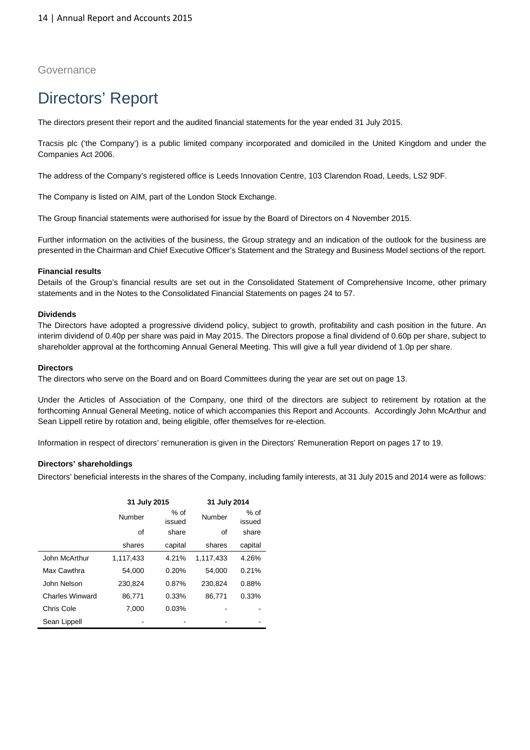Governance

# Directors' Report

The directors present their report and the audited financial statements for the year ended 31 July 2015.

Tracsis plc ('the Company') is a public limited company incorporated and domiciled in the United Kingdom and under the Companies Act 2006.

The address of the Company's registered office is Leeds Innovation Centre, 103 Clarendon Road, Leeds, LS2 9DF.

The Company is listed on AIM, part of the London Stock Exchange.

The Group financial statements were authorised for issue by the Board of Directors on 4 November 2015.

Further information on the activities of the business, the Group strategy and an indication of the outlook for the business are presented in the Chairman and Chief Executive Officer's Statement and the Strategy and Business Model sections of the report.

**Financial results**

Details of the Group's financial results are set out in the Consolidated Statement of Comprehensive Income, other primary statements and in the Notes to the Consolidated Financial Statements on pages 24 to 57.

**Dividends**

The Directors have adopted a progressive dividend policy, subject to growth, profitability and cash position in the future. An interim dividend of 0.40p per share was paid in May 2015. The Directors propose a final dividend of 0.60p per share, subject to shareholder approval at the forthcoming Annual General Meeting. This will give a full year dividend of 1.0p per share.

**Directors**

The directors who serve on the Board and on Board Committees during the year are set out on page 13.

Under the Articles of Association of the Company, one third of the directors are subject to retirement by rotation at the forthcoming Annual General Meeting, notice of which accompanies this Report and Accounts. Accordingly John McArthur and Sean Lippell retire by rotation and, being eligible, offer themselves for re-election.

Information in respect of directors' remuneration is given in the Directors' Remuneration Report on pages 17 to 19.

**Directors' shareholdings**

Directors' beneficial interests in the shares of the Company, including family interests, at 31 July 2015 and 2014 were as follows:

| | 31 July 2015 | | 31 July 2014 | |
|---|---|---|---|---|
| | Number of shares | % of issued share capital | Number of shares | % of issued share capital |
| John McArthur | 1,117,433 | 4.21% | 1,117,433 | 4.26% |
| Max Cawthra | 54,000 | 0.20% | 54,000 | 0.21% |
| John Nelson | 230,824 | 0.87% | 230,824 | 0.88% |
| Charles Winward | 86,771 | 0.33% | 86,771 | 0.33% |
| Chris Cole | 7,000 | 0.03% | - | - |
| Sean Lippell | - | - | - | - |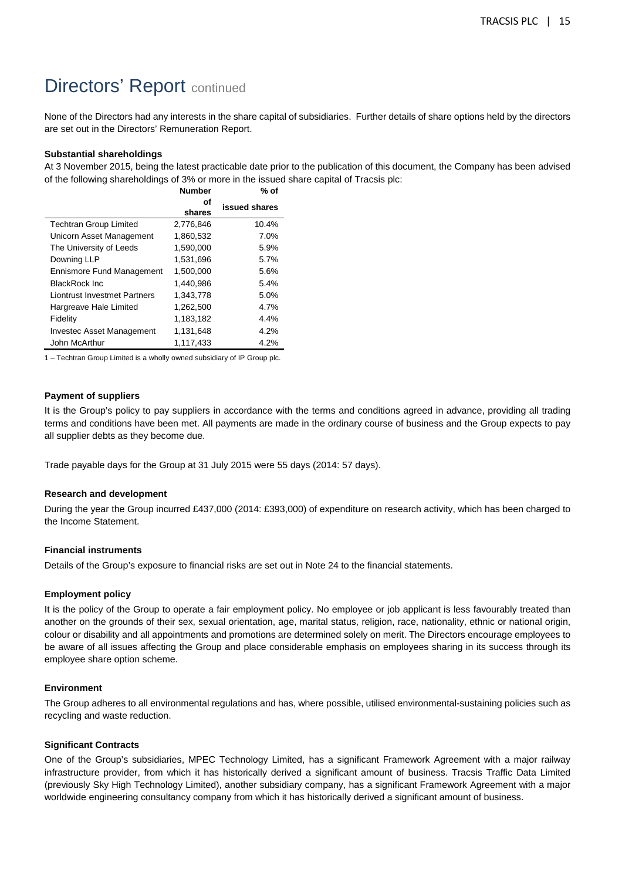# Directors' Report continued

None of the Directors had any interests in the share capital of subsidiaries. Further details of share options held by the directors are set out in the Directors' Remuneration Report.

**Substantial shareholdings**

At 3 November 2015, being the latest practicable date prior to the publication of this document, the Company has been advised of the following shareholdings of 3% or more in the issued share capital of Tracsis plc:

| | Number of shares | % of issued shares |
|---|---|---|
| Techtran Group Limited | 2,776,846 | 10.4% |
| Unicorn Asset Management | 1,860,532 | 7.0% |
| The University of Leeds | 1,590,000 | 5.9% |
| Downing LLP | 1,531,696 | 5.7% |
| Ennismore Fund Management | 1,500,000 | 5.6% |
| BlackRock Inc | 1,440,986 | 5.4% |
| Liontrust Investmet Partners | 1,343,778 | 5.0% |
| Hargreave Hale Limited | 1,262,500 | 4.7% |
| Fidelity | 1,183,182 | 4.4% |
| Investec Asset Management | 1,131,648 | 4.2% |
| John McArthur | 1,117,433 | 4.2% |

1 – Techtran Group Limited is a wholly owned subsidiary of IP Group plc.

**Payment of suppliers**

It is the Group's policy to pay suppliers in accordance with the terms and conditions agreed in advance, providing all trading terms and conditions have been met. All payments are made in the ordinary course of business and the Group expects to pay all supplier debts as they become due.

Trade payable days for the Group at 31 July 2015 were 55 days (2014: 57 days).

**Research and development**

During the year the Group incurred £437,000 (2014: £393,000) of expenditure on research activity, which has been charged to the Income Statement.

**Financial instruments**

Details of the Group's exposure to financial risks are set out in Note 24 to the financial statements.

**Employment policy**

It is the policy of the Group to operate a fair employment policy. No employee or job applicant is less favourably treated than another on the grounds of their sex, sexual orientation, age, marital status, religion, race, nationality, ethnic or national origin, colour or disability and all appointments and promotions are determined solely on merit. The Directors encourage employees to be aware of all issues affecting the Group and place considerable emphasis on employees sharing in its success through its employee share option scheme.

**Environment**

The Group adheres to all environmental regulations and has, where possible, utilised environmental-sustaining policies such as recycling and waste reduction.

**Significant Contracts**

One of the Group's subsidiaries, MPEC Technology Limited, has a significant Framework Agreement with a major railway infrastructure provider, from which it has historically derived a significant amount of business. Tracsis Traffic Data Limited (previously Sky High Technology Limited), another subsidiary company, has a significant Framework Agreement with a major worldwide engineering consultancy company from which it has historically derived a significant amount of business.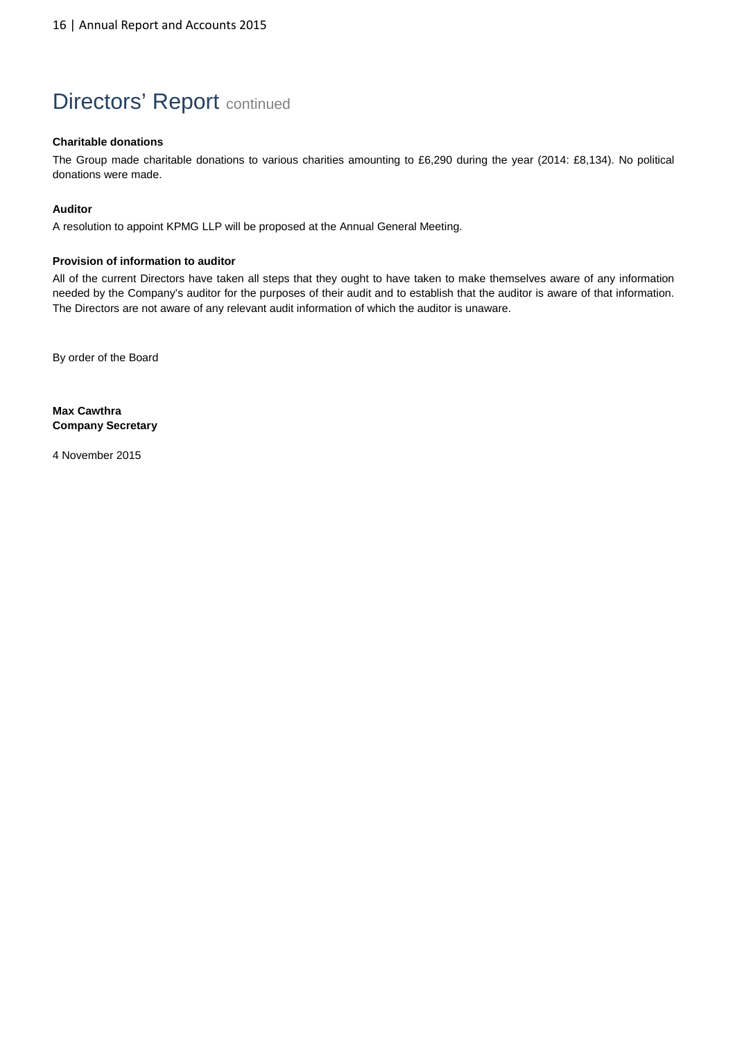# Directors' Report continued

**Charitable donations**

The Group made charitable donations to various charities amounting to £6,290 during the year (2014: £8,134). No political donations were made.

**Auditor**

A resolution to appoint KPMG LLP will be proposed at the Annual General Meeting.

**Provision of information to auditor**

All of the current Directors have taken all steps that they ought to have taken to make themselves aware of any information needed by the Company's auditor for the purposes of their audit and to establish that the auditor is aware of that information. The Directors are not aware of any relevant audit information of which the auditor is unaware.

By order of the Board

**Max Cawthra**
**Company Secretary**

4 November 2015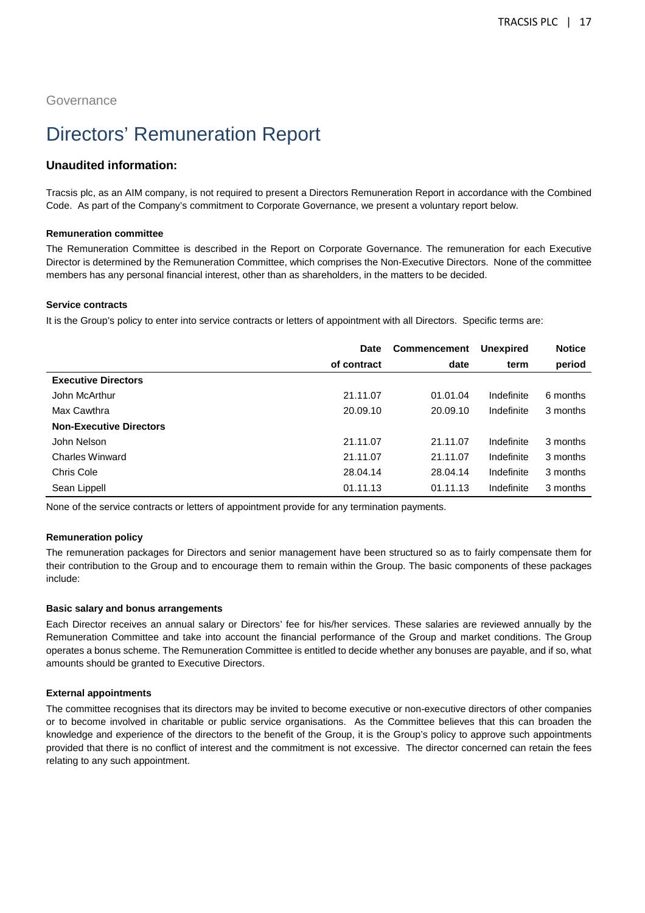Governance

# Directors' Remuneration Report

### Unaudited information:

Tracsis plc, as an AIM company, is not required to present a Directors Remuneration Report in accordance with the Combined Code. As part of the Company's commitment to Corporate Governance, we present a voluntary report below.

**Remuneration committee**

The Remuneration Committee is described in the Report on Corporate Governance. The remuneration for each Executive Director is determined by the Remuneration Committee, which comprises the Non-Executive Directors. None of the committee members has any personal financial interest, other than as shareholders, in the matters to be decided.

**Service contracts**

It is the Group's policy to enter into service contracts or letters of appointment with all Directors. Specific terms are:

| | Date of contract | Commencement date | Unexpired term | Notice period |
|---|---|---|---|---|
| **Executive Directors** | | | | |
| John McArthur | 21.11.07 | 01.01.04 | Indefinite | 6 months |
| Max Cawthra | 20.09.10 | 20.09.10 | Indefinite | 3 months |
| **Non-Executive Directors** | | | | |
| John Nelson | 21.11.07 | 21.11.07 | Indefinite | 3 months |
| Charles Winward | 21.11.07 | 21.11.07 | Indefinite | 3 months |
| Chris Cole | 28.04.14 | 28.04.14 | Indefinite | 3 months |
| Sean Lippell | 01.11.13 | 01.11.13 | Indefinite | 3 months |

None of the service contracts or letters of appointment provide for any termination payments.

**Remuneration policy**

The remuneration packages for Directors and senior management have been structured so as to fairly compensate them for their contribution to the Group and to encourage them to remain within the Group. The basic components of these packages include:

**Basic salary and bonus arrangements**

Each Director receives an annual salary or Directors' fee for his/her services. These salaries are reviewed annually by the Remuneration Committee and take into account the financial performance of the Group and market conditions. The Group operates a bonus scheme. The Remuneration Committee is entitled to decide whether any bonuses are payable, and if so, what amounts should be granted to Executive Directors.

**External appointments**

The committee recognises that its directors may be invited to become executive or non-executive directors of other companies or to become involved in charitable or public service organisations. As the Committee believes that this can broaden the knowledge and experience of the directors to the benefit of the Group, it is the Group's policy to approve such appointments provided that there is no conflict of interest and the commitment is not excessive. The director concerned can retain the fees relating to any such appointment.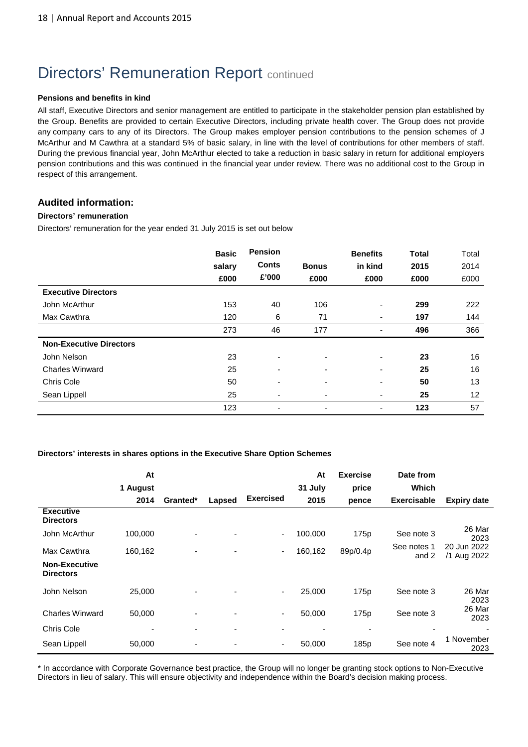# Directors' Remuneration Report continued

**Pensions and benefits in kind**

All staff, Executive Directors and senior management are entitled to participate in the stakeholder pension plan established by the Group. Benefits are provided to certain Executive Directors, including private health cover. The Group does not provide any company cars to any of its Directors. The Group makes employer pension contributions to the pension schemes of J McArthur and M Cawthra at a standard 5% of basic salary, in line with the level of contributions for other members of staff. During the previous financial year, John McArthur elected to take a reduction in basic salary in return for additional employers pension contributions and this was continued in the financial year under review. There was no additional cost to the Group in respect of this arrangement.

## Audited information:

**Directors' remuneration**

Directors' remuneration for the year ended 31 July 2015 is set out below

| | Basic salary £000 | Pension Conts £'000 | Bonus £000 | Benefits in kind £000 | Total 2015 £000 | Total 2014 £000 |
|---|---|---|---|---|---|---|
| **Executive Directors** | | | | | | |
| John McArthur | 153 | 40 | 106 | - | **299** | 222 |
| Max Cawthra | 120 | 6 | 71 | - | **197** | 144 |
| | 273 | 46 | 177 | - | **496** | 366 |
| **Non-Executive Directors** | | | | | | |
| John Nelson | 23 | - | - | - | **23** | 16 |
| Charles Winward | 25 | - | - | - | **25** | 16 |
| Chris Cole | 50 | - | - | - | **50** | 13 |
| Sean Lippell | 25 | - | - | - | **25** | 12 |
| | 123 | - | - | - | **123** | 57 |

**Directors' interests in shares options in the Executive Share Option Schemes**

| | At 1 August 2014 | Granted* | Lapsed | Exercised | At 31 July 2015 | Exercise price pence | Date from Which Exercisable | Expiry date |
|---|---|---|---|---|---|---|---|---|
| **Executive Directors** | | | | | | | | |
| John McArthur | 100,000 | - | - | - | 100,000 | 175p | See note 3 | 26 Mar 2023 |
| Max Cawthra | 160,162 | - | - | - | 160,162 | 89p/0.4p | See notes 1 and 2 | 20 Jun 2022 /1 Aug 2022 |
| **Non-Executive Directors** | | | | | | | | |
| John Nelson | 25,000 | - | - | - | 25,000 | 175p | See note 3 | 26 Mar 2023 |
| Charles Winward | 50,000 | - | - | - | 50,000 | 175p | See note 3 | 26 Mar 2023 |
| Chris Cole | - | - | - | - | - | - | - | - |
| Sean Lippell | 50,000 | - | - | - | 50,000 | 185p | See note 4 | 1 November 2023 |

\* In accordance with Corporate Governance best practice, the Group will no longer be granting stock options to Non-Executive Directors in lieu of salary. This will ensure objectivity and independence within the Board's decision making process.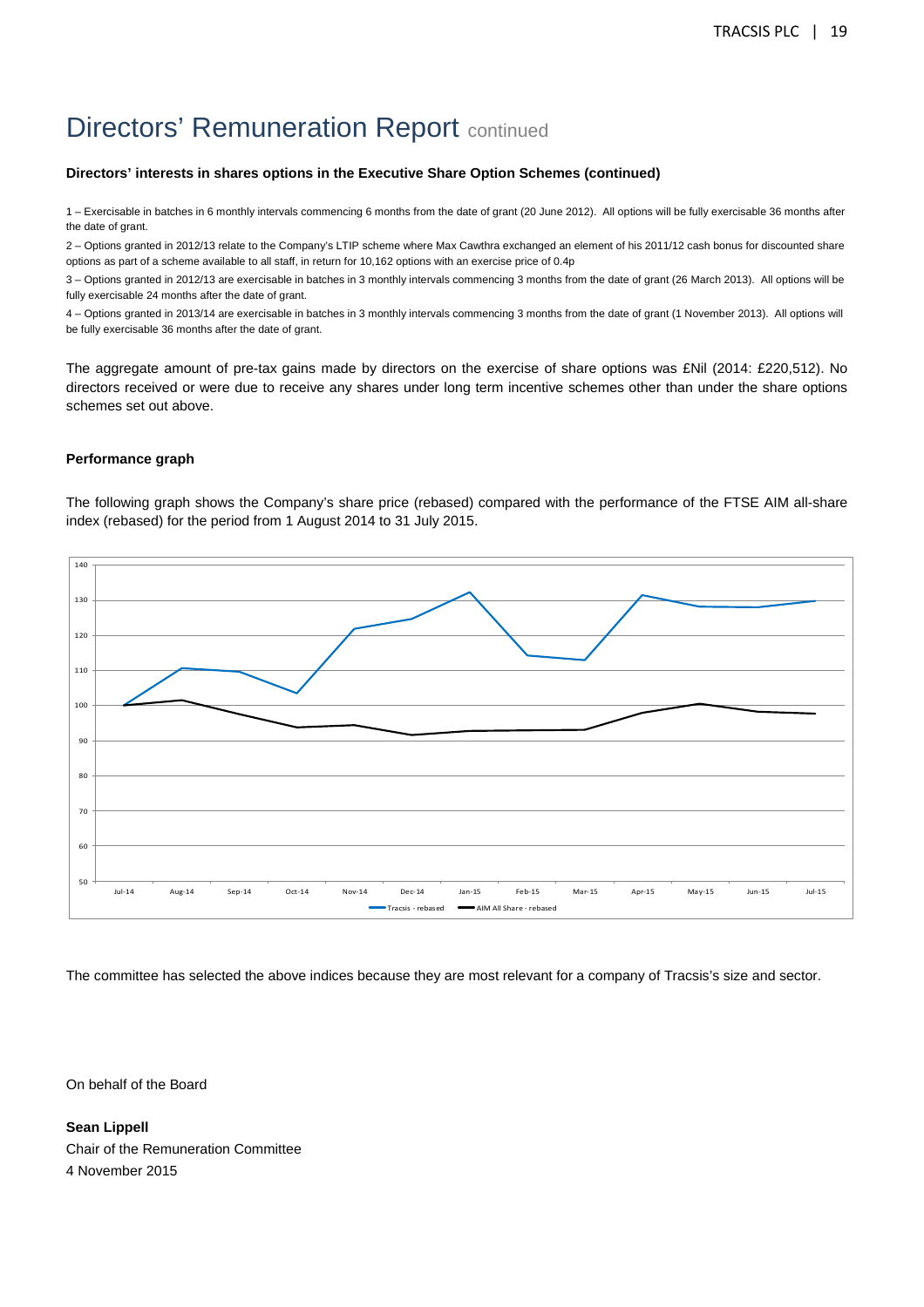# Directors' Remuneration Report continued

**Directors' interests in shares options in the Executive Share Option Schemes (continued)**

1 – Exercisable in batches in 6 monthly intervals commencing 6 months from the date of grant (20 June 2012). All options will be fully exercisable 36 months after the date of grant.

2 – Options granted in 2012/13 relate to the Company's LTIP scheme where Max Cawthra exchanged an element of his 2011/12 cash bonus for discounted share options as part of a scheme available to all staff, in return for 10,162 options with an exercise price of 0.4p

3 – Options granted in 2012/13 are exercisable in batches in 3 monthly intervals commencing 3 months from the date of grant (26 March 2013). All options will be fully exercisable 24 months after the date of grant.

4 – Options granted in 2013/14 are exercisable in batches in 3 monthly intervals commencing 3 months from the date of grant (1 November 2013). All options will be fully exercisable 36 months after the date of grant.

The aggregate amount of pre-tax gains made by directors on the exercise of share options was £Nil (2014: £220,512). No directors received or were due to receive any shares under long term incentive schemes other than under the share options schemes set out above.

**Performance graph**

The following graph shows the Company's share price (rebased) compared with the performance of the FTSE AIM all-share index (rebased) for the period from 1 August 2014 to 31 July 2015.

The committee has selected the above indices because they are most relevant for a company of Tracsis's size and sector.

On behalf of the Board

**Sean Lippell**
Chair of the Remuneration Committee
4 November 2015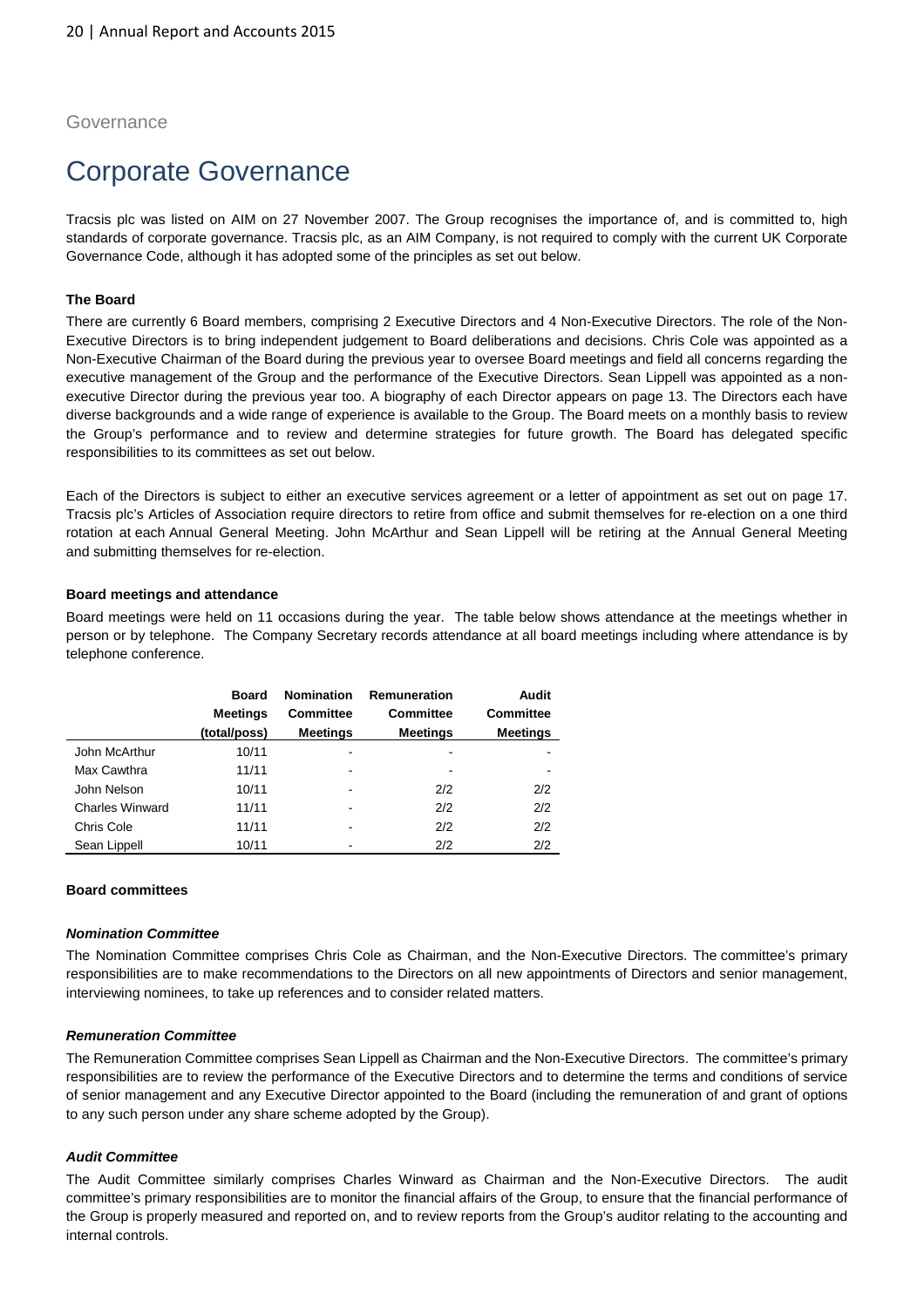Governance

# Corporate Governance

Tracsis plc was listed on AIM on 27 November 2007. The Group recognises the importance of, and is committed to, high standards of corporate governance. Tracsis plc, as an AIM Company, is not required to comply with the current UK Corporate Governance Code, although it has adopted some of the principles as set out below.

**The Board**

There are currently 6 Board members, comprising 2 Executive Directors and 4 Non-Executive Directors. The role of the Non-Executive Directors is to bring independent judgement to Board deliberations and decisions. Chris Cole was appointed as a Non-Executive Chairman of the Board during the previous year to oversee Board meetings and field all concerns regarding the executive management of the Group and the performance of the Executive Directors. Sean Lippell was appointed as a non-executive Director during the previous year too. A biography of each Director appears on page 13. The Directors each have diverse backgrounds and a wide range of experience is available to the Group. The Board meets on a monthly basis to review the Group's performance and to review and determine strategies for future growth. The Board has delegated specific responsibilities to its committees as set out below.

Each of the Directors is subject to either an executive services agreement or a letter of appointment as set out on page 17. Tracsis plc's Articles of Association require directors to retire from office and submit themselves for re-election on a one third rotation at each Annual General Meeting. John McArthur and Sean Lippell will be retiring at the Annual General Meeting and submitting themselves for re-election.

**Board meetings and attendance**

Board meetings were held on 11 occasions during the year. The table below shows attendance at the meetings whether in person or by telephone. The Company Secretary records attendance at all board meetings including where attendance is by telephone conference.

| | Board Meetings (total/poss) | Nomination Committee Meetings | Remuneration Committee Meetings | Audit Committee Meetings |
|---|---|---|---|---|
| John McArthur | 10/11 | - | - | - |
| Max Cawthra | 11/11 | - | - | - |
| John Nelson | 10/11 | - | 2/2 | 2/2 |
| Charles Winward | 11/11 | - | 2/2 | 2/2 |
| Chris Cole | 11/11 | - | 2/2 | 2/2 |
| Sean Lippell | 10/11 | - | 2/2 | 2/2 |

**Board committees**

***Nomination Committee***

The Nomination Committee comprises Chris Cole as Chairman, and the Non-Executive Directors. The committee's primary responsibilities are to make recommendations to the Directors on all new appointments of Directors and senior management, interviewing nominees, to take up references and to consider related matters.

***Remuneration Committee***

The Remuneration Committee comprises Sean Lippell as Chairman and the Non-Executive Directors. The committee's primary responsibilities are to review the performance of the Executive Directors and to determine the terms and conditions of service of senior management and any Executive Director appointed to the Board (including the remuneration of and grant of options to any such person under any share scheme adopted by the Group).

***Audit Committee***

The Audit Committee similarly comprises Charles Winward as Chairman and the Non-Executive Directors. The audit committee's primary responsibilities are to monitor the financial affairs of the Group, to ensure that the financial performance of the Group is properly measured and reported on, and to review reports from the Group's auditor relating to the accounting and internal controls.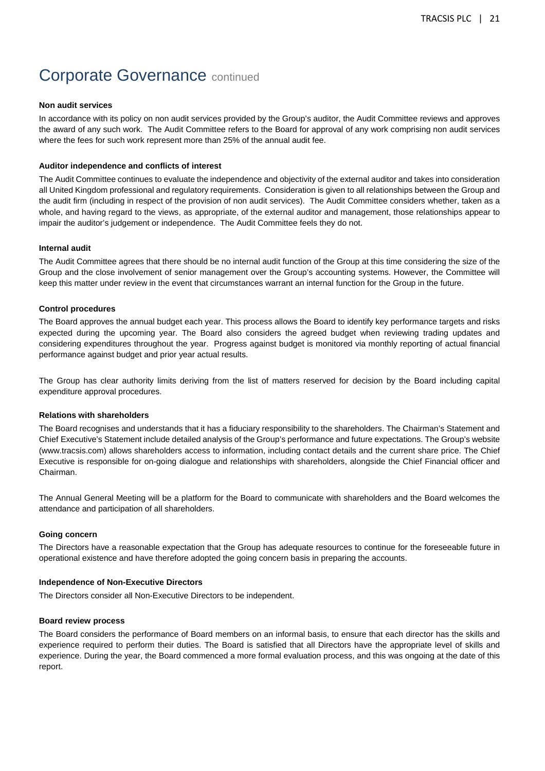# Corporate Governance continued

**Non audit services**

In accordance with its policy on non audit services provided by the Group's auditor, the Audit Committee reviews and approves the award of any such work. The Audit Committee refers to the Board for approval of any work comprising non audit services where the fees for such work represent more than 25% of the annual audit fee.

**Auditor independence and conflicts of interest**

The Audit Committee continues to evaluate the independence and objectivity of the external auditor and takes into consideration all United Kingdom professional and regulatory requirements. Consideration is given to all relationships between the Group and the audit firm (including in respect of the provision of non audit services). The Audit Committee considers whether, taken as a whole, and having regard to the views, as appropriate, of the external auditor and management, those relationships appear to impair the auditor's judgement or independence. The Audit Committee feels they do not.

**Internal audit**

The Audit Committee agrees that there should be no internal audit function of the Group at this time considering the size of the Group and the close involvement of senior management over the Group's accounting systems. However, the Committee will keep this matter under review in the event that circumstances warrant an internal function for the Group in the future.

**Control procedures**

The Board approves the annual budget each year. This process allows the Board to identify key performance targets and risks expected during the upcoming year. The Board also considers the agreed budget when reviewing trading updates and considering expenditures throughout the year. Progress against budget is monitored via monthly reporting of actual financial performance against budget and prior year actual results.

The Group has clear authority limits deriving from the list of matters reserved for decision by the Board including capital expenditure approval procedures.

**Relations with shareholders**

The Board recognises and understands that it has a fiduciary responsibility to the shareholders. The Chairman's Statement and Chief Executive's Statement include detailed analysis of the Group's performance and future expectations. The Group's website (www.tracsis.com) allows shareholders access to information, including contact details and the current share price. The Chief Executive is responsible for on-going dialogue and relationships with shareholders, alongside the Chief Financial officer and Chairman.

The Annual General Meeting will be a platform for the Board to communicate with shareholders and the Board welcomes the attendance and participation of all shareholders.

**Going concern**

The Directors have a reasonable expectation that the Group has adequate resources to continue for the foreseeable future in operational existence and have therefore adopted the going concern basis in preparing the accounts.

**Independence of Non-Executive Directors**

The Directors consider all Non-Executive Directors to be independent.

**Board review process**

The Board considers the performance of Board members on an informal basis, to ensure that each director has the skills and experience required to perform their duties. The Board is satisfied that all Directors have the appropriate level of skills and experience. During the year, the Board commenced a more formal evaluation process, and this was ongoing at the date of this report.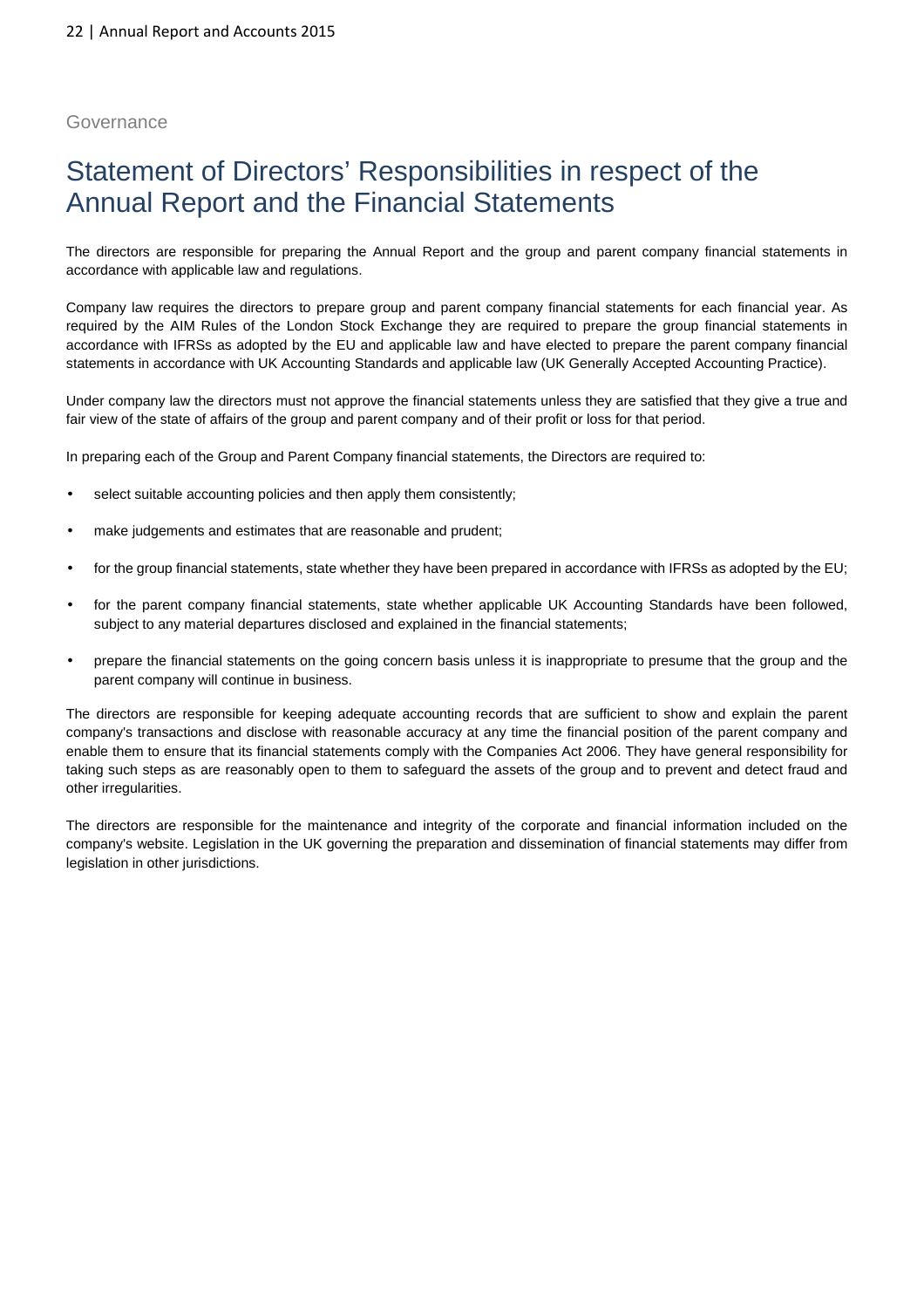Governance

# Statement of Directors' Responsibilities in respect of the Annual Report and the Financial Statements

The directors are responsible for preparing the Annual Report and the group and parent company financial statements in accordance with applicable law and regulations.

Company law requires the directors to prepare group and parent company financial statements for each financial year. As required by the AIM Rules of the London Stock Exchange they are required to prepare the group financial statements in accordance with IFRSs as adopted by the EU and applicable law and have elected to prepare the parent company financial statements in accordance with UK Accounting Standards and applicable law (UK Generally Accepted Accounting Practice).

Under company law the directors must not approve the financial statements unless they are satisfied that they give a true and fair view of the state of affairs of the group and parent company and of their profit or loss for that period.

In preparing each of the Group and Parent Company financial statements, the Directors are required to:

- select suitable accounting policies and then apply them consistently;
- make judgements and estimates that are reasonable and prudent;
- for the group financial statements, state whether they have been prepared in accordance with IFRSs as adopted by the EU;
- for the parent company financial statements, state whether applicable UK Accounting Standards have been followed, subject to any material departures disclosed and explained in the financial statements;
- prepare the financial statements on the going concern basis unless it is inappropriate to presume that the group and the parent company will continue in business.

The directors are responsible for keeping adequate accounting records that are sufficient to show and explain the parent company's transactions and disclose with reasonable accuracy at any time the financial position of the parent company and enable them to ensure that its financial statements comply with the Companies Act 2006. They have general responsibility for taking such steps as are reasonably open to them to safeguard the assets of the group and to prevent and detect fraud and other irregularities.

The directors are responsible for the maintenance and integrity of the corporate and financial information included on the company's website. Legislation in the UK governing the preparation and dissemination of financial statements may differ from legislation in other jurisdictions.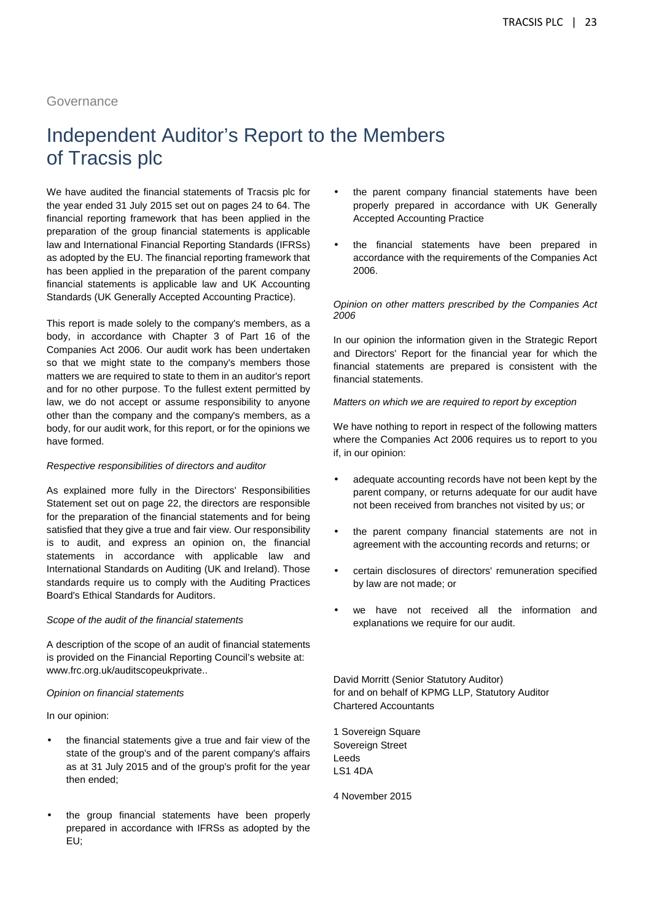Governance

# Independent Auditor's Report to the Members of Tracsis plc

We have audited the financial statements of Tracsis plc for the year ended 31 July 2015 set out on pages 24 to 64. The financial reporting framework that has been applied in the preparation of the group financial statements is applicable law and International Financial Reporting Standards (IFRSs) as adopted by the EU. The financial reporting framework that has been applied in the preparation of the parent company financial statements is applicable law and UK Accounting Standards (UK Generally Accepted Accounting Practice).

This report is made solely to the company's members, as a body, in accordance with Chapter 3 of Part 16 of the Companies Act 2006. Our audit work has been undertaken so that we might state to the company's members those matters we are required to state to them in an auditor's report and for no other purpose. To the fullest extent permitted by law, we do not accept or assume responsibility to anyone other than the company and the company's members, as a body, for our audit work, for this report, or for the opinions we have formed.

*Respective responsibilities of directors and auditor*

As explained more fully in the Directors' Responsibilities Statement set out on page 22, the directors are responsible for the preparation of the financial statements and for being satisfied that they give a true and fair view. Our responsibility is to audit, and express an opinion on, the financial statements in accordance with applicable law and International Standards on Auditing (UK and Ireland). Those standards require us to comply with the Auditing Practices Board's Ethical Standards for Auditors.

*Scope of the audit of the financial statements*

A description of the scope of an audit of financial statements is provided on the Financial Reporting Council's website at: www.frc.org.uk/auditscopeukprivate..

*Opinion on financial statements*

In our opinion:

- the financial statements give a true and fair view of the state of the group's and of the parent company's affairs as at 31 July 2015 and of the group's profit for the year then ended;
- the group financial statements have been properly prepared in accordance with IFRSs as adopted by the EU;
- the parent company financial statements have been properly prepared in accordance with UK Generally Accepted Accounting Practice
- the financial statements have been prepared in accordance with the requirements of the Companies Act 2006.

*Opinion on other matters prescribed by the Companies Act 2006*

In our opinion the information given in the Strategic Report and Directors' Report for the financial year for which the financial statements are prepared is consistent with the financial statements.

*Matters on which we are required to report by exception*

We have nothing to report in respect of the following matters where the Companies Act 2006 requires us to report to you if, in our opinion:

- adequate accounting records have not been kept by the parent company, or returns adequate for our audit have not been received from branches not visited by us; or
- the parent company financial statements are not in agreement with the accounting records and returns; or
- certain disclosures of directors' remuneration specified by law are not made; or
- we have not received all the information and explanations we require for our audit.

David Morritt (Senior Statutory Auditor)
for and on behalf of KPMG LLP, Statutory Auditor
Chartered Accountants

1 Sovereign Square
Sovereign Street
Leeds
LS1 4DA

4 November 2015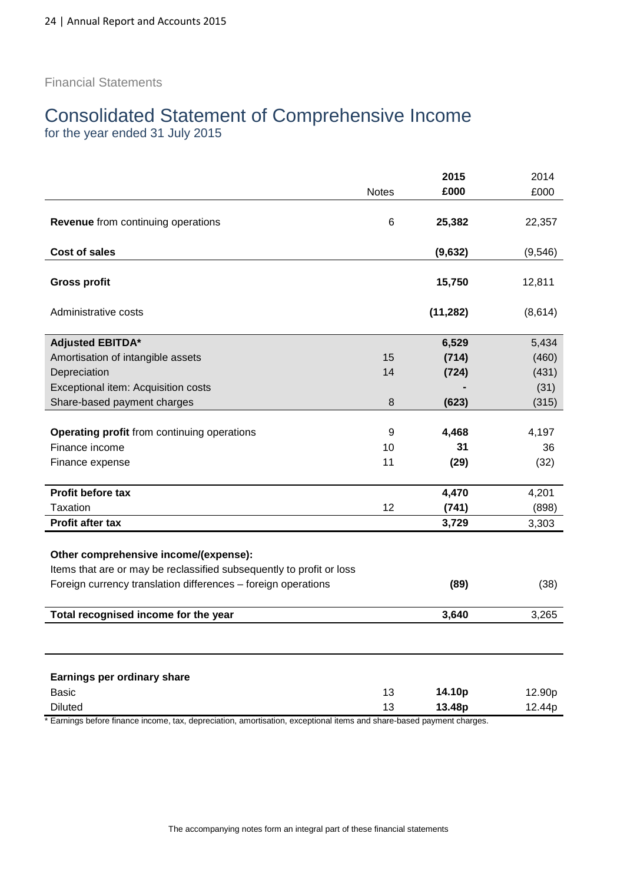Financial Statements

# Consolidated Statement of Comprehensive Income

for the year ended 31 July 2015

| | Notes | 2015 £000 | 2014 £000 |
|---|---|---|---|
| **Revenue** from continuing operations | 6 | **25,382** | 22,357 |
| **Cost of sales** | | **(9,632)** | (9,546) |
| **Gross profit** | | **15,750** | 12,811 |
| Administrative costs | | **(11,282)** | (8,614) |
| **Adjusted EBITDA*** | | **6,529** | 5,434 |
| Amortisation of intangible assets | 15 | **(714)** | (460) |
| Depreciation | 14 | **(724)** | (431) |
| Exceptional item: Acquisition costs | | **-** | (31) |
| Share-based payment charges | 8 | **(623)** | (315) |
| **Operating profit** from continuing operations | 9 | **4,468** | 4,197 |
| Finance income | 10 | **31** | 36 |
| Finance expense | 11 | **(29)** | (32) |
| **Profit before tax** | | **4,470** | 4,201 |
| Taxation | 12 | **(741)** | (898) |
| **Profit after tax** | | **3,729** | 3,303 |
| **Other comprehensive income/(expense):** | | | |
| Items that are or may be reclassified subsequently to profit or loss | | | |
| Foreign currency translation differences – foreign operations | | **(89)** | (38) |
| **Total recognised income for the year** | | **3,640** | 3,265 |
| **Earnings per ordinary share** | | | |
| Basic | 13 | **14.10p** | 12.90p |
| Diluted | 13 | **13.48p** | 12.44p |

* Earnings before finance income, tax, depreciation, amortisation, exceptional items and share-based payment charges.

The accompanying notes form an integral part of these financial statements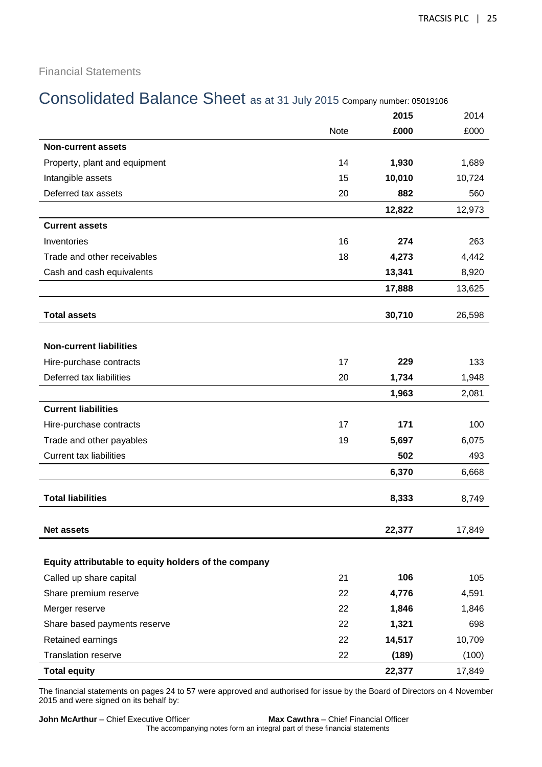Financial Statements

# Consolidated Balance Sheet as at 31 July 2015 Company number: 05019106

| | Note | **2015** | 2014 |
|---|---|---|---|
| | | **£000** | £000 |
| **Non-current assets** | | | |
| Property, plant and equipment | 14 | **1,930** | 1,689 |
| Intangible assets | 15 | **10,010** | 10,724 |
| Deferred tax assets | 20 | **882** | 560 |
| | | **12,822** | 12,973 |
| **Current assets** | | | |
| Inventories | 16 | **274** | 263 |
| Trade and other receivables | 18 | **4,273** | 4,442 |
| Cash and cash equivalents | | **13,341** | 8,920 |
| | | **17,888** | 13,625 |
| **Total assets** | | **30,710** | 26,598 |
| **Non-current liabilities** | | | |
| Hire-purchase contracts | 17 | **229** | 133 |
| Deferred tax liabilities | 20 | **1,734** | 1,948 |
| | | **1,963** | 2,081 |
| **Current liabilities** | | | |
| Hire-purchase contracts | 17 | **171** | 100 |
| Trade and other payables | 19 | **5,697** | 6,075 |
| Current tax liabilities | | **502** | 493 |
| | | **6,370** | 6,668 |
| **Total liabilities** | | **8,333** | 8,749 |
| **Net assets** | | **22,377** | 17,849 |
| **Equity attributable to equity holders of the company** | | | |
| Called up share capital | 21 | **106** | 105 |
| Share premium reserve | 22 | **4,776** | 4,591 |
| Merger reserve | 22 | **1,846** | 1,846 |
| Share based payments reserve | 22 | **1,321** | 698 |
| Retained earnings | 22 | **14,517** | 10,709 |
| Translation reserve | 22 | **(189)** | (100) |
| **Total equity** | | **22,377** | 17,849 |

The financial statements on pages 24 to 57 were approved and authorised for issue by the Board of Directors on 4 November 2015 and were signed on its behalf by:

**John McArthur** – Chief Executive Officer **Max Cawthra** – Chief Financial Officer

The accompanying notes form an integral part of these financial statements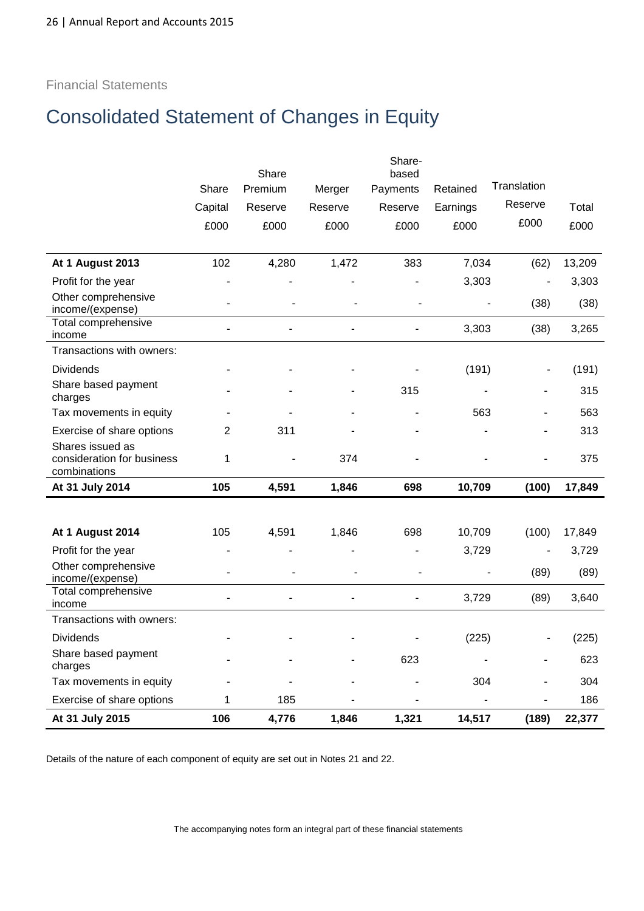Financial Statements

# Consolidated Statement of Changes in Equity

| | Share Capital £000 | Share Premium Reserve £000 | Merger Reserve £000 | Share-based Payments Reserve £000 | Retained Earnings £000 | Translation Reserve £000 | Total £000 |
|---|---|---|---|---|---|---|---|
| **At 1 August 2013** | 102 | 4,280 | 1,472 | 383 | 7,034 | (62) | 13,209 |
| Profit for the year | - | - | - | - | 3,303 | - | 3,303 |
| Other comprehensive income/(expense) | - | - | - | - | - | (38) | (38) |
| Total comprehensive income | - | - | - | - | 3,303 | (38) | 3,265 |
| Transactions with owners: | | | | | | | |
| Dividends | - | - | - | - | (191) | - | (191) |
| Share based payment charges | - | - | - | 315 | - | - | 315 |
| Tax movements in equity | - | - | - | - | 563 | - | 563 |
| Exercise of share options | 2 | 311 | - | - | - | - | 313 |
| Shares issued as consideration for business combinations | 1 | - | 374 | - | - | - | 375 |
| **At 31 July 2014** | **105** | **4,591** | **1,846** | **698** | **10,709** | **(100)** | **17,849** |
| | | | | | | | |
| **At 1 August 2014** | 105 | 4,591 | 1,846 | 698 | 10,709 | (100) | 17,849 |
| Profit for the year | - | - | - | - | 3,729 | - | 3,729 |
| Other comprehensive income/(expense) | - | - | - | - | - | (89) | (89) |
| Total comprehensive income | - | - | - | - | 3,729 | (89) | 3,640 |
| Transactions with owners: | | | | | | | |
| Dividends | - | - | - | - | (225) | - | (225) |
| Share based payment charges | - | - | - | 623 | - | - | 623 |
| Tax movements in equity | - | - | - | - | 304 | - | 304 |
| Exercise of share options | 1 | 185 | - | - | - | - | 186 |
| **At 31 July 2015** | **106** | **4,776** | **1,846** | **1,321** | **14,517** | **(189)** | **22,377** |

Details of the nature of each component of equity are set out in Notes 21 and 22.

The accompanying notes form an integral part of these financial statements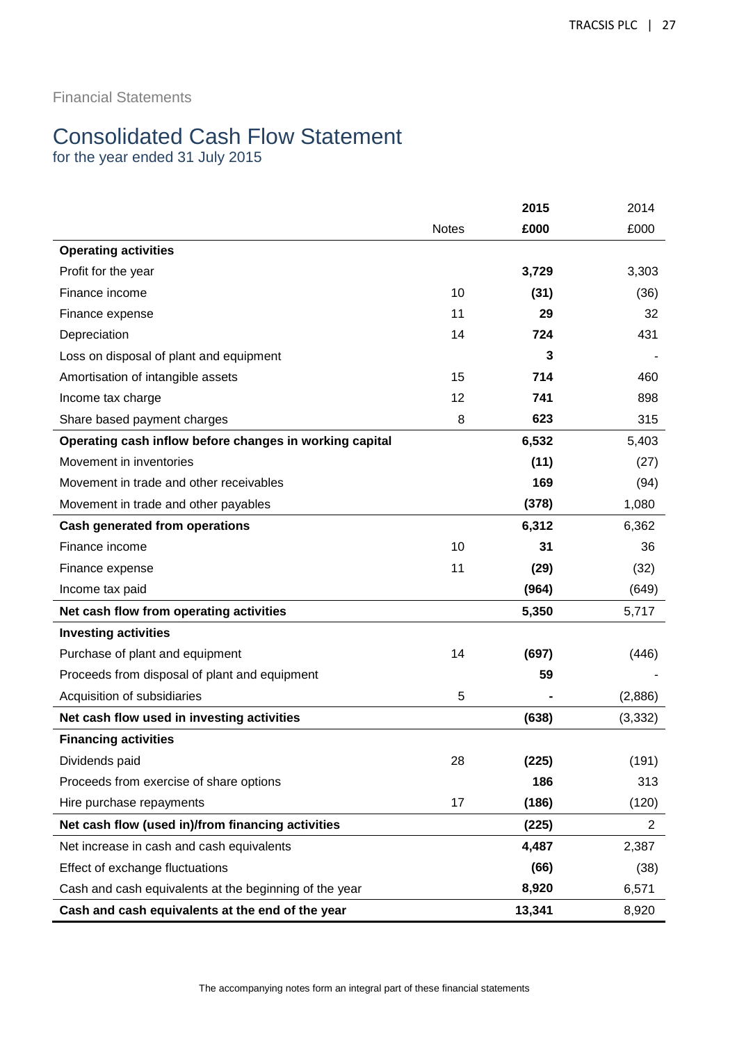Financial Statements

# Consolidated Cash Flow Statement

for the year ended 31 July 2015

| | Notes | 2015<br>£000 | 2014<br>£000 |
|---|---|---|---|
| **Operating activities** | | | |
| Profit for the year | | **3,729** | 3,303 |
| Finance income | 10 | **(31)** | (36) |
| Finance expense | 11 | **29** | 32 |
| Depreciation | 14 | **724** | 431 |
| Loss on disposal of plant and equipment | | **3** | - |
| Amortisation of intangible assets | 15 | **714** | 460 |
| Income tax charge | 12 | **741** | 898 |
| Share based payment charges | 8 | **623** | 315 |
| **Operating cash inflow before changes in working capital** | | **6,532** | 5,403 |
| Movement in inventories | | **(11)** | (27) |
| Movement in trade and other receivables | | **169** | (94) |
| Movement in trade and other payables | | **(378)** | 1,080 |
| **Cash generated from operations** | | **6,312** | 6,362 |
| Finance income | 10 | **31** | 36 |
| Finance expense | 11 | **(29)** | (32) |
| Income tax paid | | **(964)** | (649) |
| **Net cash flow from operating activities** | | **5,350** | 5,717 |
| **Investing activities** | | | |
| Purchase of plant and equipment | 14 | **(697)** | (446) |
| Proceeds from disposal of plant and equipment | | **59** | - |
| Acquisition of subsidiaries | 5 | **-** | (2,886) |
| **Net cash flow used in investing activities** | | **(638)** | (3,332) |
| **Financing activities** | | | |
| Dividends paid | 28 | **(225)** | (191) |
| Proceeds from exercise of share options | | **186** | 313 |
| Hire purchase repayments | 17 | **(186)** | (120) |
| **Net cash flow (used in)/from financing activities** | | **(225)** | 2 |
| Net increase in cash and cash equivalents | | **4,487** | 2,387 |
| Effect of exchange fluctuations | | **(66)** | (38) |
| Cash and cash equivalents at the beginning of the year | | **8,920** | 6,571 |
| **Cash and cash equivalents at the end of the year** | | **13,341** | 8,920 |

The accompanying notes form an integral part of these financial statements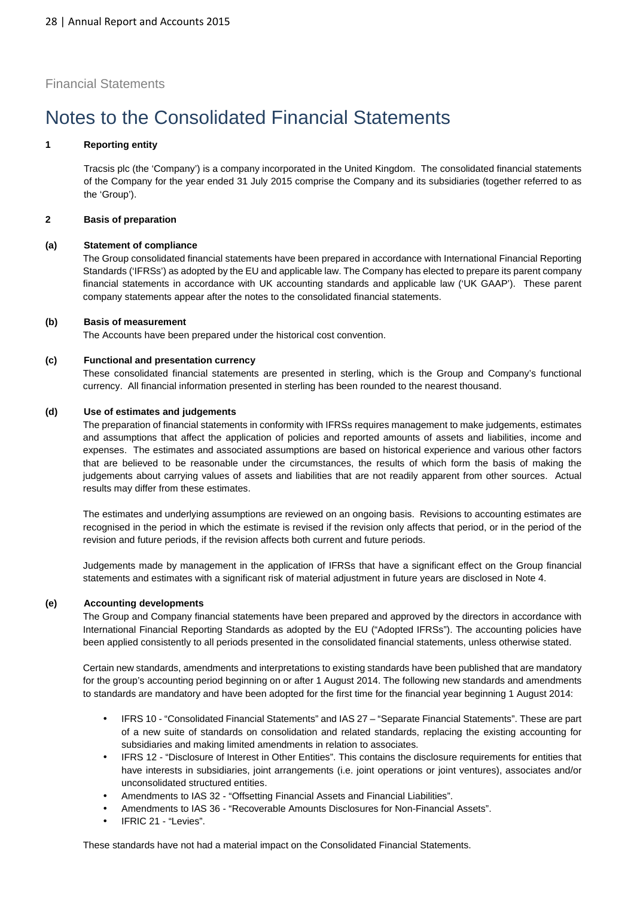Financial Statements

# Notes to the Consolidated Financial Statements

**1 Reporting entity**

Tracsis plc (the 'Company') is a company incorporated in the United Kingdom. The consolidated financial statements of the Company for the year ended 31 July 2015 comprise the Company and its subsidiaries (together referred to as the 'Group').

**2 Basis of preparation**

**(a) Statement of compliance**

The Group consolidated financial statements have been prepared in accordance with International Financial Reporting Standards ('IFRSs') as adopted by the EU and applicable law. The Company has elected to prepare its parent company financial statements in accordance with UK accounting standards and applicable law ('UK GAAP'). These parent company statements appear after the notes to the consolidated financial statements.

**(b) Basis of measurement**

The Accounts have been prepared under the historical cost convention.

**(c) Functional and presentation currency**

These consolidated financial statements are presented in sterling, which is the Group and Company's functional currency. All financial information presented in sterling has been rounded to the nearest thousand.

**(d) Use of estimates and judgements**

The preparation of financial statements in conformity with IFRSs requires management to make judgements, estimates and assumptions that affect the application of policies and reported amounts of assets and liabilities, income and expenses. The estimates and associated assumptions are based on historical experience and various other factors that are believed to be reasonable under the circumstances, the results of which form the basis of making the judgements about carrying values of assets and liabilities that are not readily apparent from other sources. Actual results may differ from these estimates.

The estimates and underlying assumptions are reviewed on an ongoing basis. Revisions to accounting estimates are recognised in the period in which the estimate is revised if the revision only affects that period, or in the period of the revision and future periods, if the revision affects both current and future periods.

Judgements made by management in the application of IFRSs that have a significant effect on the Group financial statements and estimates with a significant risk of material adjustment in future years are disclosed in Note 4.

**(e) Accounting developments**

The Group and Company financial statements have been prepared and approved by the directors in accordance with International Financial Reporting Standards as adopted by the EU ("Adopted IFRSs"). The accounting policies have been applied consistently to all periods presented in the consolidated financial statements, unless otherwise stated.

Certain new standards, amendments and interpretations to existing standards have been published that are mandatory for the group's accounting period beginning on or after 1 August 2014. The following new standards and amendments to standards are mandatory and have been adopted for the first time for the financial year beginning 1 August 2014:

- IFRS 10 - "Consolidated Financial Statements" and IAS 27 – "Separate Financial Statements". These are part of a new suite of standards on consolidation and related standards, replacing the existing accounting for subsidiaries and making limited amendments in relation to associates.
- IFRS 12 - "Disclosure of Interest in Other Entities". This contains the disclosure requirements for entities that have interests in subsidiaries, joint arrangements (i.e. joint operations or joint ventures), associates and/or unconsolidated structured entities.
- Amendments to IAS 32 - "Offsetting Financial Assets and Financial Liabilities".
- Amendments to IAS 36 - "Recoverable Amounts Disclosures for Non-Financial Assets".
- IFRIC 21 - "Levies".

These standards have not had a material impact on the Consolidated Financial Statements.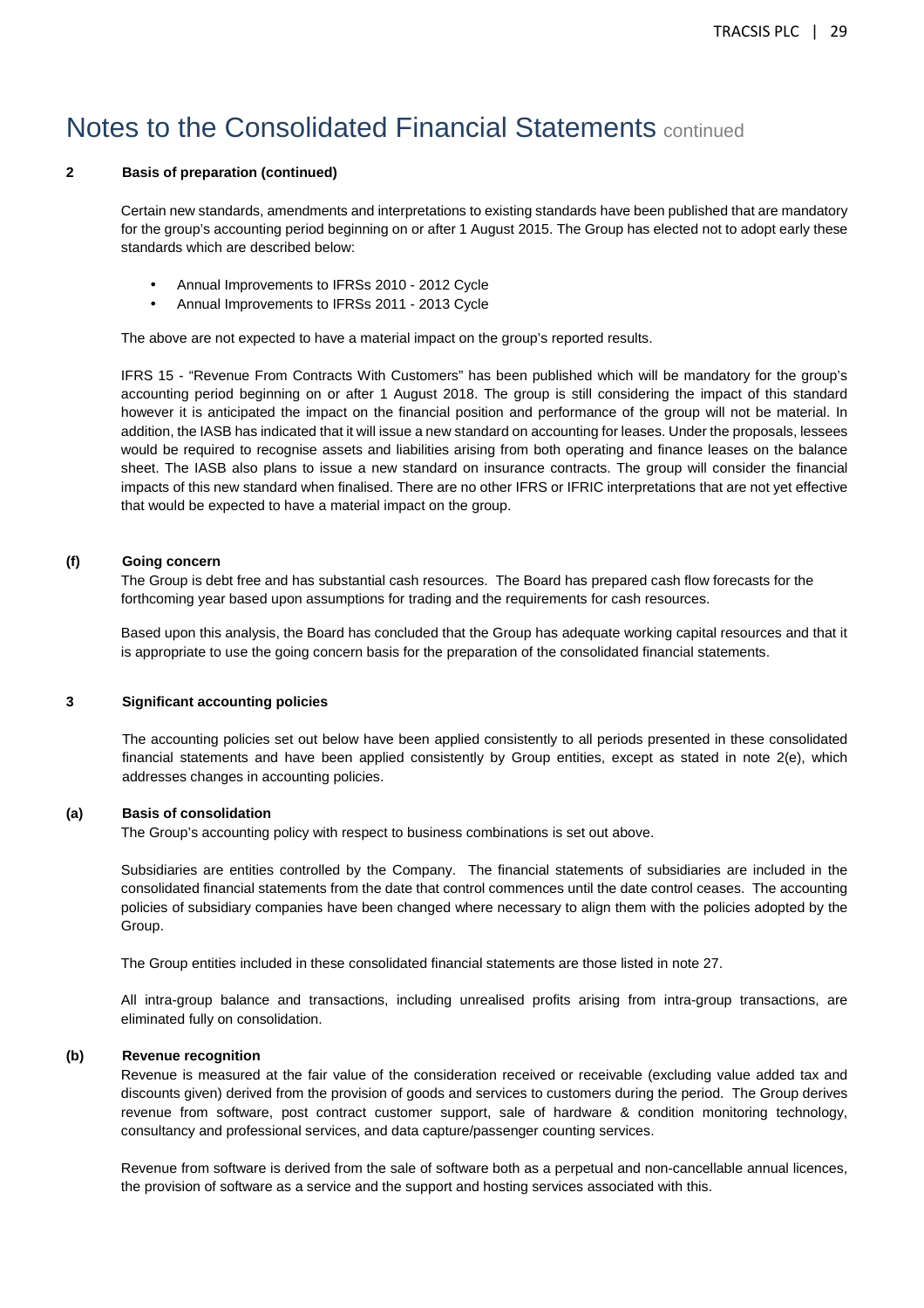# Notes to the Consolidated Financial Statements continued

**2 Basis of preparation (continued)**

Certain new standards, amendments and interpretations to existing standards have been published that are mandatory for the group's accounting period beginning on or after 1 August 2015. The Group has elected not to adopt early these standards which are described below:

- Annual Improvements to IFRSs 2010 - 2012 Cycle
- Annual Improvements to IFRSs 2011 - 2013 Cycle

The above are not expected to have a material impact on the group's reported results.

IFRS 15 - "Revenue From Contracts With Customers" has been published which will be mandatory for the group's accounting period beginning on or after 1 August 2018. The group is still considering the impact of this standard however it is anticipated the impact on the financial position and performance of the group will not be material. In addition, the IASB has indicated that it will issue a new standard on accounting for leases. Under the proposals, lessees would be required to recognise assets and liabilities arising from both operating and finance leases on the balance sheet. The IASB also plans to issue a new standard on insurance contracts. The group will consider the financial impacts of this new standard when finalised. There are no other IFRS or IFRIC interpretations that are not yet effective that would be expected to have a material impact on the group.

**(f) Going concern**

The Group is debt free and has substantial cash resources. The Board has prepared cash flow forecasts for the forthcoming year based upon assumptions for trading and the requirements for cash resources.

Based upon this analysis, the Board has concluded that the Group has adequate working capital resources and that it is appropriate to use the going concern basis for the preparation of the consolidated financial statements.

**3 Significant accounting policies**

The accounting policies set out below have been applied consistently to all periods presented in these consolidated financial statements and have been applied consistently by Group entities, except as stated in note 2(e), which addresses changes in accounting policies.

**(a) Basis of consolidation**

The Group's accounting policy with respect to business combinations is set out above.

Subsidiaries are entities controlled by the Company. The financial statements of subsidiaries are included in the consolidated financial statements from the date that control commences until the date control ceases. The accounting policies of subsidiary companies have been changed where necessary to align them with the policies adopted by the Group.

The Group entities included in these consolidated financial statements are those listed in note 27.

All intra-group balance and transactions, including unrealised profits arising from intra-group transactions, are eliminated fully on consolidation.

**(b) Revenue recognition**

Revenue is measured at the fair value of the consideration received or receivable (excluding value added tax and discounts given) derived from the provision of goods and services to customers during the period. The Group derives revenue from software, post contract customer support, sale of hardware & condition monitoring technology, consultancy and professional services, and data capture/passenger counting services.

Revenue from software is derived from the sale of software both as a perpetual and non-cancellable annual licences, the provision of software as a service and the support and hosting services associated with this.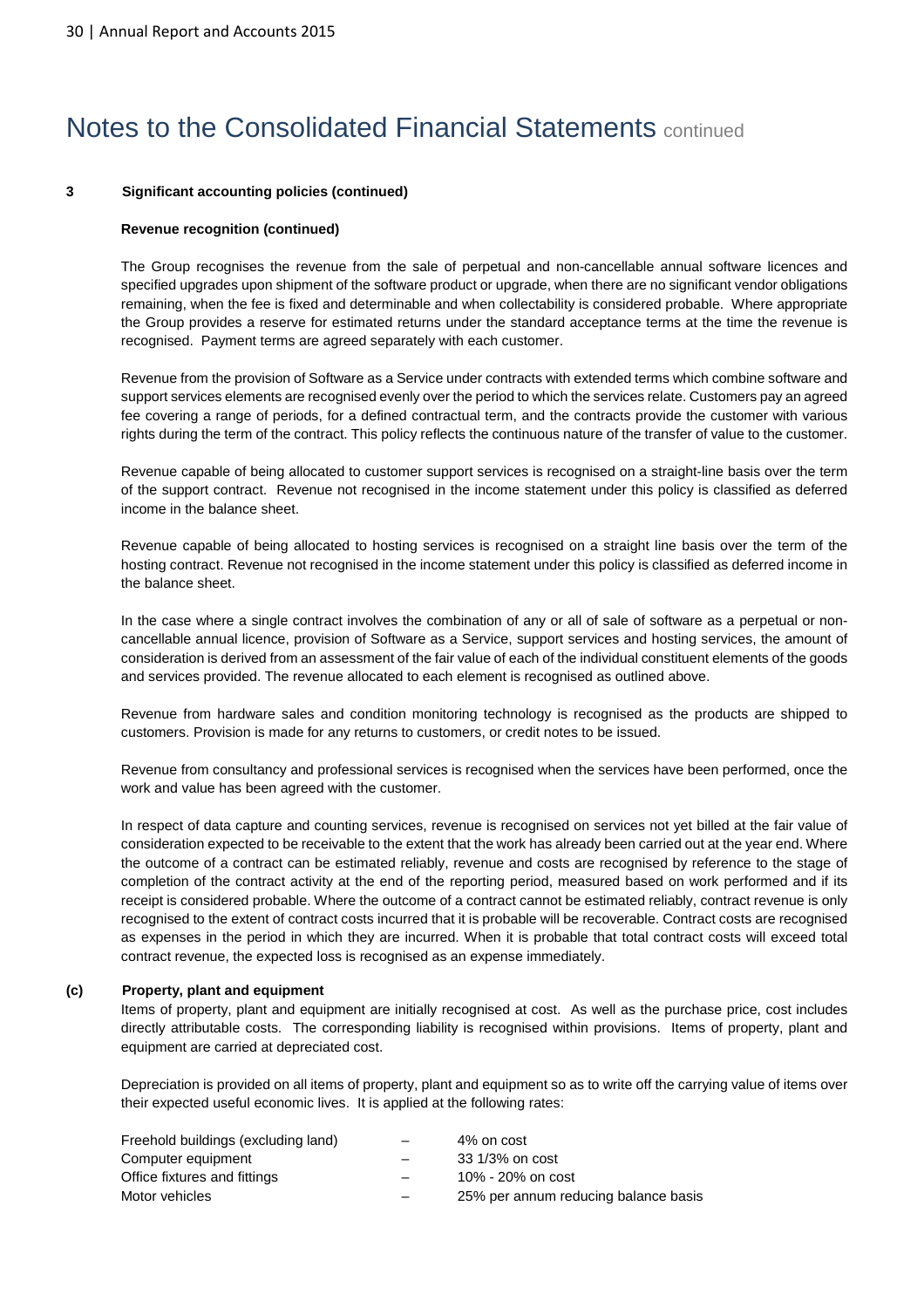# Notes to the Consolidated Financial Statements continued

**3 Significant accounting policies (continued)**

**Revenue recognition (continued)**

The Group recognises the revenue from the sale of perpetual and non-cancellable annual software licences and specified upgrades upon shipment of the software product or upgrade, when there are no significant vendor obligations remaining, when the fee is fixed and determinable and when collectability is considered probable. Where appropriate the Group provides a reserve for estimated returns under the standard acceptance terms at the time the revenue is recognised. Payment terms are agreed separately with each customer.

Revenue from the provision of Software as a Service under contracts with extended terms which combine software and support services elements are recognised evenly over the period to which the services relate. Customers pay an agreed fee covering a range of periods, for a defined contractual term, and the contracts provide the customer with various rights during the term of the contract. This policy reflects the continuous nature of the transfer of value to the customer.

Revenue capable of being allocated to customer support services is recognised on a straight-line basis over the term of the support contract. Revenue not recognised in the income statement under this policy is classified as deferred income in the balance sheet.

Revenue capable of being allocated to hosting services is recognised on a straight line basis over the term of the hosting contract. Revenue not recognised in the income statement under this policy is classified as deferred income in the balance sheet.

In the case where a single contract involves the combination of any or all of sale of software as a perpetual or non-cancellable annual licence, provision of Software as a Service, support services and hosting services, the amount of consideration is derived from an assessment of the fair value of each of the individual constituent elements of the goods and services provided. The revenue allocated to each element is recognised as outlined above.

Revenue from hardware sales and condition monitoring technology is recognised as the products are shipped to customers. Provision is made for any returns to customers, or credit notes to be issued.

Revenue from consultancy and professional services is recognised when the services have been performed, once the work and value has been agreed with the customer.

In respect of data capture and counting services, revenue is recognised on services not yet billed at the fair value of consideration expected to be receivable to the extent that the work has already been carried out at the year end. Where the outcome of a contract can be estimated reliably, revenue and costs are recognised by reference to the stage of completion of the contract activity at the end of the reporting period, measured based on work performed and if its receipt is considered probable. Where the outcome of a contract cannot be estimated reliably, contract revenue is only recognised to the extent of contract costs incurred that it is probable will be recoverable. Contract costs are recognised as expenses in the period in which they are incurred. When it is probable that total contract costs will exceed total contract revenue, the expected loss is recognised as an expense immediately.

**(c) Property, plant and equipment**

Items of property, plant and equipment are initially recognised at cost. As well as the purchase price, cost includes directly attributable costs. The corresponding liability is recognised within provisions. Items of property, plant and equipment are carried at depreciated cost.

Depreciation is provided on all items of property, plant and equipment so as to write off the carrying value of items over their expected useful economic lives. It is applied at the following rates:

| | | |
|---|---|---|
| Freehold buildings (excluding land) | – | 4% on cost |
| Computer equipment | – | 33 1/3% on cost |
| Office fixtures and fittings | – | 10% - 20% on cost |
| Motor vehicles | – | 25% per annum reducing balance basis |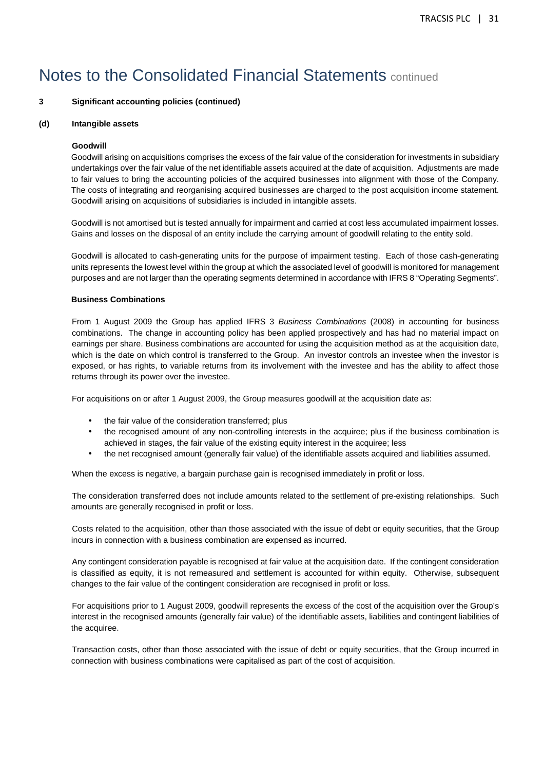# Notes to the Consolidated Financial Statements continued

**3 Significant accounting policies (continued)**

**(d) Intangible assets**

**Goodwill**

Goodwill arising on acquisitions comprises the excess of the fair value of the consideration for investments in subsidiary undertakings over the fair value of the net identifiable assets acquired at the date of acquisition. Adjustments are made to fair values to bring the accounting policies of the acquired businesses into alignment with those of the Company. The costs of integrating and reorganising acquired businesses are charged to the post acquisition income statement. Goodwill arising on acquisitions of subsidiaries is included in intangible assets.

Goodwill is not amortised but is tested annually for impairment and carried at cost less accumulated impairment losses. Gains and losses on the disposal of an entity include the carrying amount of goodwill relating to the entity sold.

Goodwill is allocated to cash-generating units for the purpose of impairment testing. Each of those cash-generating units represents the lowest level within the group at which the associated level of goodwill is monitored for management purposes and are not larger than the operating segments determined in accordance with IFRS 8 "Operating Segments".

**Business Combinations**

From 1 August 2009 the Group has applied IFRS 3 *Business Combinations* (2008) in accounting for business combinations. The change in accounting policy has been applied prospectively and has had no material impact on earnings per share. Business combinations are accounted for using the acquisition method as at the acquisition date, which is the date on which control is transferred to the Group. An investor controls an investee when the investor is exposed, or has rights, to variable returns from its involvement with the investee and has the ability to affect those returns through its power over the investee.

For acquisitions on or after 1 August 2009, the Group measures goodwill at the acquisition date as:

- the fair value of the consideration transferred; plus
- the recognised amount of any non-controlling interests in the acquiree; plus if the business combination is achieved in stages, the fair value of the existing equity interest in the acquiree; less
- the net recognised amount (generally fair value) of the identifiable assets acquired and liabilities assumed.

When the excess is negative, a bargain purchase gain is recognised immediately in profit or loss.

The consideration transferred does not include amounts related to the settlement of pre-existing relationships. Such amounts are generally recognised in profit or loss.

Costs related to the acquisition, other than those associated with the issue of debt or equity securities, that the Group incurs in connection with a business combination are expensed as incurred.

Any contingent consideration payable is recognised at fair value at the acquisition date. If the contingent consideration is classified as equity, it is not remeasured and settlement is accounted for within equity. Otherwise, subsequent changes to the fair value of the contingent consideration are recognised in profit or loss.

For acquisitions prior to 1 August 2009, goodwill represents the excess of the cost of the acquisition over the Group's interest in the recognised amounts (generally fair value) of the identifiable assets, liabilities and contingent liabilities of the acquiree.

Transaction costs, other than those associated with the issue of debt or equity securities, that the Group incurred in connection with business combinations were capitalised as part of the cost of acquisition.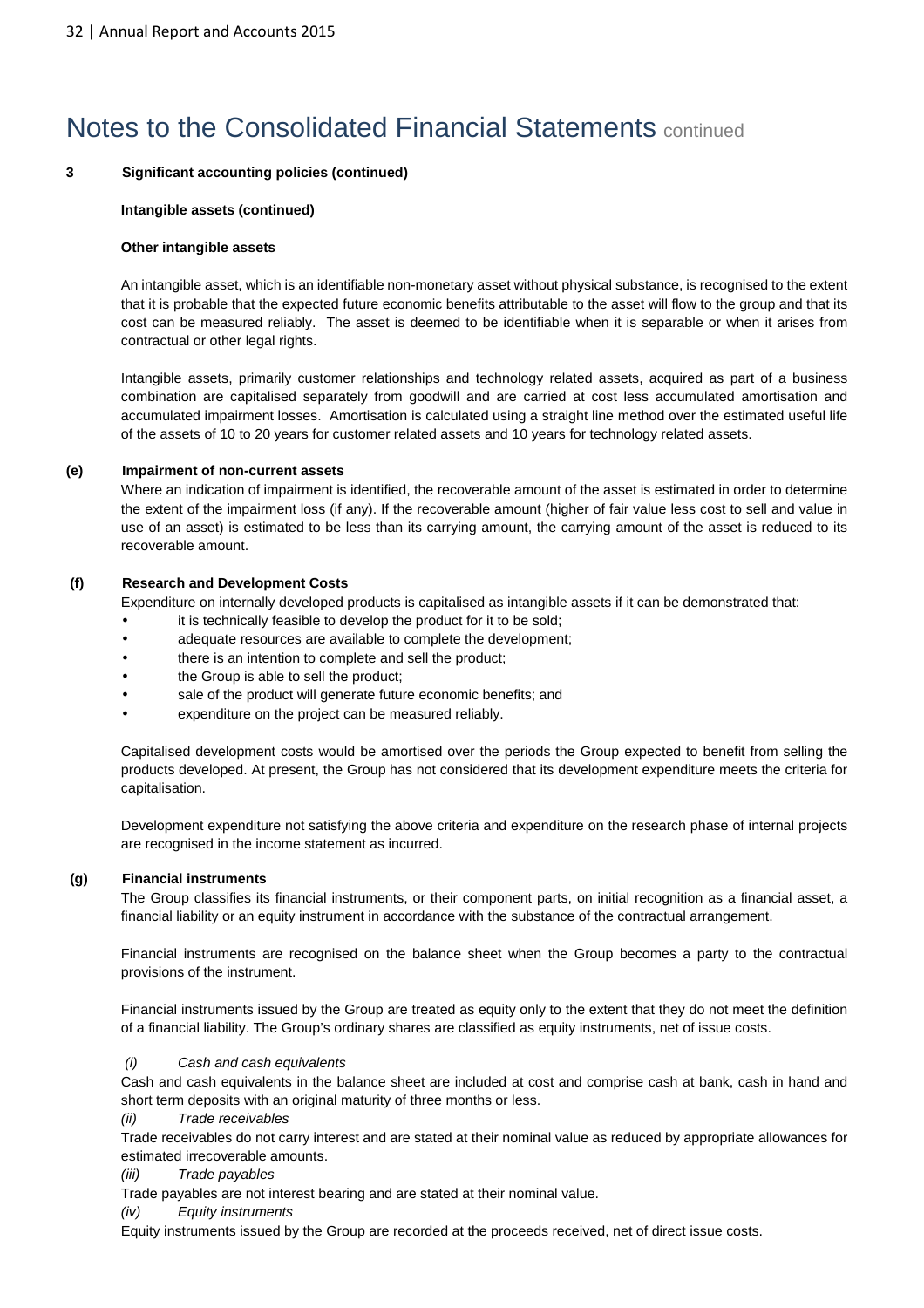# Notes to the Consolidated Financial Statements continued

**3 Significant accounting policies (continued)**

**Intangible assets (continued)**

**Other intangible assets**

An intangible asset, which is an identifiable non-monetary asset without physical substance, is recognised to the extent that it is probable that the expected future economic benefits attributable to the asset will flow to the group and that its cost can be measured reliably. The asset is deemed to be identifiable when it is separable or when it arises from contractual or other legal rights.

Intangible assets, primarily customer relationships and technology related assets, acquired as part of a business combination are capitalised separately from goodwill and are carried at cost less accumulated amortisation and accumulated impairment losses. Amortisation is calculated using a straight line method over the estimated useful life of the assets of 10 to 20 years for customer related assets and 10 years for technology related assets.

**(e) Impairment of non-current assets**

Where an indication of impairment is identified, the recoverable amount of the asset is estimated in order to determine the extent of the impairment loss (if any). If the recoverable amount (higher of fair value less cost to sell and value in use of an asset) is estimated to be less than its carrying amount, the carrying amount of the asset is reduced to its recoverable amount.

**(f) Research and Development Costs**

Expenditure on internally developed products is capitalised as intangible assets if it can be demonstrated that:

- it is technically feasible to develop the product for it to be sold;
- adequate resources are available to complete the development;
- there is an intention to complete and sell the product;
- the Group is able to sell the product;
- sale of the product will generate future economic benefits; and
- expenditure on the project can be measured reliably.

Capitalised development costs would be amortised over the periods the Group expected to benefit from selling the products developed. At present, the Group has not considered that its development expenditure meets the criteria for capitalisation.

Development expenditure not satisfying the above criteria and expenditure on the research phase of internal projects are recognised in the income statement as incurred.

**(g) Financial instruments**

The Group classifies its financial instruments, or their component parts, on initial recognition as a financial asset, a financial liability or an equity instrument in accordance with the substance of the contractual arrangement.

Financial instruments are recognised on the balance sheet when the Group becomes a party to the contractual provisions of the instrument.

Financial instruments issued by the Group are treated as equity only to the extent that they do not meet the definition of a financial liability. The Group's ordinary shares are classified as equity instruments, net of issue costs.

*(i) Cash and cash equivalents*

Cash and cash equivalents in the balance sheet are included at cost and comprise cash at bank, cash in hand and short term deposits with an original maturity of three months or less.

*(ii) Trade receivables*

Trade receivables do not carry interest and are stated at their nominal value as reduced by appropriate allowances for estimated irrecoverable amounts.

*(iii) Trade payables*

Trade payables are not interest bearing and are stated at their nominal value.

*(iv) Equity instruments*

Equity instruments issued by the Group are recorded at the proceeds received, net of direct issue costs.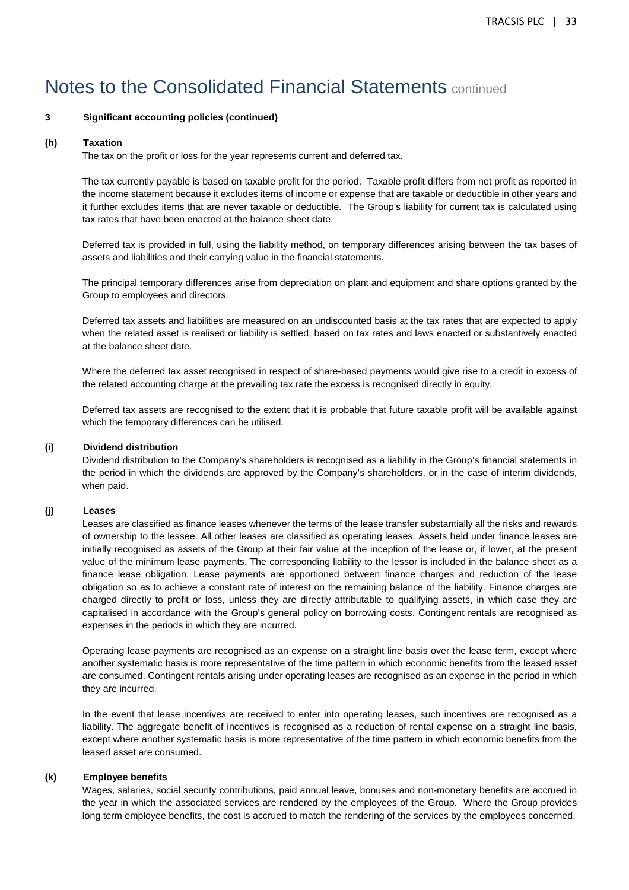# Notes to the Consolidated Financial Statements continued

**3 Significant accounting policies (continued)**

**(h) Taxation**

The tax on the profit or loss for the year represents current and deferred tax.

The tax currently payable is based on taxable profit for the period. Taxable profit differs from net profit as reported in the income statement because it excludes items of income or expense that are taxable or deductible in other years and it further excludes items that are never taxable or deductible. The Group's liability for current tax is calculated using tax rates that have been enacted at the balance sheet date.

Deferred tax is provided in full, using the liability method, on temporary differences arising between the tax bases of assets and liabilities and their carrying value in the financial statements.

The principal temporary differences arise from depreciation on plant and equipment and share options granted by the Group to employees and directors.

Deferred tax assets and liabilities are measured on an undiscounted basis at the tax rates that are expected to apply when the related asset is realised or liability is settled, based on tax rates and laws enacted or substantively enacted at the balance sheet date.

Where the deferred tax asset recognised in respect of share-based payments would give rise to a credit in excess of the related accounting charge at the prevailing tax rate the excess is recognised directly in equity.

Deferred tax assets are recognised to the extent that it is probable that future taxable profit will be available against which the temporary differences can be utilised.

**(i) Dividend distribution**

Dividend distribution to the Company's shareholders is recognised as a liability in the Group's financial statements in the period in which the dividends are approved by the Company's shareholders, or in the case of interim dividends, when paid.

**(j) Leases**

Leases are classified as finance leases whenever the terms of the lease transfer substantially all the risks and rewards of ownership to the lessee. All other leases are classified as operating leases. Assets held under finance leases are initially recognised as assets of the Group at their fair value at the inception of the lease or, if lower, at the present value of the minimum lease payments. The corresponding liability to the lessor is included in the balance sheet as a finance lease obligation. Lease payments are apportioned between finance charges and reduction of the lease obligation so as to achieve a constant rate of interest on the remaining balance of the liability. Finance charges are charged directly to profit or loss, unless they are directly attributable to qualifying assets, in which case they are capitalised in accordance with the Group's general policy on borrowing costs. Contingent rentals are recognised as expenses in the periods in which they are incurred.

Operating lease payments are recognised as an expense on a straight line basis over the lease term, except where another systematic basis is more representative of the time pattern in which economic benefits from the leased asset are consumed. Contingent rentals arising under operating leases are recognised as an expense in the period in which they are incurred.

In the event that lease incentives are received to enter into operating leases, such incentives are recognised as a liability. The aggregate benefit of incentives is recognised as a reduction of rental expense on a straight line basis, except where another systematic basis is more representative of the time pattern in which economic benefits from the leased asset are consumed.

**(k) Employee benefits**

Wages, salaries, social security contributions, paid annual leave, bonuses and non-monetary benefits are accrued in the year in which the associated services are rendered by the employees of the Group. Where the Group provides long term employee benefits, the cost is accrued to match the rendering of the services by the employees concerned.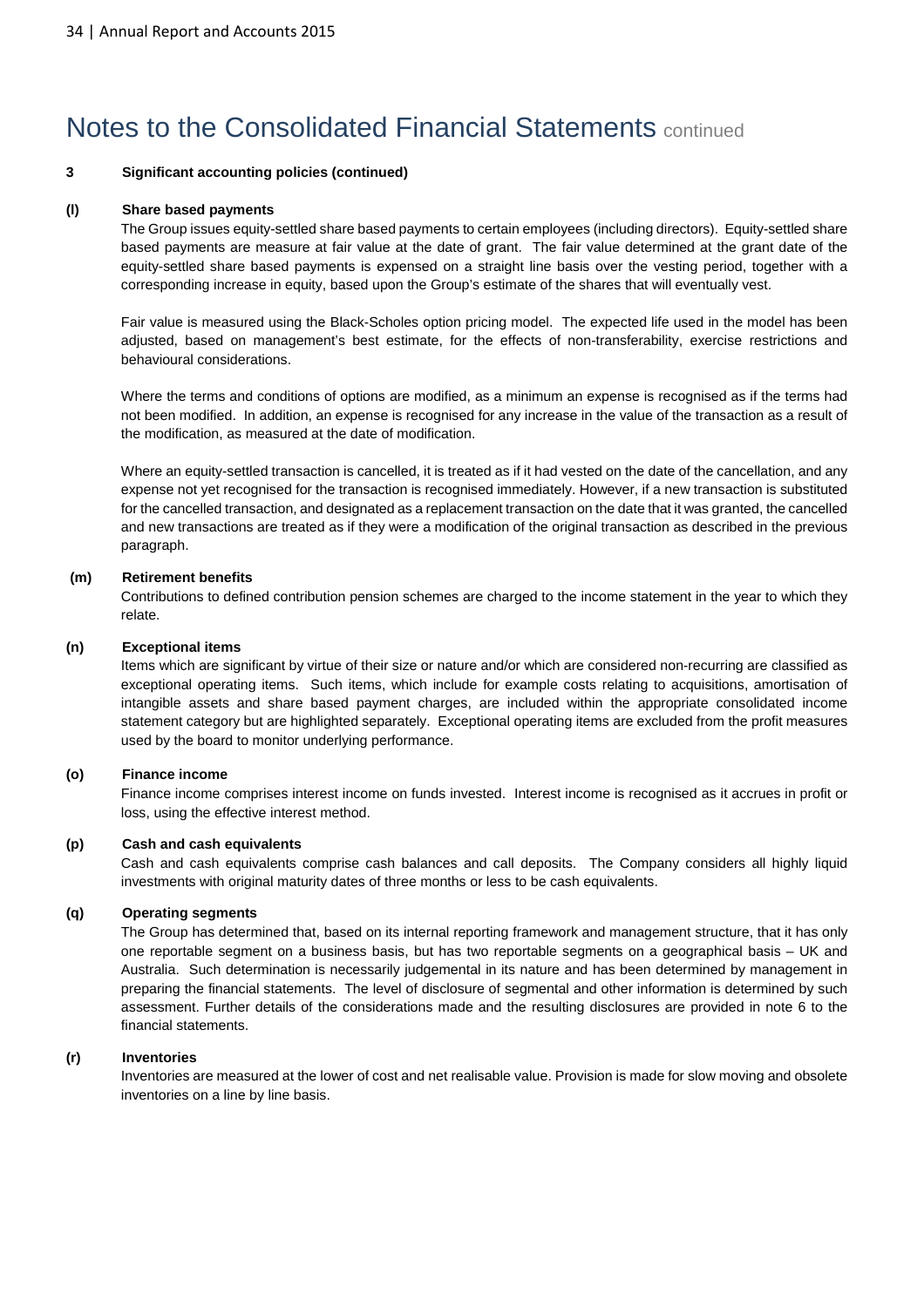# Notes to the Consolidated Financial Statements continued

**3 Significant accounting policies (continued)**

**(l) Share based payments**

The Group issues equity-settled share based payments to certain employees (including directors). Equity-settled share based payments are measure at fair value at the date of grant. The fair value determined at the grant date of the equity-settled share based payments is expensed on a straight line basis over the vesting period, together with a corresponding increase in equity, based upon the Group's estimate of the shares that will eventually vest.

Fair value is measured using the Black-Scholes option pricing model. The expected life used in the model has been adjusted, based on management's best estimate, for the effects of non-transferability, exercise restrictions and behavioural considerations.

Where the terms and conditions of options are modified, as a minimum an expense is recognised as if the terms had not been modified. In addition, an expense is recognised for any increase in the value of the transaction as a result of the modification, as measured at the date of modification.

Where an equity-settled transaction is cancelled, it is treated as if it had vested on the date of the cancellation, and any expense not yet recognised for the transaction is recognised immediately. However, if a new transaction is substituted for the cancelled transaction, and designated as a replacement transaction on the date that it was granted, the cancelled and new transactions are treated as if they were a modification of the original transaction as described in the previous paragraph.

**(m) Retirement benefits**

Contributions to defined contribution pension schemes are charged to the income statement in the year to which they relate.

**(n) Exceptional items**

Items which are significant by virtue of their size or nature and/or which are considered non-recurring are classified as exceptional operating items. Such items, which include for example costs relating to acquisitions, amortisation of intangible assets and share based payment charges, are included within the appropriate consolidated income statement category but are highlighted separately. Exceptional operating items are excluded from the profit measures used by the board to monitor underlying performance.

**(o) Finance income**

Finance income comprises interest income on funds invested. Interest income is recognised as it accrues in profit or loss, using the effective interest method.

**(p) Cash and cash equivalents**

Cash and cash equivalents comprise cash balances and call deposits. The Company considers all highly liquid investments with original maturity dates of three months or less to be cash equivalents.

**(q) Operating segments**

The Group has determined that, based on its internal reporting framework and management structure, that it has only one reportable segment on a business basis, but has two reportable segments on a geographical basis – UK and Australia. Such determination is necessarily judgemental in its nature and has been determined by management in preparing the financial statements. The level of disclosure of segmental and other information is determined by such assessment. Further details of the considerations made and the resulting disclosures are provided in note 6 to the financial statements.

**(r) Inventories**

Inventories are measured at the lower of cost and net realisable value. Provision is made for slow moving and obsolete inventories on a line by line basis.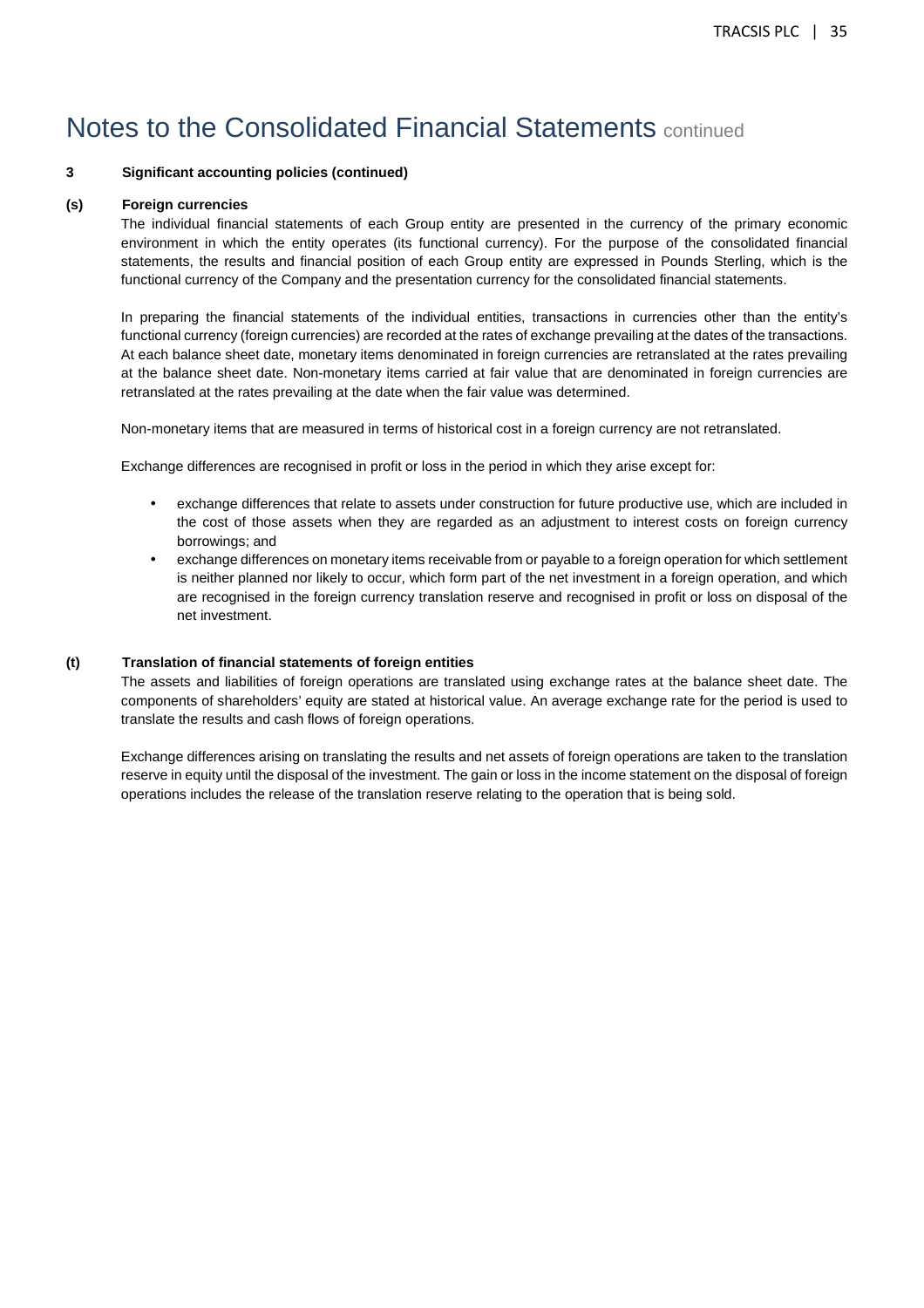# Notes to the Consolidated Financial Statements continued

**3 Significant accounting policies (continued)**

**(s) Foreign currencies**

The individual financial statements of each Group entity are presented in the currency of the primary economic environment in which the entity operates (its functional currency). For the purpose of the consolidated financial statements, the results and financial position of each Group entity are expressed in Pounds Sterling, which is the functional currency of the Company and the presentation currency for the consolidated financial statements.

In preparing the financial statements of the individual entities, transactions in currencies other than the entity's functional currency (foreign currencies) are recorded at the rates of exchange prevailing at the dates of the transactions. At each balance sheet date, monetary items denominated in foreign currencies are retranslated at the rates prevailing at the balance sheet date. Non-monetary items carried at fair value that are denominated in foreign currencies are retranslated at the rates prevailing at the date when the fair value was determined.

Non-monetary items that are measured in terms of historical cost in a foreign currency are not retranslated.

Exchange differences are recognised in profit or loss in the period in which they arise except for:

- exchange differences that relate to assets under construction for future productive use, which are included in the cost of those assets when they are regarded as an adjustment to interest costs on foreign currency borrowings; and
- exchange differences on monetary items receivable from or payable to a foreign operation for which settlement is neither planned nor likely to occur, which form part of the net investment in a foreign operation, and which are recognised in the foreign currency translation reserve and recognised in profit or loss on disposal of the net investment.

**(t) Translation of financial statements of foreign entities**

The assets and liabilities of foreign operations are translated using exchange rates at the balance sheet date. The components of shareholders' equity are stated at historical value. An average exchange rate for the period is used to translate the results and cash flows of foreign operations.

Exchange differences arising on translating the results and net assets of foreign operations are taken to the translation reserve in equity until the disposal of the investment. The gain or loss in the income statement on the disposal of foreign operations includes the release of the translation reserve relating to the operation that is being sold.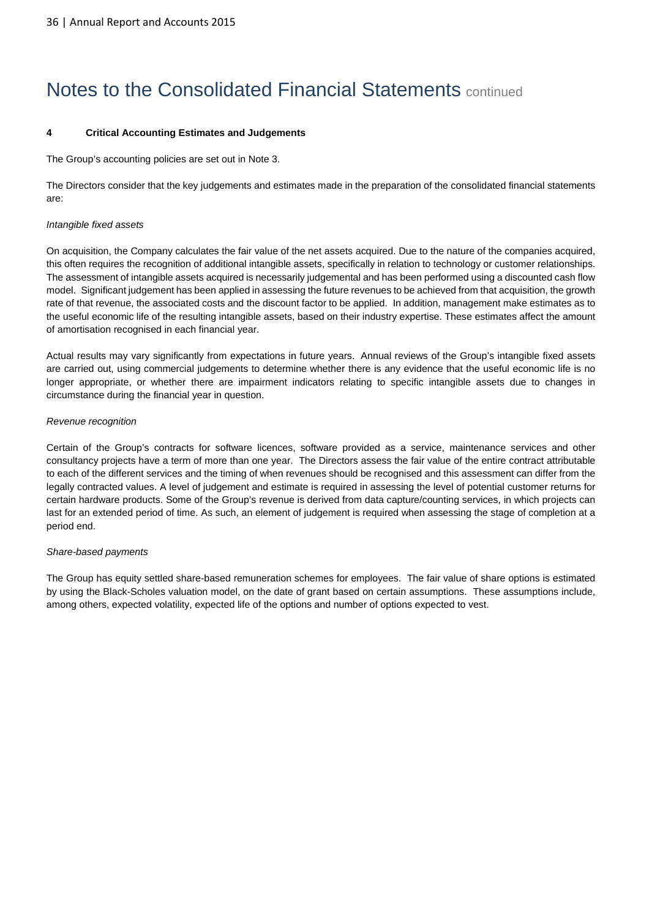# Notes to the Consolidated Financial Statements continued

**4 Critical Accounting Estimates and Judgements**

The Group's accounting policies are set out in Note 3.

The Directors consider that the key judgements and estimates made in the preparation of the consolidated financial statements are:

*Intangible fixed assets*

On acquisition, the Company calculates the fair value of the net assets acquired. Due to the nature of the companies acquired, this often requires the recognition of additional intangible assets, specifically in relation to technology or customer relationships. The assessment of intangible assets acquired is necessarily judgemental and has been performed using a discounted cash flow model. Significant judgement has been applied in assessing the future revenues to be achieved from that acquisition, the growth rate of that revenue, the associated costs and the discount factor to be applied. In addition, management make estimates as to the useful economic life of the resulting intangible assets, based on their industry expertise. These estimates affect the amount of amortisation recognised in each financial year.

Actual results may vary significantly from expectations in future years. Annual reviews of the Group's intangible fixed assets are carried out, using commercial judgements to determine whether there is any evidence that the useful economic life is no longer appropriate, or whether there are impairment indicators relating to specific intangible assets due to changes in circumstance during the financial year in question.

*Revenue recognition*

Certain of the Group's contracts for software licences, software provided as a service, maintenance services and other consultancy projects have a term of more than one year. The Directors assess the fair value of the entire contract attributable to each of the different services and the timing of when revenues should be recognised and this assessment can differ from the legally contracted values. A level of judgement and estimate is required in assessing the level of potential customer returns for certain hardware products. Some of the Group's revenue is derived from data capture/counting services, in which projects can last for an extended period of time. As such, an element of judgement is required when assessing the stage of completion at a period end.

*Share-based payments*

The Group has equity settled share-based remuneration schemes for employees. The fair value of share options is estimated by using the Black-Scholes valuation model, on the date of grant based on certain assumptions. These assumptions include, among others, expected volatility, expected life of the options and number of options expected to vest.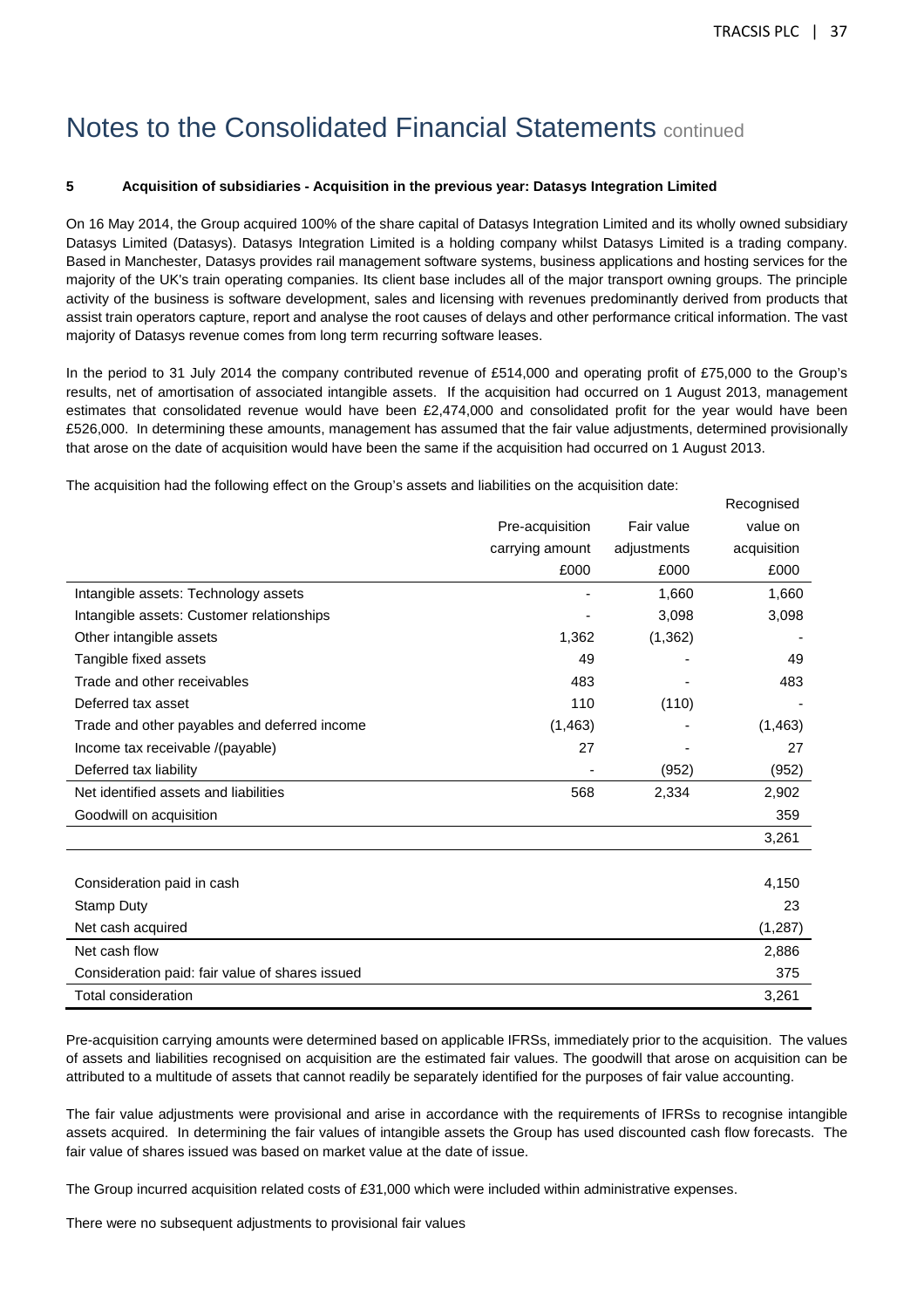# Notes to the Consolidated Financial Statements continued

**5 Acquisition of subsidiaries - Acquisition in the previous year: Datasys Integration Limited**

On 16 May 2014, the Group acquired 100% of the share capital of Datasys Integration Limited and its wholly owned subsidiary Datasys Limited (Datasys). Datasys Integration Limited is a holding company whilst Datasys Limited is a trading company. Based in Manchester, Datasys provides rail management software systems, business applications and hosting services for the majority of the UK's train operating companies. Its client base includes all of the major transport owning groups. The principle activity of the business is software development, sales and licensing with revenues predominantly derived from products that assist train operators capture, report and analyse the root causes of delays and other performance critical information. The vast majority of Datasys revenue comes from long term recurring software leases.

In the period to 31 July 2014 the company contributed revenue of £514,000 and operating profit of £75,000 to the Group's results, net of amortisation of associated intangible assets. If the acquisition had occurred on 1 August 2013, management estimates that consolidated revenue would have been £2,474,000 and consolidated profit for the year would have been £526,000. In determining these amounts, management has assumed that the fair value adjustments, determined provisionally that arose on the date of acquisition would have been the same if the acquisition had occurred on 1 August 2013.

The acquisition had the following effect on the Group's assets and liabilities on the acquisition date:

| | Pre-acquisition carrying amount £000 | Fair value adjustments £000 | Recognised value on acquisition £000 |
|---|---|---|---|
| Intangible assets: Technology assets | - | 1,660 | 1,660 |
| Intangible assets: Customer relationships | - | 3,098 | 3,098 |
| Other intangible assets | 1,362 | (1,362) | - |
| Tangible fixed assets | 49 | - | 49 |
| Trade and other receivables | 483 | - | 483 |
| Deferred tax asset | 110 | (110) | - |
| Trade and other payables and deferred income | (1,463) | - | (1,463) |
| Income tax receivable /(payable) | 27 | - | 27 |
| Deferred tax liability | - | (952) | (952) |
| Net identified assets and liabilities | 568 | 2,334 | 2,902 |
| Goodwill on acquisition | | | 359 |
| | | | 3,261 |
| | | | |
| Consideration paid in cash | | | 4,150 |
| Stamp Duty | | | 23 |
| Net cash acquired | | | (1,287) |
| Net cash flow | | | 2,886 |
| Consideration paid: fair value of shares issued | | | 375 |
| Total consideration | | | 3,261 |

Pre-acquisition carrying amounts were determined based on applicable IFRSs, immediately prior to the acquisition. The values of assets and liabilities recognised on acquisition are the estimated fair values. The goodwill that arose on acquisition can be attributed to a multitude of assets that cannot readily be separately identified for the purposes of fair value accounting.

The fair value adjustments were provisional and arise in accordance with the requirements of IFRSs to recognise intangible assets acquired. In determining the fair values of intangible assets the Group has used discounted cash flow forecasts. The fair value of shares issued was based on market value at the date of issue.

The Group incurred acquisition related costs of £31,000 which were included within administrative expenses.

There were no subsequent adjustments to provisional fair values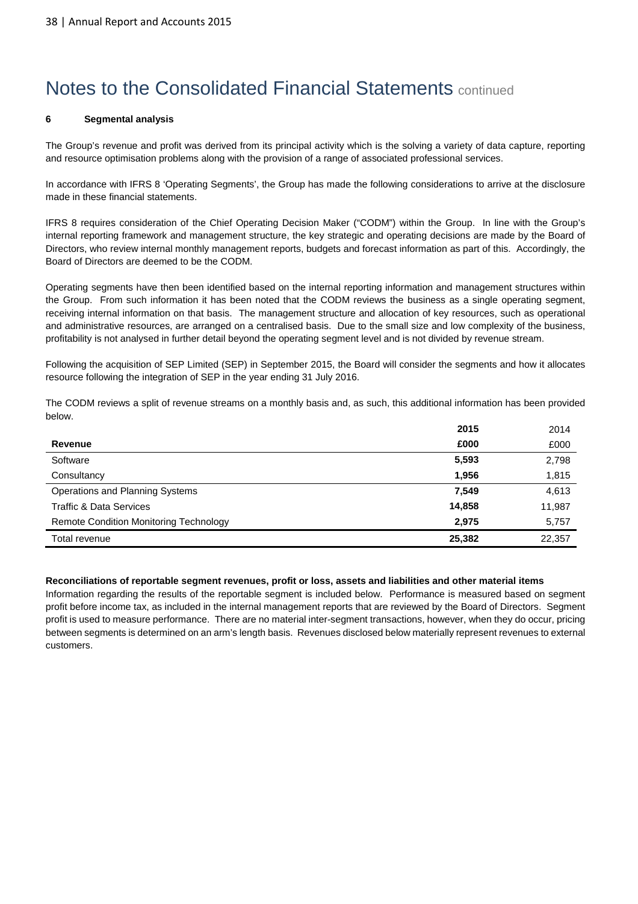# Notes to the Consolidated Financial Statements continued

### 6 Segmental analysis

The Group's revenue and profit was derived from its principal activity which is the solving a variety of data capture, reporting and resource optimisation problems along with the provision of a range of associated professional services.

In accordance with IFRS 8 'Operating Segments', the Group has made the following considerations to arrive at the disclosure made in these financial statements.

IFRS 8 requires consideration of the Chief Operating Decision Maker ("CODM") within the Group. In line with the Group's internal reporting framework and management structure, the key strategic and operating decisions are made by the Board of Directors, who review internal monthly management reports, budgets and forecast information as part of this. Accordingly, the Board of Directors are deemed to be the CODM.

Operating segments have then been identified based on the internal reporting information and management structures within the Group. From such information it has been noted that the CODM reviews the business as a single operating segment, receiving internal information on that basis. The management structure and allocation of key resources, such as operational and administrative resources, are arranged on a centralised basis. Due to the small size and low complexity of the business, profitability is not analysed in further detail beyond the operating segment level and is not divided by revenue stream.

Following the acquisition of SEP Limited (SEP) in September 2015, the Board will consider the segments and how it allocates resource following the integration of SEP in the year ending 31 July 2016.

The CODM reviews a split of revenue streams on a monthly basis and, as such, this additional information has been provided below.

| | **2015** | 2014 |
|---|---|---|
| **Revenue** | **£000** | £000 |
| Software | **5,593** | 2,798 |
| Consultancy | **1,956** | 1,815 |
| Operations and Planning Systems | **7,549** | 4,613 |
| Traffic & Data Services | **14,858** | 11,987 |
| Remote Condition Monitoring Technology | **2,975** | 5,757 |
| Total revenue | **25,382** | 22,357 |

**Reconciliations of reportable segment revenues, profit or loss, assets and liabilities and other material items**

Information regarding the results of the reportable segment is included below. Performance is measured based on segment profit before income tax, as included in the internal management reports that are reviewed by the Board of Directors. Segment profit is used to measure performance. There are no material inter-segment transactions, however, when they do occur, pricing between segments is determined on an arm's length basis. Revenues disclosed below materially represent revenues to external customers.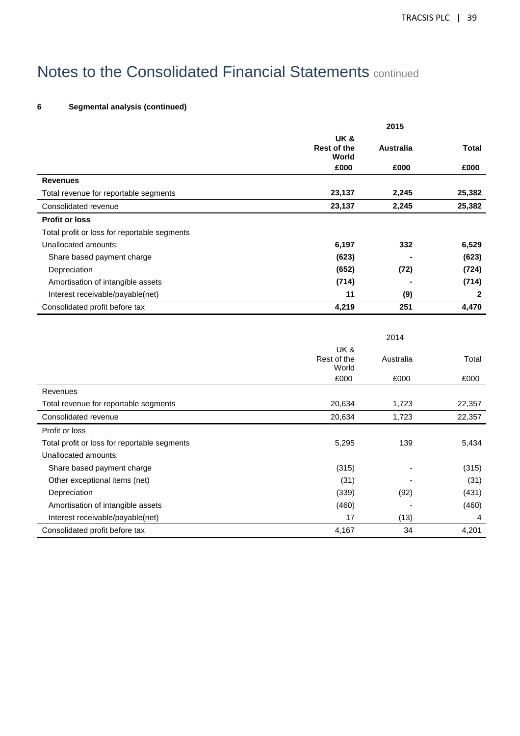# Notes to the Consolidated Financial Statements continued

**6 Segmental analysis (continued)**

| | 2015 | | |
|---|---|---|---|
| | **UK & Rest of the World** | **Australia** | **Total** |
| | **£000** | **£000** | **£000** |
| **Revenues** | | | |
| Total revenue for reportable segments | **23,137** | **2,245** | **25,382** |
| Consolidated revenue | **23,137** | **2,245** | **25,382** |
| **Profit or loss** | | | |
| Total profit or loss for reportable segments | | | |
| Unallocated amounts: | **6,197** | **332** | **6,529** |
| Share based payment charge | **(623)** | **-** | **(623)** |
| Depreciation | **(652)** | **(72)** | **(724)** |
| Amortisation of intangible assets | **(714)** | **-** | **(714)** |
| Interest receivable/payable(net) | **11** | **(9)** | **2** |
| Consolidated profit before tax | **4,219** | **251** | **4,470** |

| | 2014 | | |
|---|---|---|---|
| | UK & Rest of the World | Australia | Total |
| | £000 | £000 | £000 |
| Revenues | | | |
| Total revenue for reportable segments | 20,634 | 1,723 | 22,357 |
| Consolidated revenue | 20,634 | 1,723 | 22,357 |
| Profit or loss | | | |
| Total profit or loss for reportable segments | 5,295 | 139 | 5,434 |
| Unallocated amounts: | | | |
| Share based payment charge | (315) | - | (315) |
| Other exceptional items (net) | (31) | - | (31) |
| Depreciation | (339) | (92) | (431) |
| Amortisation of intangible assets | (460) | - | (460) |
| Interest receivable/payable(net) | 17 | (13) | 4 |
| Consolidated profit before tax | 4,167 | 34 | 4,201 |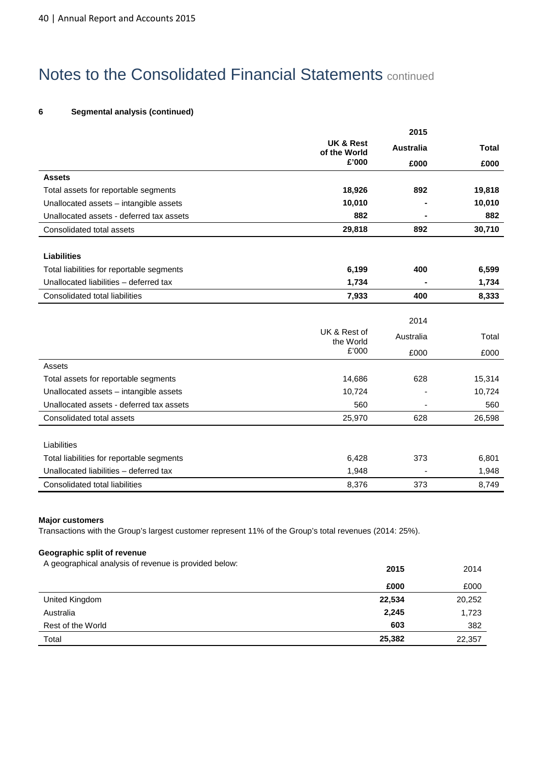# Notes to the Consolidated Financial Statements continued

**6 Segmental analysis (continued)**

| | 2015 | | |
|---|---|---|---|
| | **UK & Rest of the World £'000** | **Australia £000** | **Total £000** |
| **Assets** | | | |
| Total assets for reportable segments | **18,926** | **892** | **19,818** |
| Unallocated assets – intangible assets | **10,010** | **-** | **10,010** |
| Unallocated assets - deferred tax assets | **882** | **-** | **882** |
| Consolidated total assets | **29,818** | **892** | **30,710** |
| **Liabilities** | | | |
| Total liabilities for reportable segments | **6,199** | **400** | **6,599** |
| Unallocated liabilities – deferred tax | **1,734** | **-** | **1,734** |
| Consolidated total liabilities | **7,933** | **400** | **8,333** |

| | 2014 | | |
|---|---|---|---|
| | UK & Rest of the World £'000 | Australia £000 | Total £000 |
| Assets | | | |
| Total assets for reportable segments | 14,686 | 628 | 15,314 |
| Unallocated assets – intangible assets | 10,724 | - | 10,724 |
| Unallocated assets - deferred tax assets | 560 | - | 560 |
| Consolidated total assets | 25,970 | 628 | 26,598 |
| Liabilities | | | |
| Total liabilities for reportable segments | 6,428 | 373 | 6,801 |
| Unallocated liabilities – deferred tax | 1,948 | - | 1,948 |
| Consolidated total liabilities | 8,376 | 373 | 8,749 |

**Major customers**

Transactions with the Group's largest customer represent 11% of the Group's total revenues (2014: 25%).

**Geographic split of revenue**

A geographical analysis of revenue is provided below:

| | **2015** | 2014 |
|---|---|---|
| | **£000** | £000 |
| United Kingdom | **22,534** | 20,252 |
| Australia | **2,245** | 1,723 |
| Rest of the World | **603** | 382 |
| Total | **25,382** | 22,357 |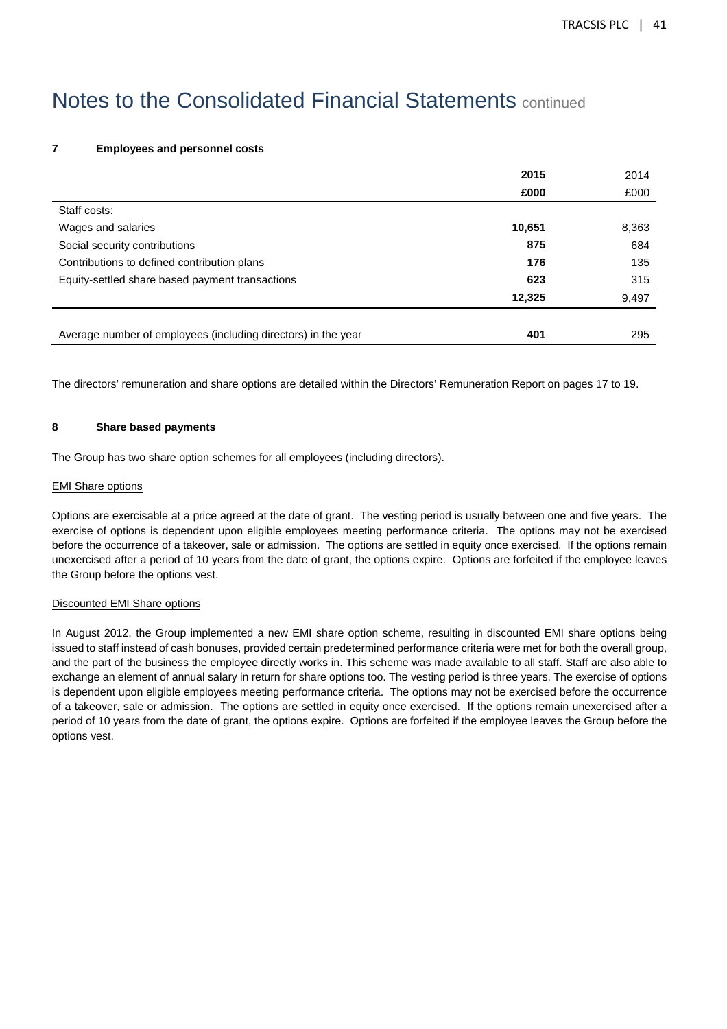# Notes to the Consolidated Financial Statements continued

**7 Employees and personnel costs**

| | **2015** | 2014 |
|---|---|---|
| | **£000** | £000 |
| Staff costs: | | |
| Wages and salaries | **10,651** | 8,363 |
| Social security contributions | **875** | 684 |
| Contributions to defined contribution plans | **176** | 135 |
| Equity-settled share based payment transactions | **623** | 315 |
| | **12,325** | 9,497 |
| Average number of employees (including directors) in the year | **401** | 295 |

The directors' remuneration and share options are detailed within the Directors' Remuneration Report on pages 17 to 19.

**8 Share based payments**

The Group has two share option schemes for all employees (including directors).

EMI Share options

Options are exercisable at a price agreed at the date of grant. The vesting period is usually between one and five years. The exercise of options is dependent upon eligible employees meeting performance criteria. The options may not be exercised before the occurrence of a takeover, sale or admission. The options are settled in equity once exercised. If the options remain unexercised after a period of 10 years from the date of grant, the options expire. Options are forfeited if the employee leaves the Group before the options vest.

Discounted EMI Share options

In August 2012, the Group implemented a new EMI share option scheme, resulting in discounted EMI share options being issued to staff instead of cash bonuses, provided certain predetermined performance criteria were met for both the overall group, and the part of the business the employee directly works in. This scheme was made available to all staff. Staff are also able to exchange an element of annual salary in return for share options too. The vesting period is three years. The exercise of options is dependent upon eligible employees meeting performance criteria. The options may not be exercised before the occurrence of a takeover, sale or admission. The options are settled in equity once exercised. If the options remain unexercised after a period of 10 years from the date of grant, the options expire. Options are forfeited if the employee leaves the Group before the options vest.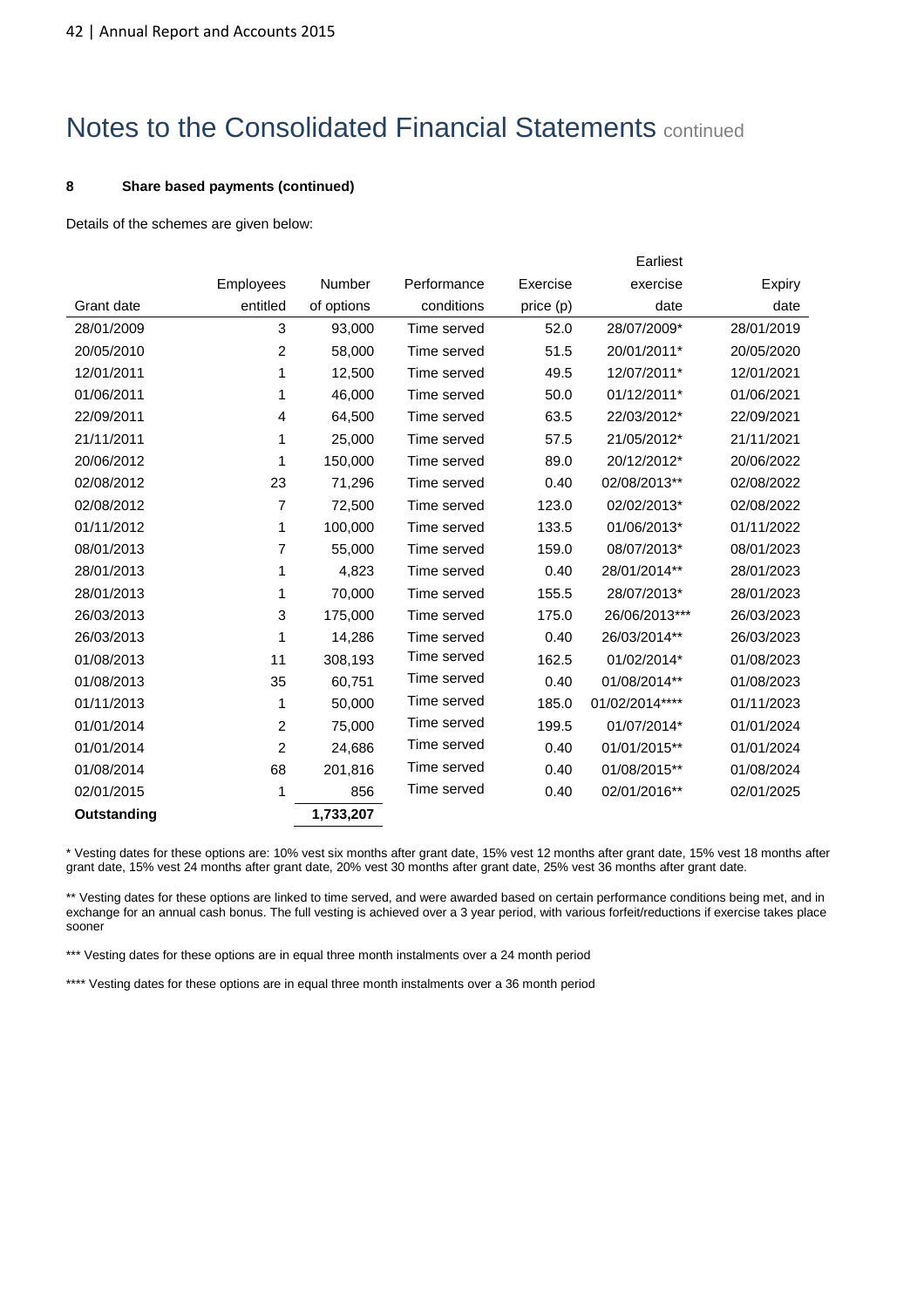# Notes to the Consolidated Financial Statements continued

**8 Share based payments (continued)**

Details of the schemes are given below:

| Grant date | Employees entitled | Number of options | Performance conditions | Exercise price (p) | Earliest exercise date | Expiry date |
|---|---|---|---|---|---|---|
| 28/01/2009 | 3 | 93,000 | Time served | 52.0 | 28/07/2009* | 28/01/2019 |
| 20/05/2010 | 2 | 58,000 | Time served | 51.5 | 20/01/2011* | 20/05/2020 |
| 12/01/2011 | 1 | 12,500 | Time served | 49.5 | 12/07/2011* | 12/01/2021 |
| 01/06/2011 | 1 | 46,000 | Time served | 50.0 | 01/12/2011* | 01/06/2021 |
| 22/09/2011 | 4 | 64,500 | Time served | 63.5 | 22/03/2012* | 22/09/2021 |
| 21/11/2011 | 1 | 25,000 | Time served | 57.5 | 21/05/2012* | 21/11/2021 |
| 20/06/2012 | 1 | 150,000 | Time served | 89.0 | 20/12/2012* | 20/06/2022 |
| 02/08/2012 | 23 | 71,296 | Time served | 0.40 | 02/08/2013** | 02/08/2022 |
| 02/08/2012 | 7 | 72,500 | Time served | 123.0 | 02/02/2013* | 02/08/2022 |
| 01/11/2012 | 1 | 100,000 | Time served | 133.5 | 01/06/2013* | 01/11/2022 |
| 08/01/2013 | 7 | 55,000 | Time served | 159.0 | 08/07/2013* | 08/01/2023 |
| 28/01/2013 | 1 | 4,823 | Time served | 0.40 | 28/01/2014** | 28/01/2023 |
| 28/01/2013 | 1 | 70,000 | Time served | 155.5 | 28/07/2013* | 28/01/2023 |
| 26/03/2013 | 3 | 175,000 | Time served | 175.0 | 26/06/2013*** | 26/03/2023 |
| 26/03/2013 | 1 | 14,286 | Time served | 0.40 | 26/03/2014** | 26/03/2023 |
| 01/08/2013 | 11 | 308,193 | Time served | 162.5 | 01/02/2014* | 01/08/2023 |
| 01/08/2013 | 35 | 60,751 | Time served | 0.40 | 01/08/2014** | 01/08/2023 |
| 01/11/2013 | 1 | 50,000 | Time served | 185.0 | 01/02/2014**** | 01/11/2023 |
| 01/01/2014 | 2 | 75,000 | Time served | 199.5 | 01/07/2014* | 01/01/2024 |
| 01/01/2014 | 2 | 24,686 | Time served | 0.40 | 01/01/2015** | 01/01/2024 |
| 01/08/2014 | 68 | 201,816 | Time served | 0.40 | 01/08/2015** | 01/08/2024 |
| 02/01/2015 | 1 | 856 | Time served | 0.40 | 02/01/2016** | 02/01/2025 |
| **Outstanding** | | **1,733,207** | | | | |

* Vesting dates for these options are: 10% vest six months after grant date, 15% vest 12 months after grant date, 15% vest 18 months after grant date, 15% vest 24 months after grant date, 20% vest 30 months after grant date, 25% vest 36 months after grant date.

** Vesting dates for these options are linked to time served, and were awarded based on certain performance conditions being met, and in exchange for an annual cash bonus. The full vesting is achieved over a 3 year period, with various forfeit/reductions if exercise takes place sooner

*** Vesting dates for these options are in equal three month instalments over a 24 month period

**** Vesting dates for these options are in equal three month instalments over a 36 month period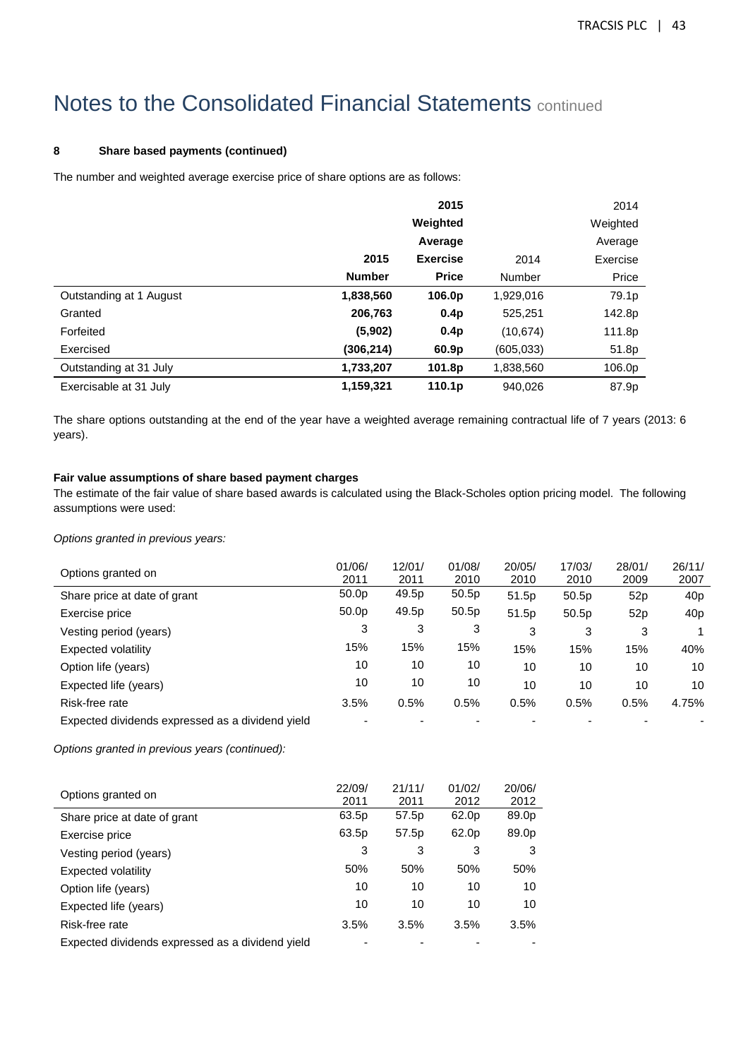# Notes to the Consolidated Financial Statements continued

**8 Share based payments (continued)**

The number and weighted average exercise price of share options are as follows:

| | **2015 Number** | **2015 Weighted Average Exercise Price** | 2014 Number | 2014 Weighted Average Exercise Price |
|---|---|---|---|---|
| Outstanding at 1 August | **1,838,560** | **106.0p** | 1,929,016 | 79.1p |
| Granted | **206,763** | **0.4p** | 525,251 | 142.8p |
| Forfeited | **(5,902)** | **0.4p** | (10,674) | 111.8p |
| Exercised | **(306,214)** | **60.9p** | (605,033) | 51.8p |
| Outstanding at 31 July | **1,733,207** | **101.8p** | 1,838,560 | 106.0p |
| Exercisable at 31 July | **1,159,321** | **110.1p** | 940,026 | 87.9p |

The share options outstanding at the end of the year have a weighted average remaining contractual life of 7 years (2013: 6 years).

**Fair value assumptions of share based payment charges**

The estimate of the fair value of share based awards is calculated using the Black-Scholes option pricing model. The following assumptions were used:

*Options granted in previous years:*

| Options granted on | 01/06/2011 | 12/01/2011 | 01/08/2010 | 20/05/2010 | 17/03/2010 | 28/01/2009 | 26/11/2007 |
|---|---|---|---|---|---|---|---|
| Share price at date of grant | 50.0p | 49.5p | 50.5p | 51.5p | 50.5p | 52p | 40p |
| Exercise price | 50.0p | 49.5p | 50.5p | 51.5p | 50.5p | 52p | 40p |
| Vesting period (years) | 3 | 3 | 3 | 3 | 3 | 3 | 1 |
| Expected volatility | 15% | 15% | 15% | 15% | 15% | 15% | 40% |
| Option life (years) | 10 | 10 | 10 | 10 | 10 | 10 | 10 |
| Expected life (years) | 10 | 10 | 10 | 10 | 10 | 10 | 10 |
| Risk-free rate | 3.5% | 0.5% | 0.5% | 0.5% | 0.5% | 0.5% | 4.75% |
| Expected dividends expressed as a dividend yield | - | - | - | - | - | - | - |

*Options granted in previous years (continued):*

| Options granted on | 22/09/2011 | 21/11/2011 | 01/02/2012 | 20/06/2012 |
|---|---|---|---|---|
| Share price at date of grant | 63.5p | 57.5p | 62.0p | 89.0p |
| Exercise price | 63.5p | 57.5p | 62.0p | 89.0p |
| Vesting period (years) | 3 | 3 | 3 | 3 |
| Expected volatility | 50% | 50% | 50% | 50% |
| Option life (years) | 10 | 10 | 10 | 10 |
| Expected life (years) | 10 | 10 | 10 | 10 |
| Risk-free rate | 3.5% | 3.5% | 3.5% | 3.5% |
| Expected dividends expressed as a dividend yield | - | - | - | - |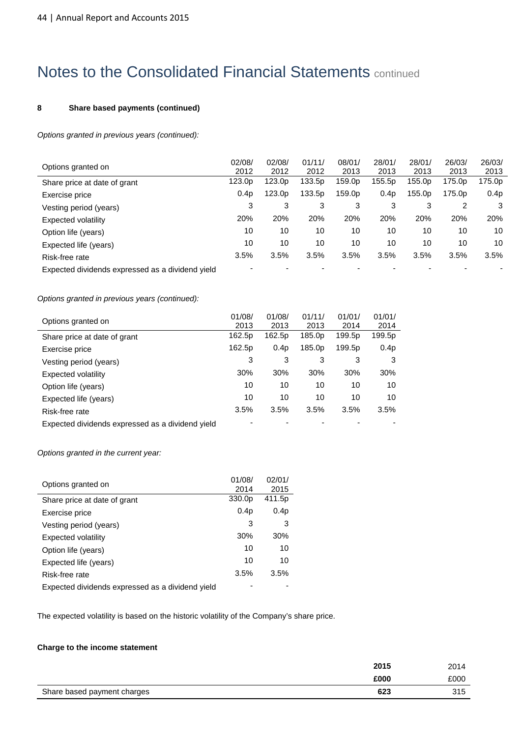# Notes to the Consolidated Financial Statements continued

**8 Share based payments (continued)**

*Options granted in previous years (continued):*

| Options granted on | 02/08/2012 | 02/08/2012 | 01/11/2012 | 08/01/2013 | 28/01/2013 | 28/01/2013 | 26/03/2013 | 26/03/2013 |
|---|---|---|---|---|---|---|---|---|
| Share price at date of grant | 123.0p | 123.0p | 133.5p | 159.0p | 155.5p | 155.0p | 175.0p | 175.0p |
| Exercise price | 0.4p | 123.0p | 133.5p | 159.0p | 0.4p | 155.0p | 175.0p | 0.4p |
| Vesting period (years) | 3 | 3 | 3 | 3 | 3 | 3 | 2 | 3 |
| Expected volatility | 20% | 20% | 20% | 20% | 20% | 20% | 20% | 20% |
| Option life (years) | 10 | 10 | 10 | 10 | 10 | 10 | 10 | 10 |
| Expected life (years) | 10 | 10 | 10 | 10 | 10 | 10 | 10 | 10 |
| Risk-free rate | 3.5% | 3.5% | 3.5% | 3.5% | 3.5% | 3.5% | 3.5% | 3.5% |
| Expected dividends expressed as a dividend yield | - | - | - | - | - | - | - | - |

*Options granted in previous years (continued):*

| Options granted on | 01/08/2013 | 01/08/2013 | 01/11/2013 | 01/01/2014 | 01/01/2014 |
|---|---|---|---|---|---|
| Share price at date of grant | 162.5p | 162.5p | 185.0p | 199.5p | 199.5p |
| Exercise price | 162.5p | 0.4p | 185.0p | 199.5p | 0.4p |
| Vesting period (years) | 3 | 3 | 3 | 3 | 3 |
| Expected volatility | 30% | 30% | 30% | 30% | 30% |
| Option life (years) | 10 | 10 | 10 | 10 | 10 |
| Expected life (years) | 10 | 10 | 10 | 10 | 10 |
| Risk-free rate | 3.5% | 3.5% | 3.5% | 3.5% | 3.5% |
| Expected dividends expressed as a dividend yield | - | - | - | - | - |

*Options granted in the current year:*

| Options granted on | 01/08/2014 | 02/01/2015 |
|---|---|---|
| Share price at date of grant | 330.0p | 411.5p |
| Exercise price | 0.4p | 0.4p |
| Vesting period (years) | 3 | 3 |
| Expected volatility | 30% | 30% |
| Option life (years) | 10 | 10 |
| Expected life (years) | 10 | 10 |
| Risk-free rate | 3.5% | 3.5% |
| Expected dividends expressed as a dividend yield | - | - |

The expected volatility is based on the historic volatility of the Company's share price.

**Charge to the income statement**

| | **2015** | 2014 |
|---|---|---|
| | **£000** | £000 |
| Share based payment charges | **623** | 315 |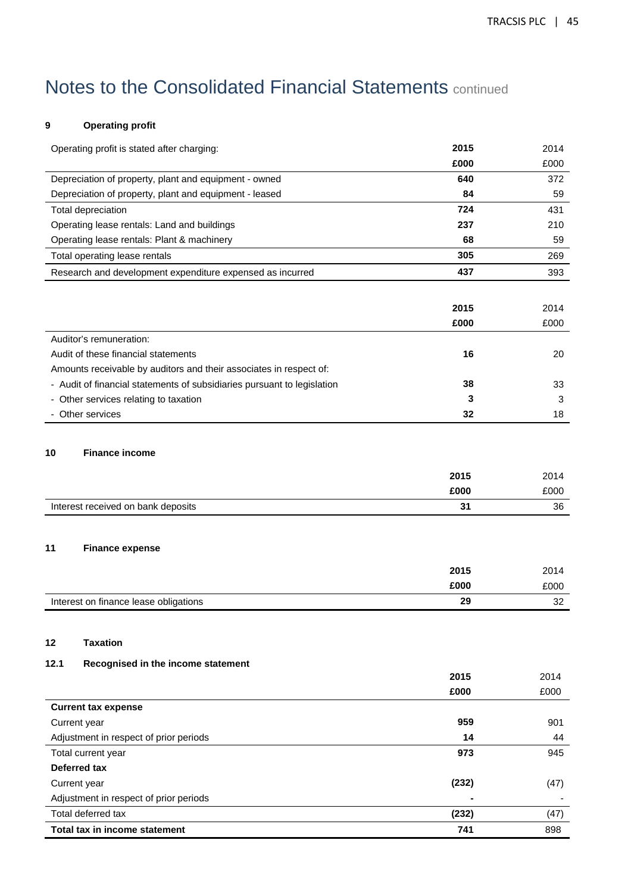# Notes to the Consolidated Financial Statements continued

**9 Operating profit**

| Operating profit is stated after charging: | **2015** | 2014 |
|---|---|---|
| | **£000** | £000 |
| Depreciation of property, plant and equipment - owned | **640** | 372 |
| Depreciation of property, plant and equipment - leased | **84** | 59 |
| Total depreciation | **724** | 431 |
| Operating lease rentals: Land and buildings | **237** | 210 |
| Operating lease rentals: Plant & machinery | **68** | 59 |
| Total operating lease rentals | **305** | 269 |
| Research and development expenditure expensed as incurred | **437** | 393 |

| | **2015** | 2014 |
|---|---|---|
| | **£000** | £000 |
| Auditor's remuneration: | | |
| Audit of these financial statements | **16** | 20 |
| Amounts receivable by auditors and their associates in respect of: | | |
| - Audit of financial statements of subsidiaries pursuant to legislation | **38** | 33 |
| - Other services relating to taxation | **3** | 3 |
| - Other services | **32** | 18 |

**10 Finance income**

| | **2015** | 2014 |
|---|---|---|
| | **£000** | £000 |
| Interest received on bank deposits | **31** | 36 |

**11 Finance expense**

| | **2015** | 2014 |
|---|---|---|
| | **£000** | £000 |
| Interest on finance lease obligations | **29** | 32 |

**12 Taxation**

**12.1 Recognised in the income statement**

| | **2015** | 2014 |
|---|---|---|
| | **£000** | £000 |
| **Current tax expense** | | |
| Current year | **959** | 901 |
| Adjustment in respect of prior periods | **14** | 44 |
| Total current year | **973** | 945 |
| **Deferred tax** | | |
| Current year | **(232)** | (47) |
| Adjustment in respect of prior periods | **-** | - |
| Total deferred tax | **(232)** | (47) |
| **Total tax in income statement** | **741** | 898 |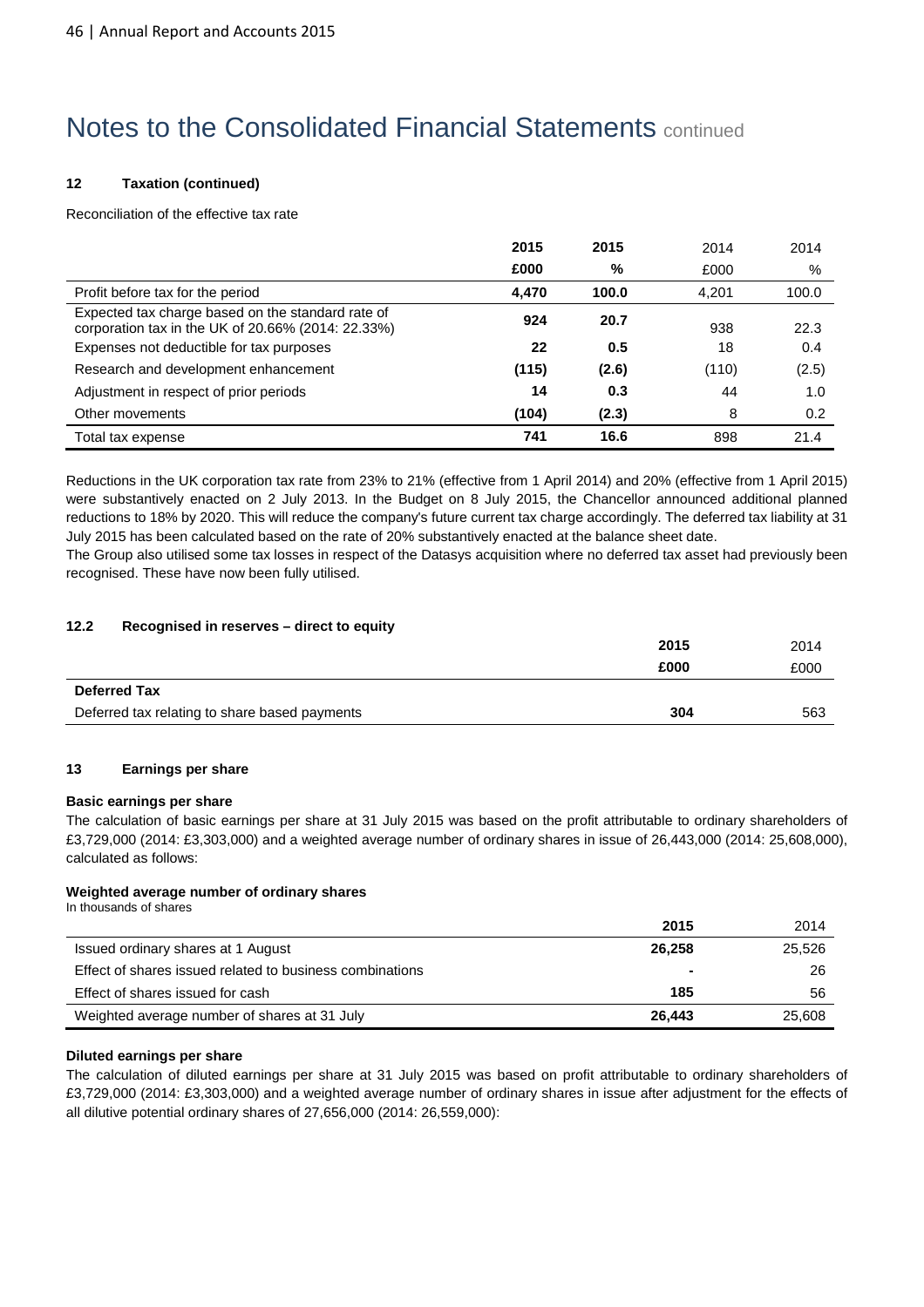# Notes to the Consolidated Financial Statements continued

### 12 Taxation (continued)

Reconciliation of the effective tax rate

| | 2015 | 2015 | 2014 | 2014 |
|---|---|---|---|---|
| | £000 | % | £000 | % |
| Profit before tax for the period | 4,470 | 100.0 | 4,201 | 100.0 |
| Expected tax charge based on the standard rate of corporation tax in the UK of 20.66% (2014: 22.33%) | 924 | 20.7 | 938 | 22.3 |
| Expenses not deductible for tax purposes | 22 | 0.5 | 18 | 0.4 |
| Research and development enhancement | (115) | (2.6) | (110) | (2.5) |
| Adjustment in respect of prior periods | 14 | 0.3 | 44 | 1.0 |
| Other movements | (104) | (2.3) | 8 | 0.2 |
| Total tax expense | 741 | 16.6 | 898 | 21.4 |

Reductions in the UK corporation tax rate from 23% to 21% (effective from 1 April 2014) and 20% (effective from 1 April 2015) were substantively enacted on 2 July 2013. In the Budget on 8 July 2015, the Chancellor announced additional planned reductions to 18% by 2020. This will reduce the company's future current tax charge accordingly. The deferred tax liability at 31 July 2015 has been calculated based on the rate of 20% substantively enacted at the balance sheet date.

The Group also utilised some tax losses in respect of the Datasys acquisition where no deferred tax asset had previously been recognised. These have now been fully utilised.

### 12.2 Recognised in reserves – direct to equity

| | 2015 | 2014 |
|---|---|---|
| | £000 | £000 |
| **Deferred Tax** | | |
| Deferred tax relating to share based payments | 304 | 563 |

### 13 Earnings per share

**Basic earnings per share**

The calculation of basic earnings per share at 31 July 2015 was based on the profit attributable to ordinary shareholders of £3,729,000 (2014: £3,303,000) and a weighted average number of ordinary shares in issue of 26,443,000 (2014: 25,608,000), calculated as follows:

**Weighted average number of ordinary shares**

In thousands of shares

| | 2015 | 2014 |
|---|---|---|
| Issued ordinary shares at 1 August | 26,258 | 25,526 |
| Effect of shares issued related to business combinations | - | 26 |
| Effect of shares issued for cash | 185 | 56 |
| Weighted average number of shares at 31 July | 26,443 | 25,608 |

**Diluted earnings per share**

The calculation of diluted earnings per share at 31 July 2015 was based on profit attributable to ordinary shareholders of £3,729,000 (2014: £3,303,000) and a weighted average number of ordinary shares in issue after adjustment for the effects of all dilutive potential ordinary shares of 27,656,000 (2014: 26,559,000):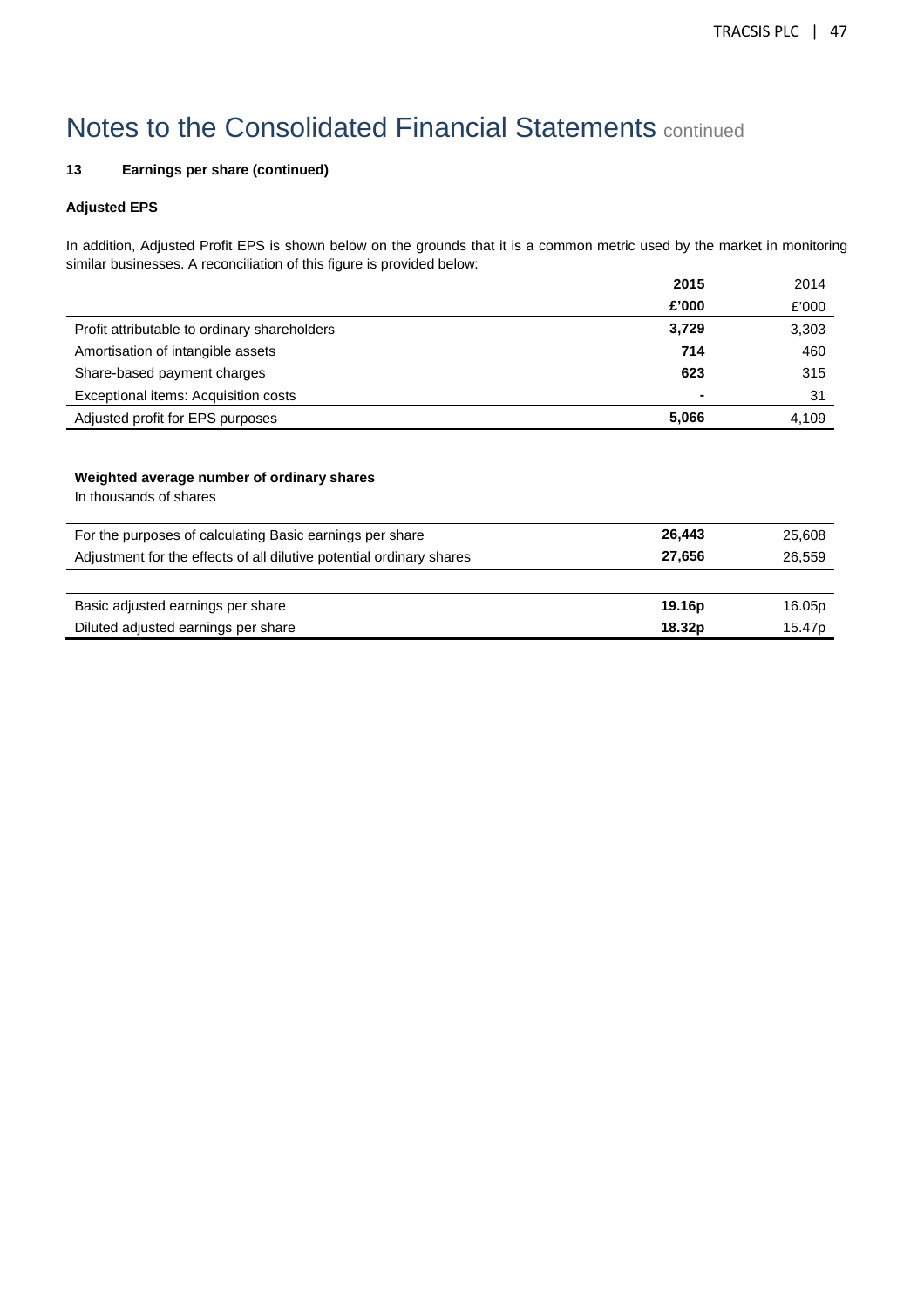# Notes to the Consolidated Financial Statements continued

**13 Earnings per share (continued)**

**Adjusted EPS**

In addition, Adjusted Profit EPS is shown below on the grounds that it is a common metric used by the market in monitoring similar businesses. A reconciliation of this figure is provided below:

| | **2015** | 2014 |
|---|---|---|
| | **£'000** | £'000 |
| Profit attributable to ordinary shareholders | **3,729** | 3,303 |
| Amortisation of intangible assets | **714** | 460 |
| Share-based payment charges | **623** | 315 |
| Exceptional items: Acquisition costs | **-** | 31 |
| Adjusted profit for EPS purposes | **5,066** | 4,109 |

**Weighted average number of ordinary shares**

In thousands of shares

| | **2015** | 2014 |
|---|---|---|
| For the purposes of calculating Basic earnings per share | **26,443** | 25,608 |
| Adjustment for the effects of all dilutive potential ordinary shares | **27,656** | 26,559 |
| | | |
| Basic adjusted earnings per share | **19.16p** | 16.05p |
| Diluted adjusted earnings per share | **18.32p** | 15.47p |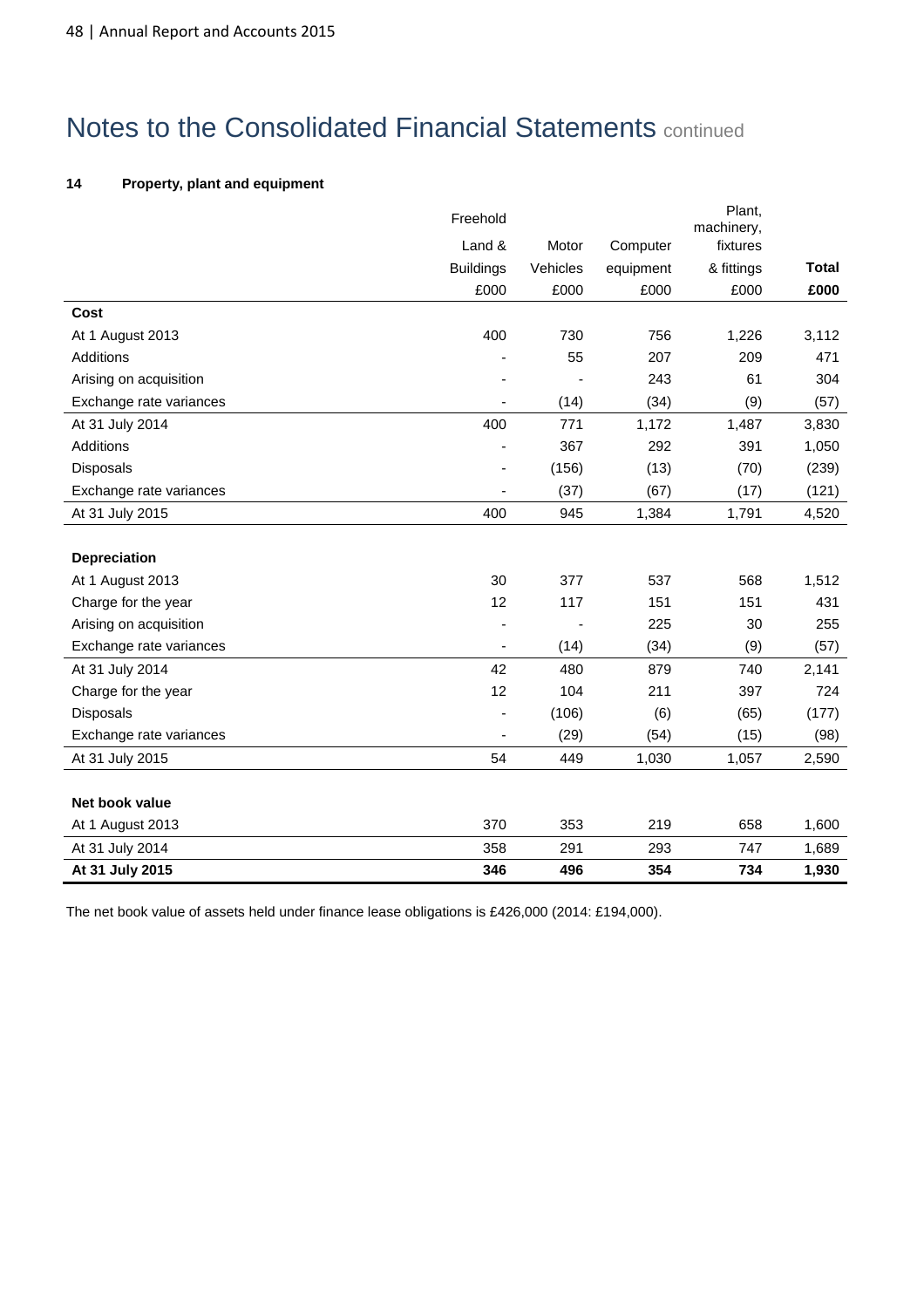# Notes to the Consolidated Financial Statements continued

**14 Property, plant and equipment**

| | Freehold Land & Buildings £000 | Motor Vehicles £000 | Computer equipment £000 | Plant, machinery, fixtures & fittings £000 | **Total £000** |
|---|---|---|---|---|---|
| **Cost** | | | | | |
| At 1 August 2013 | 400 | 730 | 756 | 1,226 | 3,112 |
| Additions | - | 55 | 207 | 209 | 471 |
| Arising on acquisition | - | - | 243 | 61 | 304 |
| Exchange rate variances | - | (14) | (34) | (9) | (57) |
| At 31 July 2014 | 400 | 771 | 1,172 | 1,487 | 3,830 |
| Additions | - | 367 | 292 | 391 | 1,050 |
| Disposals | - | (156) | (13) | (70) | (239) |
| Exchange rate variances | - | (37) | (67) | (17) | (121) |
| At 31 July 2015 | 400 | 945 | 1,384 | 1,791 | 4,520 |
| | | | | | |
| **Depreciation** | | | | | |
| At 1 August 2013 | 30 | 377 | 537 | 568 | 1,512 |
| Charge for the year | 12 | 117 | 151 | 151 | 431 |
| Arising on acquisition | - | - | 225 | 30 | 255 |
| Exchange rate variances | - | (14) | (34) | (9) | (57) |
| At 31 July 2014 | 42 | 480 | 879 | 740 | 2,141 |
| Charge for the year | 12 | 104 | 211 | 397 | 724 |
| Disposals | - | (106) | (6) | (65) | (177) |
| Exchange rate variances | - | (29) | (54) | (15) | (98) |
| At 31 July 2015 | 54 | 449 | 1,030 | 1,057 | 2,590 |
| | | | | | |
| **Net book value** | | | | | |
| At 1 August 2013 | 370 | 353 | 219 | 658 | 1,600 |
| At 31 July 2014 | 358 | 291 | 293 | 747 | 1,689 |
| **At 31 July 2015** | **346** | **496** | **354** | **734** | **1,930** |

The net book value of assets held under finance lease obligations is £426,000 (2014: £194,000).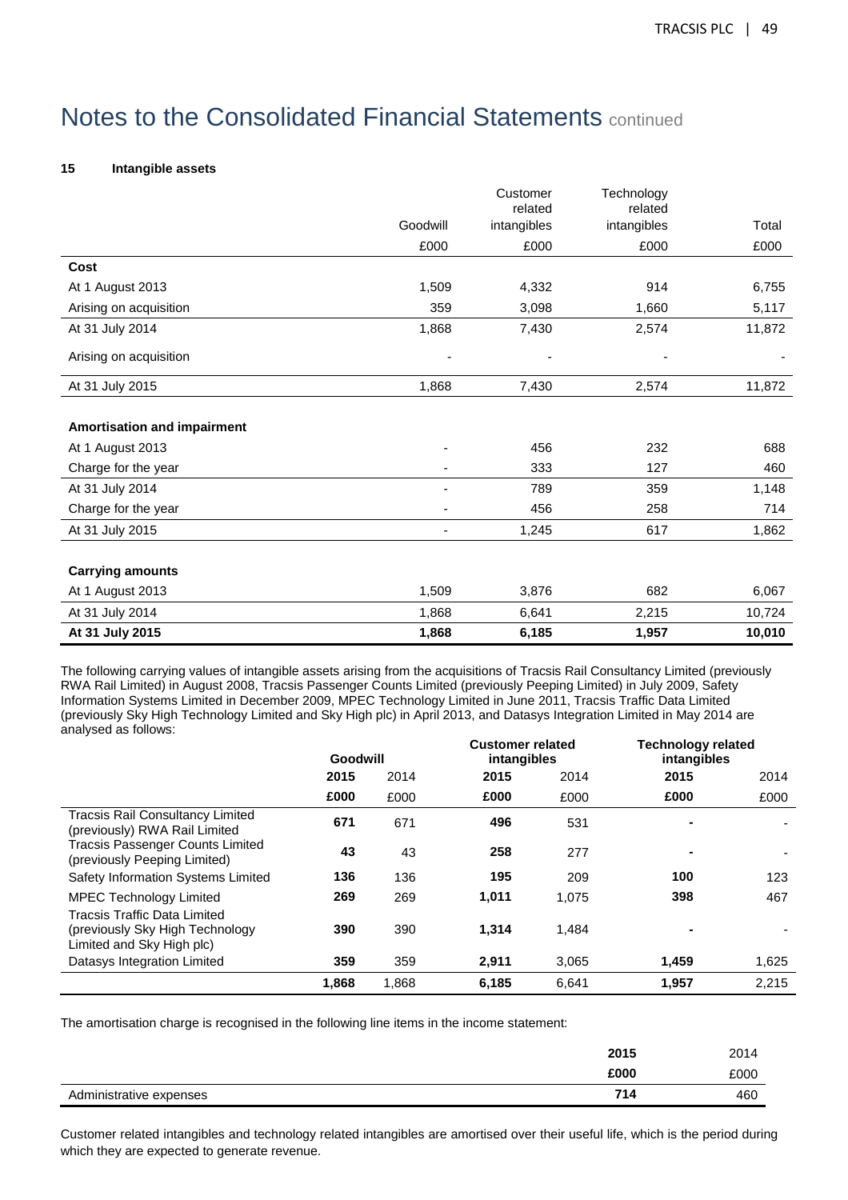# Notes to the Consolidated Financial Statements continued

## 15 Intangible assets

| | Goodwill | Customer related intangibles | Technology related intangibles | Total |
|---|---|---|---|---|
| | £000 | £000 | £000 | £000 |
| **Cost** | | | | |
| At 1 August 2013 | 1,509 | 4,332 | 914 | 6,755 |
| Arising on acquisition | 359 | 3,098 | 1,660 | 5,117 |
| At 31 July 2014 | 1,868 | 7,430 | 2,574 | 11,872 |
| Arising on acquisition | - | - | - | - |
| At 31 July 2015 | 1,868 | 7,430 | 2,574 | 11,872 |
| | | | | |
| **Amortisation and impairment** | | | | |
| At 1 August 2013 | - | 456 | 232 | 688 |
| Charge for the year | - | 333 | 127 | 460 |
| At 31 July 2014 | - | 789 | 359 | 1,148 |
| Charge for the year | - | 456 | 258 | 714 |
| At 31 July 2015 | - | 1,245 | 617 | 1,862 |
| | | | | |
| **Carrying amounts** | | | | |
| At 1 August 2013 | 1,509 | 3,876 | 682 | 6,067 |
| At 31 July 2014 | 1,868 | 6,641 | 2,215 | 10,724 |
| **At 31 July 2015** | **1,868** | **6,185** | **1,957** | **10,010** |

The following carrying values of intangible assets arising from the acquisitions of Tracsis Rail Consultancy Limited (previously RWA Rail Limited) in August 2008, Tracsis Passenger Counts Limited (previously Peeping Limited) in July 2009, Safety Information Systems Limited in December 2009, MPEC Technology Limited in June 2011, Tracsis Traffic Data Limited (previously Sky High Technology Limited and Sky High plc) in April 2013, and Datasys Integration Limited in May 2014 are analysed as follows:

| | **Goodwill** | | **Customer related intangibles** | | **Technology related intangibles** | |
|---|---|---|---|---|---|---|
| | **2015** | 2014 | **2015** | 2014 | **2015** | 2014 |
| | **£000** | £000 | **£000** | £000 | **£000** | £000 |
| Tracsis Rail Consultancy Limited (previously) RWA Rail Limited | **671** | 671 | **496** | 531 | **-** | - |
| Tracsis Passenger Counts Limited (previously Peeping Limited) | **43** | 43 | **258** | 277 | **-** | - |
| Safety Information Systems Limited | **136** | 136 | **195** | 209 | **100** | 123 |
| MPEC Technology Limited | **269** | 269 | **1,011** | 1,075 | **398** | 467 |
| Tracsis Traffic Data Limited (previously Sky High Technology Limited and Sky High plc) | **390** | 390 | **1,314** | 1,484 | **-** | - |
| Datasys Integration Limited | **359** | 359 | **2,911** | 3,065 | **1,459** | 1,625 |
| | **1,868** | 1,868 | **6,185** | 6,641 | **1,957** | 2,215 |

The amortisation charge is recognised in the following line items in the income statement:

| | **2015** | 2014 |
|---|---|---|
| | **£000** | £000 |
| Administrative expenses | **714** | 460 |

Customer related intangibles and technology related intangibles are amortised over their useful life, which is the period during which they are expected to generate revenue.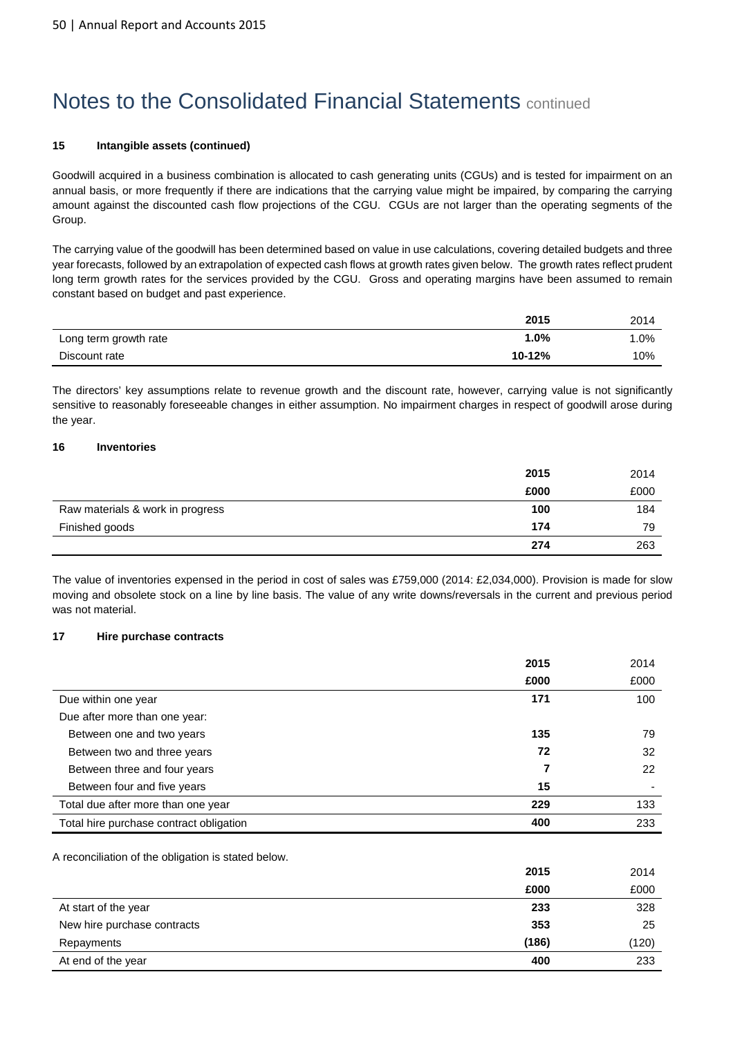# Notes to the Consolidated Financial Statements continued

#### 15 Intangible assets (continued)

Goodwill acquired in a business combination is allocated to cash generating units (CGUs) and is tested for impairment on an annual basis, or more frequently if there are indications that the carrying value might be impaired, by comparing the carrying amount against the discounted cash flow projections of the CGU. CGUs are not larger than the operating segments of the Group.

The carrying value of the goodwill has been determined based on value in use calculations, covering detailed budgets and three year forecasts, followed by an extrapolation of expected cash flows at growth rates given below. The growth rates reflect prudent long term growth rates for the services provided by the CGU. Gross and operating margins have been assumed to remain constant based on budget and past experience.

| | **2015** | 2014 |
|---|---|---|
| Long term growth rate | **1.0%** | 1.0% |
| Discount rate | **10-12%** | 10% |

The directors' key assumptions relate to revenue growth and the discount rate, however, carrying value is not significantly sensitive to reasonably foreseeable changes in either assumption. No impairment charges in respect of goodwill arose during the year.

#### 16 Inventories

| | **2015** | 2014 |
|---|---|---|
| | **£000** | £000 |
| Raw materials & work in progress | **100** | 184 |
| Finished goods | **174** | 79 |
| | **274** | 263 |

The value of inventories expensed in the period in cost of sales was £759,000 (2014: £2,034,000). Provision is made for slow moving and obsolete stock on a line by line basis. The value of any write downs/reversals in the current and previous period was not material.

#### 17 Hire purchase contracts

| | **2015** | 2014 |
|---|---|---|
| | **£000** | £000 |
| Due within one year | **171** | 100 |
| Due after more than one year: | | |
| Between one and two years | **135** | 79 |
| Between two and three years | **72** | 32 |
| Between three and four years | **7** | 22 |
| Between four and five years | **15** | - |
| Total due after more than one year | **229** | 133 |
| Total hire purchase contract obligation | **400** | 233 |

A reconciliation of the obligation is stated below.

| | **2015** | 2014 |
|---|---|---|
| | **£000** | £000 |
| At start of the year | **233** | 328 |
| New hire purchase contracts | **353** | 25 |
| Repayments | **(186)** | (120) |
| At end of the year | **400** | 233 |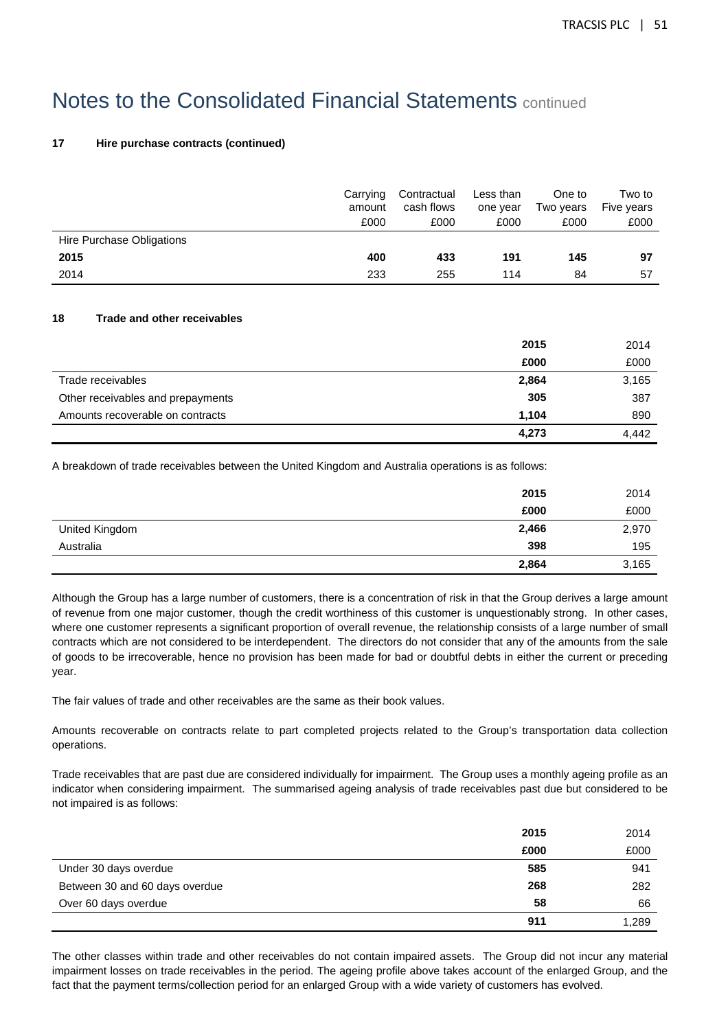# Notes to the Consolidated Financial Statements continued

### 17 Hire purchase contracts (continued)

| | Carrying amount £000 | Contractual cash flows £000 | Less than one year £000 | One to Two years £000 | Two to Five years £000 |
|---|---|---|---|---|---|
| Hire Purchase Obligations | | | | | |
| **2015** | **400** | **433** | **191** | **145** | **97** |
| 2014 | 233 | 255 | 114 | 84 | 57 |

### 18 Trade and other receivables

| | **2015** | 2014 |
|---|---|---|
| | **£000** | £000 |
| Trade receivables | **2,864** | 3,165 |
| Other receivables and prepayments | **305** | 387 |
| Amounts recoverable on contracts | **1,104** | 890 |
| | **4,273** | 4,442 |

A breakdown of trade receivables between the United Kingdom and Australia operations is as follows:

| | **2015** | 2014 |
|---|---|---|
| | **£000** | £000 |
| United Kingdom | **2,466** | 2,970 |
| Australia | **398** | 195 |
| | **2,864** | 3,165 |

Although the Group has a large number of customers, there is a concentration of risk in that the Group derives a large amount of revenue from one major customer, though the credit worthiness of this customer is unquestionably strong. In other cases, where one customer represents a significant proportion of overall revenue, the relationship consists of a large number of small contracts which are not considered to be interdependent. The directors do not consider that any of the amounts from the sale of goods to be irrecoverable, hence no provision has been made for bad or doubtful debts in either the current or preceding year.

The fair values of trade and other receivables are the same as their book values.

Amounts recoverable on contracts relate to part completed projects related to the Group's transportation data collection operations.

Trade receivables that are past due are considered individually for impairment. The Group uses a monthly ageing profile as an indicator when considering impairment. The summarised ageing analysis of trade receivables past due but considered to be not impaired is as follows:

| | **2015** | 2014 |
|---|---|---|
| | **£000** | £000 |
| Under 30 days overdue | **585** | 941 |
| Between 30 and 60 days overdue | **268** | 282 |
| Over 60 days overdue | **58** | 66 |
| | **911** | 1,289 |

The other classes within trade and other receivables do not contain impaired assets. The Group did not incur any material impairment losses on trade receivables in the period. The ageing profile above takes account of the enlarged Group, and the fact that the payment terms/collection period for an enlarged Group with a wide variety of customers has evolved.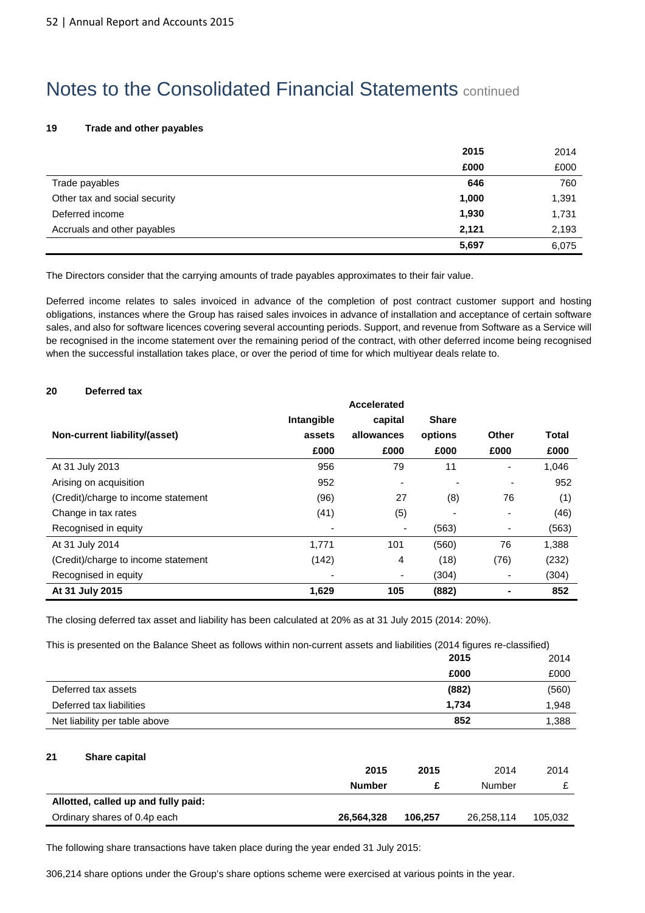# Notes to the Consolidated Financial Statements continued

### 19 Trade and other payables

| | 2015 | 2014 |
|---|---|---|
| | £000 | £000 |
| Trade payables | 646 | 760 |
| Other tax and social security | 1,000 | 1,391 |
| Deferred income | 1,930 | 1,731 |
| Accruals and other payables | 2,121 | 2,193 |
| | 5,697 | 6,075 |

The Directors consider that the carrying amounts of trade payables approximates to their fair value.

Deferred income relates to sales invoiced in advance of the completion of post contract customer support and hosting obligations, instances where the Group has raised sales invoices in advance of installation and acceptance of certain software sales, and also for software licences covering several accounting periods. Support, and revenue from Software as a Service will be recognised in the income statement over the remaining period of the contract, with other deferred income being recognised when the successful installation takes place, or over the period of time for which multiyear deals relate to.

### 20 Deferred tax

| Non-current liability/(asset) | Intangible assets | Accelerated capital allowances | Share options | Other | Total |
|---|---|---|---|---|---|
| | £000 | £000 | £000 | £000 | £000 |
| At 31 July 2013 | 956 | 79 | 11 | - | 1,046 |
| Arising on acquisition | 952 | - | - | - | 952 |
| (Credit)/charge to income statement | (96) | 27 | (8) | 76 | (1) |
| Change in tax rates | (41) | (5) | - | - | (46) |
| Recognised in equity | - | - | (563) | - | (563) |
| At 31 July 2014 | 1,771 | 101 | (560) | 76 | 1,388 |
| (Credit)/charge to income statement | (142) | 4 | (18) | (76) | (232) |
| Recognised in equity | - | - | (304) | - | (304) |
| **At 31 July 2015** | **1,629** | **105** | **(882)** | **-** | **852** |

The closing deferred tax asset and liability has been calculated at 20% as at 31 July 2015 (2014: 20%).

This is presented on the Balance Sheet as follows within non-current assets and liabilities (2014 figures re-classified)

| | 2015 | 2014 |
|---|---|---|
| | £000 | £000 |
| Deferred tax assets | (882) | (560) |
| Deferred tax liabilities | 1,734 | 1,948 |
| Net liability per table above | 852 | 1,388 |

### 21 Share capital

| | 2015 | 2015 | 2014 | 2014 |
|---|---|---|---|---|
| | Number | £ | Number | £ |
| **Allotted, called up and fully paid:** | | | | |
| Ordinary shares of 0.4p each | 26,564,328 | 106,257 | 26,258,114 | 105,032 |

The following share transactions have taken place during the year ended 31 July 2015:

306,214 share options under the Group's share options scheme were exercised at various points in the year.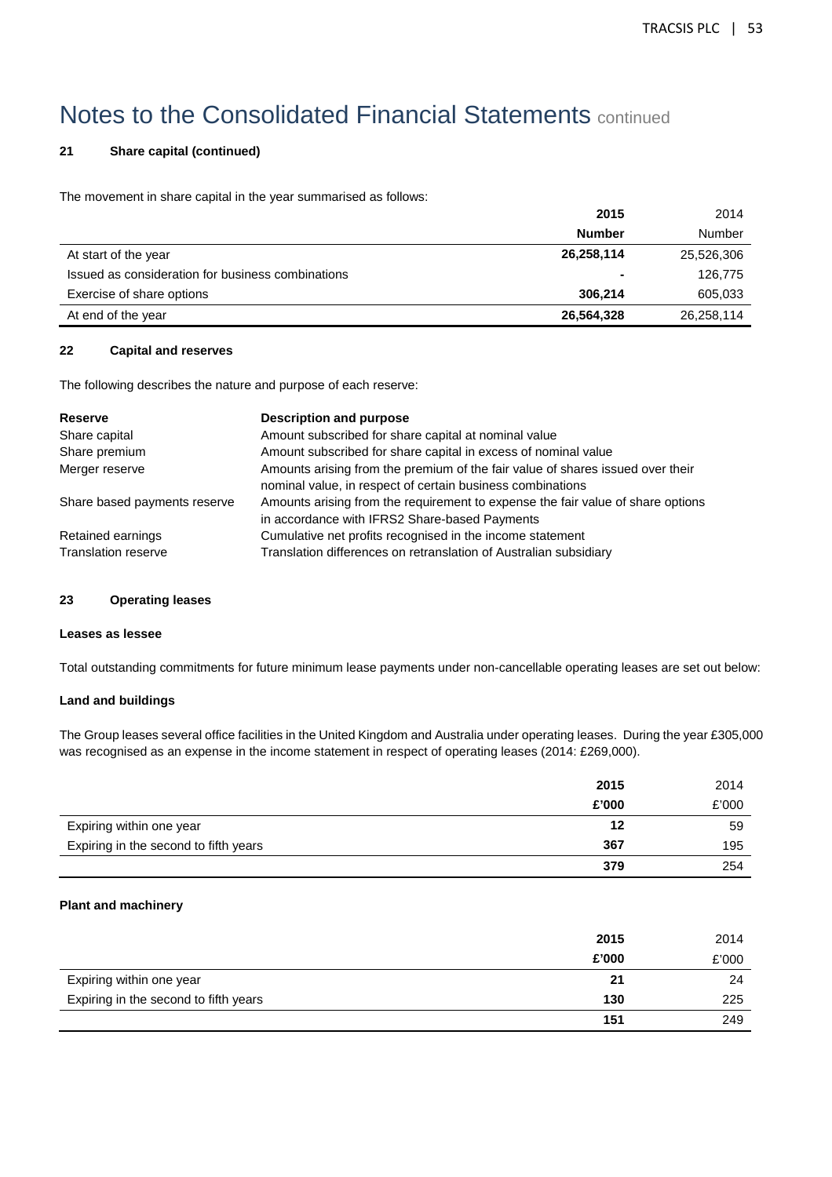# Notes to the Consolidated Financial Statements continued

## 21 Share capital (continued)

The movement in share capital in the year summarised as follows:

| | **2015** | 2014 |
|---|---|---|
| | **Number** | Number |
| At start of the year | **26,258,114** | 25,526,306 |
| Issued as consideration for business combinations | **-** | 126,775 |
| Exercise of share options | **306,214** | 605,033 |
| At end of the year | **26,564,328** | 26,258,114 |

## 22 Capital and reserves

The following describes the nature and purpose of each reserve:

| **Reserve** | **Description and purpose** |
|---|---|
| Share capital | Amount subscribed for share capital at nominal value |
| Share premium | Amount subscribed for share capital in excess of nominal value |
| Merger reserve | Amounts arising from the premium of the fair value of shares issued over their nominal value, in respect of certain business combinations |
| Share based payments reserve | Amounts arising from the requirement to expense the fair value of share options in accordance with IFRS2 Share-based Payments |
| Retained earnings | Cumulative net profits recognised in the income statement |
| Translation reserve | Translation differences on retranslation of Australian subsidiary |

## 23 Operating leases

**Leases as lessee**

Total outstanding commitments for future minimum lease payments under non-cancellable operating leases are set out below:

**Land and buildings**

The Group leases several office facilities in the United Kingdom and Australia under operating leases. During the year £305,000 was recognised as an expense in the income statement in respect of operating leases (2014: £269,000).

| | **2015** | 2014 |
|---|---|---|
| | **£'000** | £'000 |
| Expiring within one year | **12** | 59 |
| Expiring in the second to fifth years | **367** | 195 |
| | **379** | 254 |

**Plant and machinery**

| | **2015** | 2014 |
|---|---|---|
| | **£'000** | £'000 |
| Expiring within one year | **21** | 24 |
| Expiring in the second to fifth years | **130** | 225 |
| | **151** | 249 |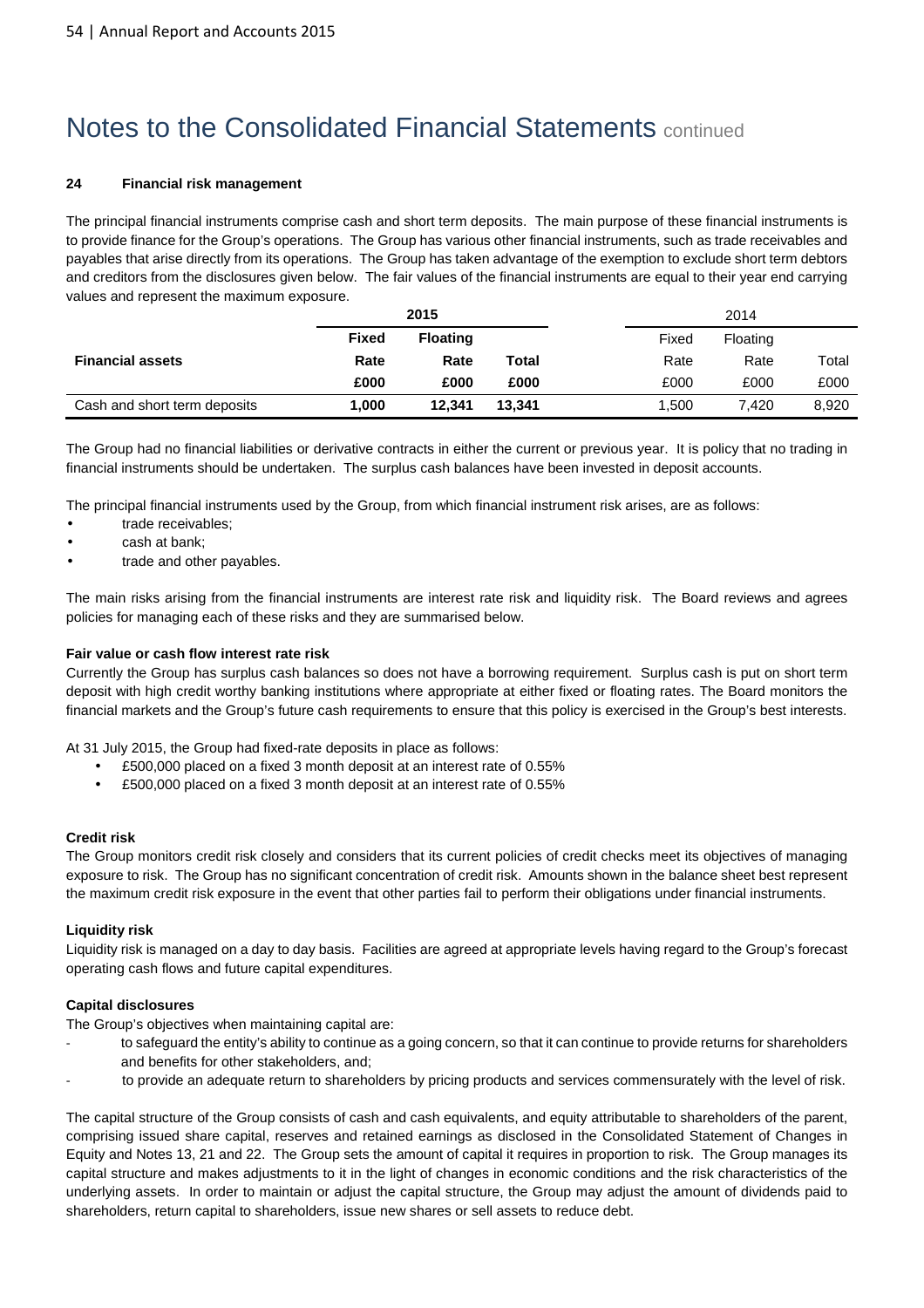# Notes to the Consolidated Financial Statements continued

### 24 Financial risk management

The principal financial instruments comprise cash and short term deposits. The main purpose of these financial instruments is to provide finance for the Group's operations. The Group has various other financial instruments, such as trade receivables and payables that arise directly from its operations. The Group has taken advantage of the exemption to exclude short term debtors and creditors from the disclosures given below. The fair values of the financial instruments are equal to their year end carrying values and represent the maximum exposure.

| | **2015** | | | 2014 | | |
|---|---|---|---|---|---|---|
| | **Fixed** | **Floating** | | Fixed | Floating | |
| **Financial assets** | **Rate** | **Rate** | **Total** | Rate | Rate | Total |
| | **£000** | **£000** | **£000** | £000 | £000 | £000 |
| Cash and short term deposits | **1,000** | **12,341** | **13,341** | 1,500 | 7,420 | 8,920 |

The Group had no financial liabilities or derivative contracts in either the current or previous year. It is policy that no trading in financial instruments should be undertaken. The surplus cash balances have been invested in deposit accounts.

The principal financial instruments used by the Group, from which financial instrument risk arises, are as follows:

- trade receivables;
- cash at bank;
- trade and other payables.

The main risks arising from the financial instruments are interest rate risk and liquidity risk. The Board reviews and agrees policies for managing each of these risks and they are summarised below.

**Fair value or cash flow interest rate risk**

Currently the Group has surplus cash balances so does not have a borrowing requirement. Surplus cash is put on short term deposit with high credit worthy banking institutions where appropriate at either fixed or floating rates. The Board monitors the financial markets and the Group's future cash requirements to ensure that this policy is exercised in the Group's best interests.

At 31 July 2015, the Group had fixed-rate deposits in place as follows:

- £500,000 placed on a fixed 3 month deposit at an interest rate of 0.55%
- £500,000 placed on a fixed 3 month deposit at an interest rate of 0.55%

**Credit risk**

The Group monitors credit risk closely and considers that its current policies of credit checks meet its objectives of managing exposure to risk. The Group has no significant concentration of credit risk. Amounts shown in the balance sheet best represent the maximum credit risk exposure in the event that other parties fail to perform their obligations under financial instruments.

**Liquidity risk**

Liquidity risk is managed on a day to day basis. Facilities are agreed at appropriate levels having regard to the Group's forecast operating cash flows and future capital expenditures.

**Capital disclosures**

The Group's objectives when maintaining capital are:

- to safeguard the entity's ability to continue as a going concern, so that it can continue to provide returns for shareholders and benefits for other stakeholders, and;
- to provide an adequate return to shareholders by pricing products and services commensurately with the level of risk.

The capital structure of the Group consists of cash and cash equivalents, and equity attributable to shareholders of the parent, comprising issued share capital, reserves and retained earnings as disclosed in the Consolidated Statement of Changes in Equity and Notes 13, 21 and 22. The Group sets the amount of capital it requires in proportion to risk. The Group manages its capital structure and makes adjustments to it in the light of changes in economic conditions and the risk characteristics of the underlying assets. In order to maintain or adjust the capital structure, the Group may adjust the amount of dividends paid to shareholders, return capital to shareholders, issue new shares or sell assets to reduce debt.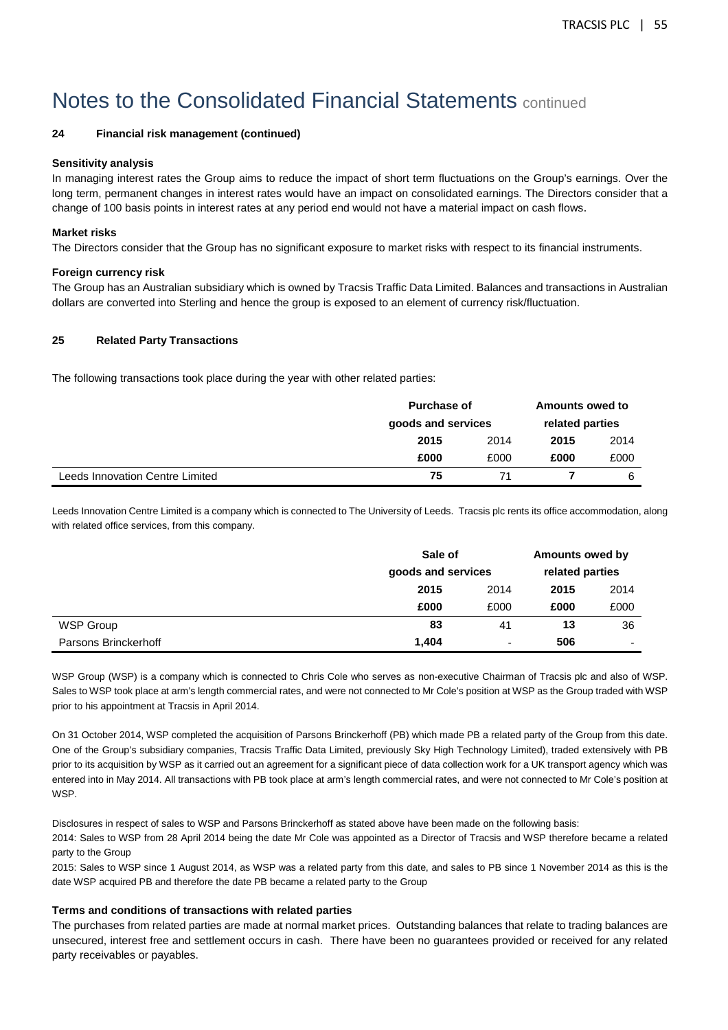# Notes to the Consolidated Financial Statements continued

**24 Financial risk management (continued)**

**Sensitivity analysis**

In managing interest rates the Group aims to reduce the impact of short term fluctuations on the Group's earnings. Over the long term, permanent changes in interest rates would have an impact on consolidated earnings. The Directors consider that a change of 100 basis points in interest rates at any period end would not have a material impact on cash flows.

**Market risks**

The Directors consider that the Group has no significant exposure to market risks with respect to its financial instruments.

**Foreign currency risk**

The Group has an Australian subsidiary which is owned by Tracsis Traffic Data Limited. Balances and transactions in Australian dollars are converted into Sterling and hence the group is exposed to an element of currency risk/fluctuation.

**25 Related Party Transactions**

The following transactions took place during the year with other related parties:

| | Purchase of goods and services | | Amounts owed to related parties | |
|---|---|---|---|---|
| | **2015** | 2014 | **2015** | 2014 |
| | **£000** | £000 | **£000** | £000 |
| Leeds Innovation Centre Limited | **75** | 71 | **7** | 6 |

Leeds Innovation Centre Limited is a company which is connected to The University of Leeds. Tracsis plc rents its office accommodation, along with related office services, from this company.

| | Sale of goods and services | | Amounts owed by related parties | |
|---|---|---|---|---|
| | **2015** | 2014 | **2015** | 2014 |
| | **£000** | £000 | **£000** | £000 |
| WSP Group | **83** | 41 | **13** | 36 |
| Parsons Brinckerhoff | **1,404** | - | **506** | - |

WSP Group (WSP) is a company which is connected to Chris Cole who serves as non-executive Chairman of Tracsis plc and also of WSP. Sales to WSP took place at arm's length commercial rates, and were not connected to Mr Cole's position at WSP as the Group traded with WSP prior to his appointment at Tracsis in April 2014.

On 31 October 2014, WSP completed the acquisition of Parsons Brinckerhoff (PB) which made PB a related party of the Group from this date. One of the Group's subsidiary companies, Tracsis Traffic Data Limited, previously Sky High Technology Limited), traded extensively with PB prior to its acquisition by WSP as it carried out an agreement for a significant piece of data collection work for a UK transport agency which was entered into in May 2014. All transactions with PB took place at arm's length commercial rates, and were not connected to Mr Cole's position at WSP.

Disclosures in respect of sales to WSP and Parsons Brinckerhoff as stated above have been made on the following basis:

2014: Sales to WSP from 28 April 2014 being the date Mr Cole was appointed as a Director of Tracsis and WSP therefore became a related party to the Group

2015: Sales to WSP since 1 August 2014, as WSP was a related party from this date, and sales to PB since 1 November 2014 as this is the date WSP acquired PB and therefore the date PB became a related party to the Group

**Terms and conditions of transactions with related parties**

The purchases from related parties are made at normal market prices. Outstanding balances that relate to trading balances are unsecured, interest free and settlement occurs in cash. There have been no guarantees provided or received for any related party receivables or payables.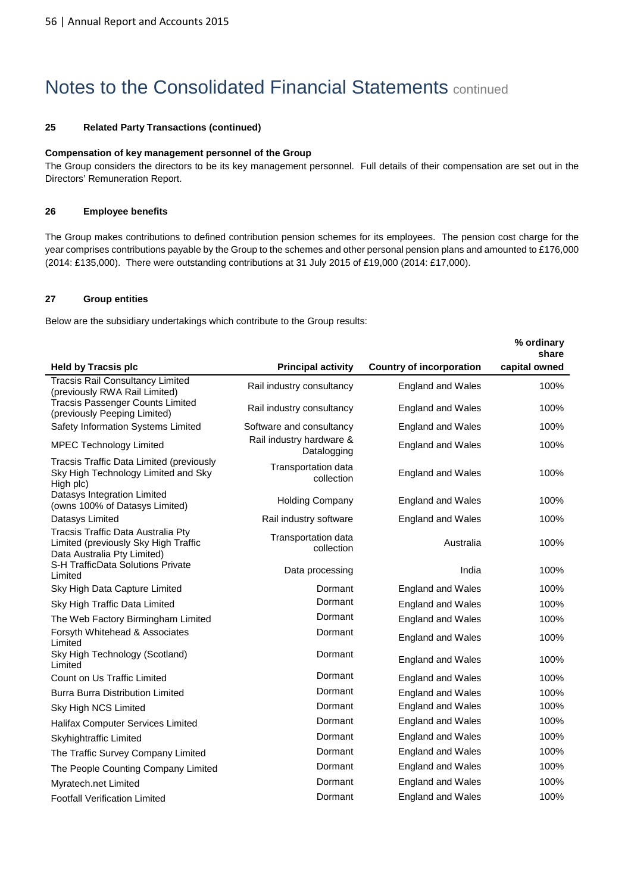# Notes to the Consolidated Financial Statements continued

### 25 Related Party Transactions (continued)

**Compensation of key management personnel of the Group**

The Group considers the directors to be its key management personnel. Full details of their compensation are set out in the Directors' Remuneration Report.

### 26 Employee benefits

The Group makes contributions to defined contribution pension schemes for its employees. The pension cost charge for the year comprises contributions payable by the Group to the schemes and other personal pension plans and amounted to £176,000 (2014: £135,000). There were outstanding contributions at 31 July 2015 of £19,000 (2014: £17,000).

### 27 Group entities

Below are the subsidiary undertakings which contribute to the Group results:

| Held by Tracsis plc | Principal activity | Country of incorporation | % ordinary share capital owned |
|---|---|---|---|
| Tracsis Rail Consultancy Limited (previously RWA Rail Limited) | Rail industry consultancy | England and Wales | 100% |
| Tracsis Passenger Counts Limited (previously Peeping Limited) | Rail industry consultancy | England and Wales | 100% |
| Safety Information Systems Limited | Software and consultancy | England and Wales | 100% |
| MPEC Technology Limited | Rail industry hardware & Datalogging | England and Wales | 100% |
| Tracsis Traffic Data Limited (previously Sky High Technology Limited and Sky High plc) | Transportation data collection | England and Wales | 100% |
| Datasys Integration Limited (owns 100% of Datasys Limited) | Holding Company | England and Wales | 100% |
| Datasys Limited | Rail industry software | England and Wales | 100% |
| Tracsis Traffic Data Australia Pty Limited (previously Sky High Traffic Data Australia Pty Limited) | Transportation data collection | Australia | 100% |
| S-H TrafficData Solutions Private Limited | Data processing | India | 100% |
| Sky High Data Capture Limited | Dormant | England and Wales | 100% |
| Sky High Traffic Data Limited | Dormant | England and Wales | 100% |
| The Web Factory Birmingham Limited | Dormant | England and Wales | 100% |
| Forsyth Whitehead & Associates Limited | Dormant | England and Wales | 100% |
| Sky High Technology (Scotland) Limited | Dormant | England and Wales | 100% |
| Count on Us Traffic Limited | Dormant | England and Wales | 100% |
| Burra Burra Distribution Limited | Dormant | England and Wales | 100% |
| Sky High NCS Limited | Dormant | England and Wales | 100% |
| Halifax Computer Services Limited | Dormant | England and Wales | 100% |
| Skyhightraffic Limited | Dormant | England and Wales | 100% |
| The Traffic Survey Company Limited | Dormant | England and Wales | 100% |
| The People Counting Company Limited | Dormant | England and Wales | 100% |
| Myratech.net Limited | Dormant | England and Wales | 100% |
| Footfall Verification Limited | Dormant | England and Wales | 100% |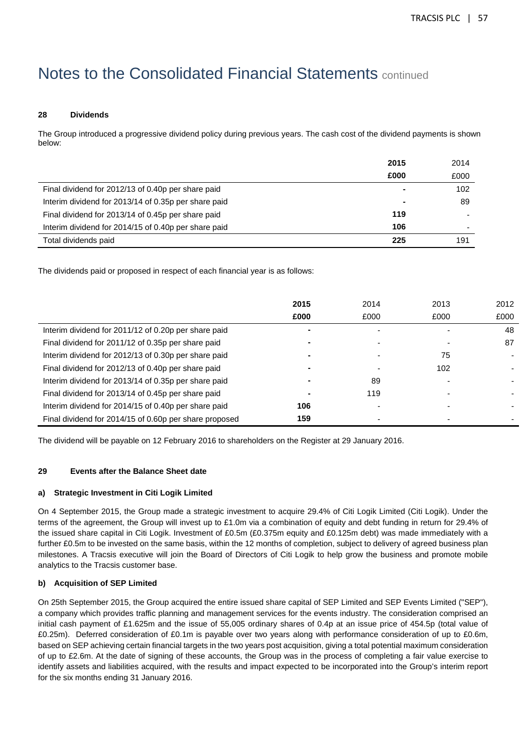# Notes to the Consolidated Financial Statements continued

**28 Dividends**

The Group introduced a progressive dividend policy during previous years. The cash cost of the dividend payments is shown below:

| | 2015 | 2014 |
|---|---|---|
| | £000 | £000 |
| Final dividend for 2012/13 of 0.40p per share paid | - | 102 |
| Interim dividend for 2013/14 of 0.35p per share paid | - | 89 |
| Final dividend for 2013/14 of 0.45p per share paid | 119 | - |
| Interim dividend for 2014/15 of 0.40p per share paid | 106 | - |
| Total dividends paid | 225 | 191 |

The dividends paid or proposed in respect of each financial year is as follows:

| | 2015 | 2014 | 2013 | 2012 |
|---|---|---|---|---|
| | £000 | £000 | £000 | £000 |
| Interim dividend for 2011/12 of 0.20p per share paid | - | - | - | 48 |
| Final dividend for 2011/12 of 0.35p per share paid | - | - | - | 87 |
| Interim dividend for 2012/13 of 0.30p per share paid | - | - | 75 | - |
| Final dividend for 2012/13 of 0.40p per share paid | - | - | 102 | - |
| Interim dividend for 2013/14 of 0.35p per share paid | - | 89 | - | - |
| Final dividend for 2013/14 of 0.45p per share paid | - | 119 | - | - |
| Interim dividend for 2014/15 of 0.40p per share paid | 106 | - | - | - |
| Final dividend for 2014/15 of 0.60p per share proposed | 159 | - | - | - |

The dividend will be payable on 12 February 2016 to shareholders on the Register at 29 January 2016.

**29 Events after the Balance Sheet date**

**a) Strategic Investment in Citi Logik Limited**

On 4 September 2015, the Group made a strategic investment to acquire 29.4% of Citi Logik Limited (Citi Logik). Under the terms of the agreement, the Group will invest up to £1.0m via a combination of equity and debt funding in return for 29.4% of the issued share capital in Citi Logik. Investment of £0.5m (£0.375m equity and £0.125m debt) was made immediately with a further £0.5m to be invested on the same basis, within the 12 months of completion, subject to delivery of agreed business plan milestones. A Tracsis executive will join the Board of Directors of Citi Logik to help grow the business and promote mobile analytics to the Tracsis customer base.

**b) Acquisition of SEP Limited**

On 25th September 2015, the Group acquired the entire issued share capital of SEP Limited and SEP Events Limited ("SEP"), a company which provides traffic planning and management services for the events industry. The consideration comprised an initial cash payment of £1.625m and the issue of 55,005 ordinary shares of 0.4p at an issue price of 454.5p (total value of £0.25m). Deferred consideration of £0.1m is payable over two years along with performance consideration of up to £0.6m, based on SEP achieving certain financial targets in the two years post acquisition, giving a total potential maximum consideration of up to £2.6m. At the date of signing of these accounts, the Group was in the process of completing a fair value exercise to identify assets and liabilities acquired, with the results and impact expected to be incorporated into the Group's interim report for the six months ending 31 January 2016.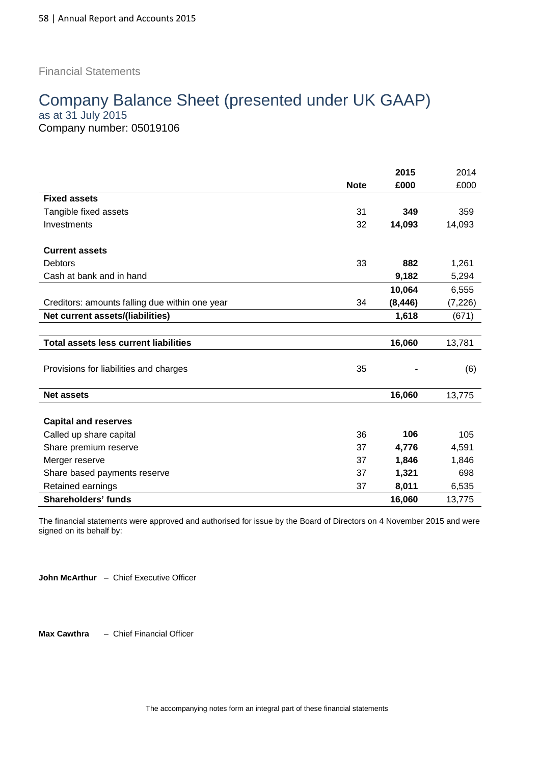Financial Statements

# Company Balance Sheet (presented under UK GAAP)

as at 31 July 2015

Company number: 05019106

| | Note | 2015 £000 | 2014 £000 |
|---|---|---|---|
| **Fixed assets** | | | |
| Tangible fixed assets | 31 | **349** | 359 |
| Investments | 32 | **14,093** | 14,093 |
| | | | |
| **Current assets** | | | |
| Debtors | 33 | **882** | 1,261 |
| Cash at bank and in hand | | **9,182** | 5,294 |
| | | **10,064** | 6,555 |
| Creditors: amounts falling due within one year | 34 | **(8,446)** | (7,226) |
| **Net current assets/(liabilities)** | | **1,618** | (671) |
| | | | |
| **Total assets less current liabilities** | | **16,060** | 13,781 |
| | | | |
| Provisions for liabilities and charges | 35 | **-** | (6) |
| | | | |
| **Net assets** | | **16,060** | 13,775 |
| | | | |
| **Capital and reserves** | | | |
| Called up share capital | 36 | **106** | 105 |
| Share premium reserve | 37 | **4,776** | 4,591 |
| Merger reserve | 37 | **1,846** | 1,846 |
| Share based payments reserve | 37 | **1,321** | 698 |
| Retained earnings | 37 | **8,011** | 6,535 |
| **Shareholders' funds** | | **16,060** | 13,775 |

The financial statements were approved and authorised for issue by the Board of Directors on 4 November 2015 and were signed on its behalf by:

**John McArthur** – Chief Executive Officer

**Max Cawthra** – Chief Financial Officer

The accompanying notes form an integral part of these financial statements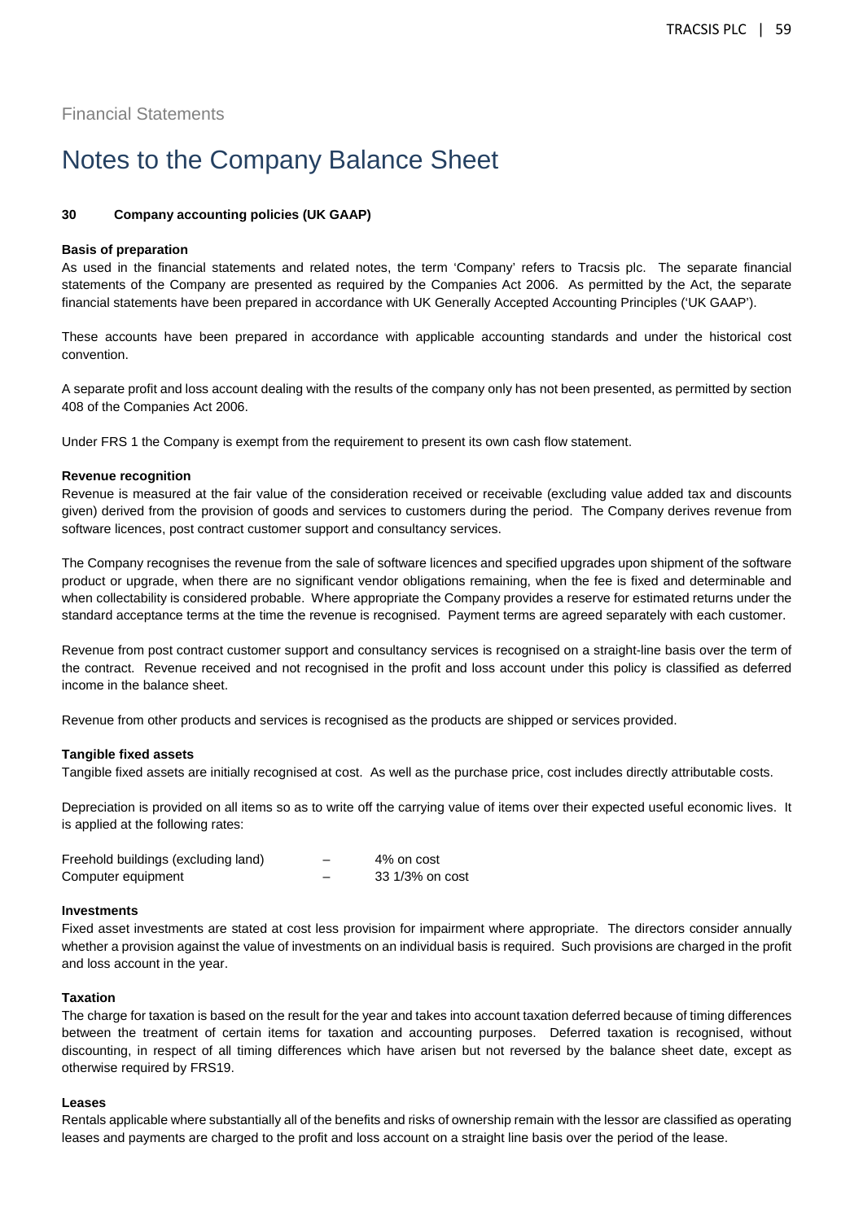Financial Statements

# Notes to the Company Balance Sheet

## 30 Company accounting policies (UK GAAP)

### Basis of preparation

As used in the financial statements and related notes, the term 'Company' refers to Tracsis plc. The separate financial statements of the Company are presented as required by the Companies Act 2006. As permitted by the Act, the separate financial statements have been prepared in accordance with UK Generally Accepted Accounting Principles ('UK GAAP').

These accounts have been prepared in accordance with applicable accounting standards and under the historical cost convention.

A separate profit and loss account dealing with the results of the company only has not been presented, as permitted by section 408 of the Companies Act 2006.

Under FRS 1 the Company is exempt from the requirement to present its own cash flow statement.

### Revenue recognition

Revenue is measured at the fair value of the consideration received or receivable (excluding value added tax and discounts given) derived from the provision of goods and services to customers during the period. The Company derives revenue from software licences, post contract customer support and consultancy services.

The Company recognises the revenue from the sale of software licences and specified upgrades upon shipment of the software product or upgrade, when there are no significant vendor obligations remaining, when the fee is fixed and determinable and when collectability is considered probable. Where appropriate the Company provides a reserve for estimated returns under the standard acceptance terms at the time the revenue is recognised. Payment terms are agreed separately with each customer.

Revenue from post contract customer support and consultancy services is recognised on a straight-line basis over the term of the contract. Revenue received and not recognised in the profit and loss account under this policy is classified as deferred income in the balance sheet.

Revenue from other products and services is recognised as the products are shipped or services provided.

### Tangible fixed assets

Tangible fixed assets are initially recognised at cost. As well as the purchase price, cost includes directly attributable costs.

Depreciation is provided on all items so as to write off the carrying value of items over their expected useful economic lives. It is applied at the following rates:

| | | |
|---|---|---|
| Freehold buildings (excluding land) | – | 4% on cost |
| Computer equipment | – | 33 1/3% on cost |

### Investments

Fixed asset investments are stated at cost less provision for impairment where appropriate. The directors consider annually whether a provision against the value of investments on an individual basis is required. Such provisions are charged in the profit and loss account in the year.

### Taxation

The charge for taxation is based on the result for the year and takes into account taxation deferred because of timing differences between the treatment of certain items for taxation and accounting purposes. Deferred taxation is recognised, without discounting, in respect of all timing differences which have arisen but not reversed by the balance sheet date, except as otherwise required by FRS19.

### Leases

Rentals applicable where substantially all of the benefits and risks of ownership remain with the lessor are classified as operating leases and payments are charged to the profit and loss account on a straight line basis over the period of the lease.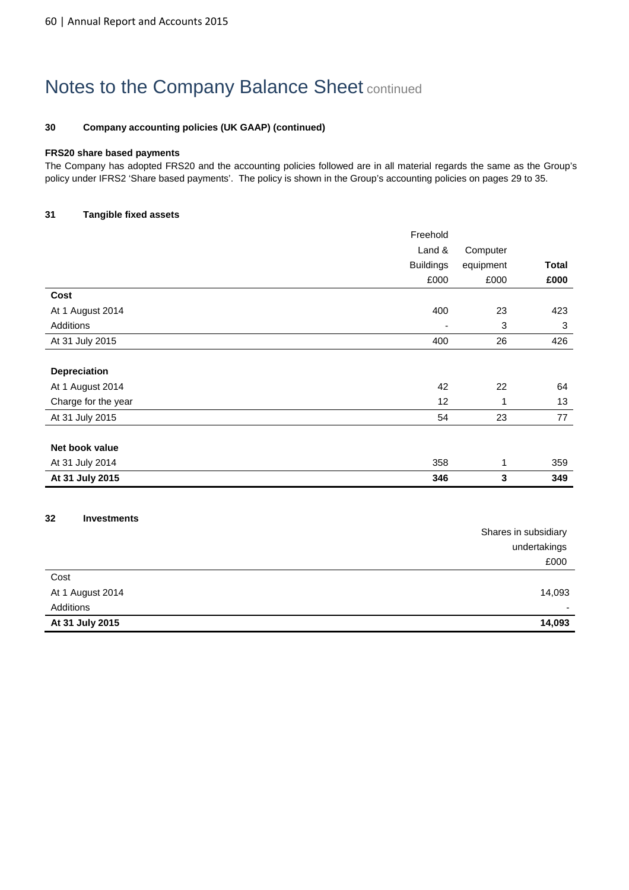# Notes to the Company Balance Sheet continued

**30 Company accounting policies (UK GAAP) (continued)**

**FRS20 share based payments**

The Company has adopted FRS20 and the accounting policies followed are in all material regards the same as the Group's policy under IFRS2 'Share based payments'. The policy is shown in the Group's accounting policies on pages 29 to 35.

**31 Tangible fixed assets**

| | Freehold Land & Buildings £000 | Computer equipment £000 | **Total £000** |
|---|---|---|---|
| **Cost** | | | |
| At 1 August 2014 | 400 | 23 | 423 |
| Additions | - | 3 | 3 |
| At 31 July 2015 | 400 | 26 | 426 |
| | | | |
| **Depreciation** | | | |
| At 1 August 2014 | 42 | 22 | 64 |
| Charge for the year | 12 | 1 | 13 |
| At 31 July 2015 | 54 | 23 | 77 |
| | | | |
| **Net book value** | | | |
| At 31 July 2014 | 358 | 1 | 359 |
| **At 31 July 2015** | **346** | **3** | **349** |

**32 Investments**

| | Shares in subsidiary undertakings £000 |
|---|---|
| Cost | |
| At 1 August 2014 | 14,093 |
| Additions | - |
| **At 31 July 2015** | **14,093** |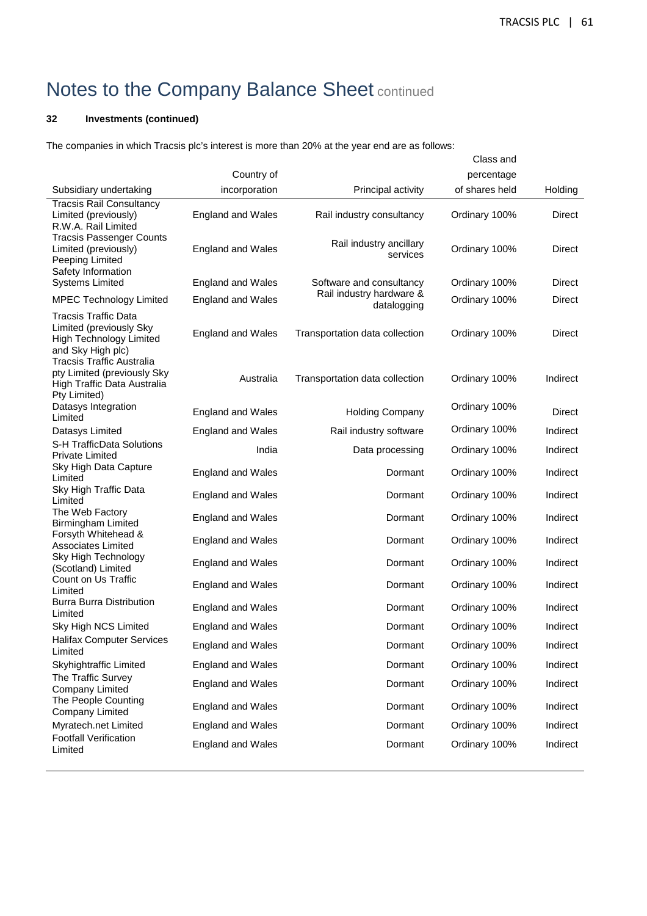# Notes to the Company Balance Sheet continued

**32 Investments (continued)**

The companies in which Tracsis plc's interest is more than 20% at the year end are as follows:

| Subsidiary undertaking | Country of incorporation | Principal activity | Class and percentage of shares held | Holding |
|---|---|---|---|---|
| Tracsis Rail Consultancy Limited (previously) R.W.A. Rail Limited | England and Wales | Rail industry consultancy | Ordinary 100% | Direct |
| Tracsis Passenger Counts Limited (previously) Peeping Limited | England and Wales | Rail industry ancillary services | Ordinary 100% | Direct |
| Safety Information Systems Limited | England and Wales | Software and consultancy | Ordinary 100% | Direct |
| MPEC Technology Limited | England and Wales | Rail industry hardware & datalogging | Ordinary 100% | Direct |
| Tracsis Traffic Data Limited (previously Sky High Technology Limited and Sky High plc) | England and Wales | Transportation data collection | Ordinary 100% | Direct |
| Tracsis Traffic Australia pty Limited (previously Sky High Traffic Data Australia Pty Limited) | Australia | Transportation data collection | Ordinary 100% | Indirect |
| Datasys Integration Limited | England and Wales | Holding Company | Ordinary 100% | Direct |
| Datasys Limited | England and Wales | Rail industry software | Ordinary 100% | Indirect |
| S-H TrafficData Solutions Private Limited | India | Data processing | Ordinary 100% | Indirect |
| Sky High Data Capture Limited | England and Wales | Dormant | Ordinary 100% | Indirect |
| Sky High Traffic Data Limited | England and Wales | Dormant | Ordinary 100% | Indirect |
| The Web Factory Birmingham Limited | England and Wales | Dormant | Ordinary 100% | Indirect |
| Forsyth Whitehead & Associates Limited | England and Wales | Dormant | Ordinary 100% | Indirect |
| Sky High Technology (Scotland) Limited | England and Wales | Dormant | Ordinary 100% | Indirect |
| Count on Us Traffic Limited | England and Wales | Dormant | Ordinary 100% | Indirect |
| Burra Burra Distribution Limited | England and Wales | Dormant | Ordinary 100% | Indirect |
| Sky High NCS Limited | England and Wales | Dormant | Ordinary 100% | Indirect |
| Halifax Computer Services Limited | England and Wales | Dormant | Ordinary 100% | Indirect |
| Skyhightraffic Limited | England and Wales | Dormant | Ordinary 100% | Indirect |
| The Traffic Survey Company Limited | England and Wales | Dormant | Ordinary 100% | Indirect |
| The People Counting Company Limited | England and Wales | Dormant | Ordinary 100% | Indirect |
| Myratech.net Limited | England and Wales | Dormant | Ordinary 100% | Indirect |
| Footfall Verification Limited | England and Wales | Dormant | Ordinary 100% | Indirect |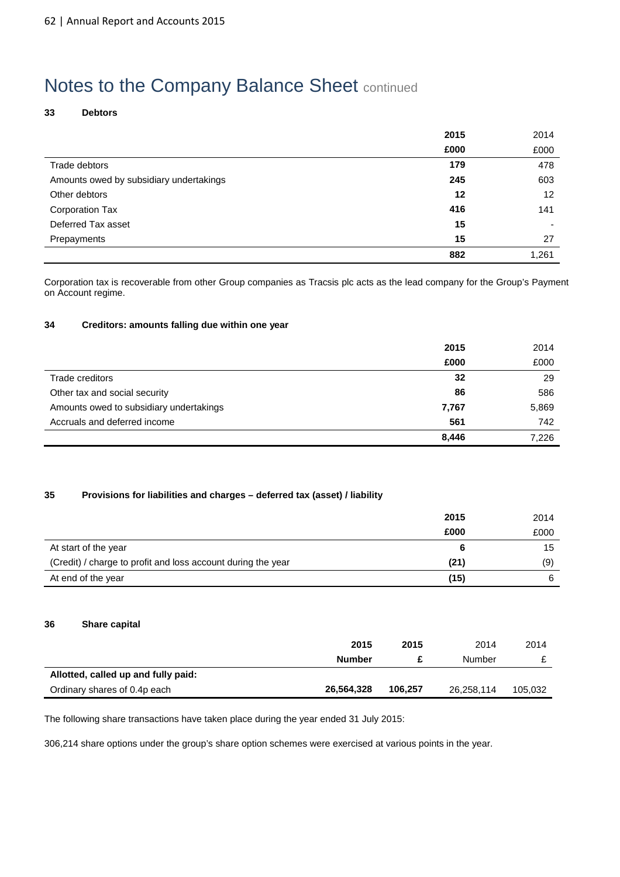# Notes to the Company Balance Sheet continued

### 33 Debtors

| | 2015 | 2014 |
|---|---|---|
| | £000 | £000 |
| Trade debtors | 179 | 478 |
| Amounts owed by subsidiary undertakings | 245 | 603 |
| Other debtors | 12 | 12 |
| Corporation Tax | 416 | 141 |
| Deferred Tax asset | 15 | - |
| Prepayments | 15 | 27 |
| | 882 | 1,261 |

Corporation tax is recoverable from other Group companies as Tracsis plc acts as the lead company for the Group's Payment on Account regime.

### 34 Creditors: amounts falling due within one year

| | 2015 | 2014 |
|---|---|---|
| | £000 | £000 |
| Trade creditors | 32 | 29 |
| Other tax and social security | 86 | 586 |
| Amounts owed to subsidiary undertakings | 7,767 | 5,869 |
| Accruals and deferred income | 561 | 742 |
| | 8,446 | 7,226 |

### 35 Provisions for liabilities and charges – deferred tax (asset) / liability

| | 2015 | 2014 |
|---|---|---|
| | £000 | £000 |
| At start of the year | 6 | 15 |
| (Credit) / charge to profit and loss account during the year | (21) | (9) |
| At end of the year | (15) | 6 |

### 36 Share capital

| | 2015 | 2015 | 2014 | 2014 |
|---|---|---|---|---|
| | Number | £ | Number | £ |
| **Allotted, called up and fully paid:** | | | | |
| Ordinary shares of 0.4p each | 26,564,328 | 106,257 | 26,258,114 | 105,032 |

The following share transactions have taken place during the year ended 31 July 2015:

306,214 share options under the group's share option schemes were exercised at various points in the year.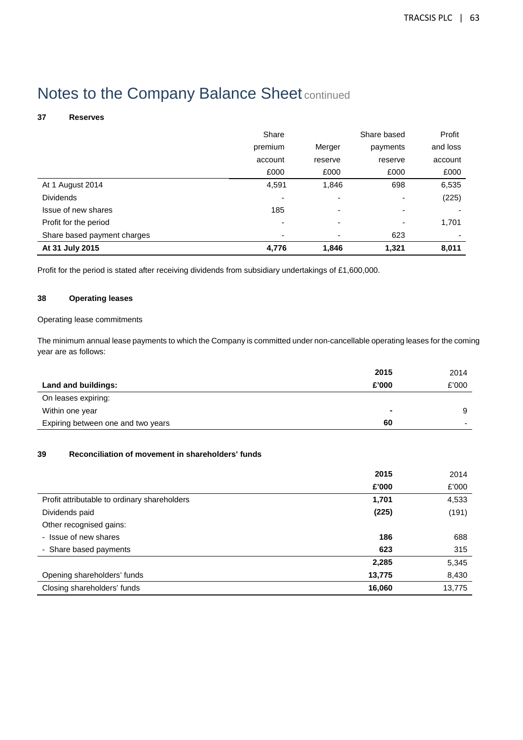# Notes to the Company Balance Sheet continued

## 37 Reserves

| | Share premium account £000 | Merger reserve £000 | Share based payments reserve £000 | Profit and loss account £000 |
|---|---|---|---|---|
| At 1 August 2014 | 4,591 | 1,846 | 698 | 6,535 |
| Dividends | - | - | - | (225) |
| Issue of new shares | 185 | - | - | - |
| Profit for the period | - | - | - | 1,701 |
| Share based payment charges | - | - | 623 | - |
| **At 31 July 2015** | **4,776** | **1,846** | **1,321** | **8,011** |

Profit for the period is stated after receiving dividends from subsidiary undertakings of £1,600,000.

## 38 Operating leases

Operating lease commitments

The minimum annual lease payments to which the Company is committed under non-cancellable operating leases for the coming year are as follows:

| **Land and buildings:** | **2015 £'000** | 2014 £'000 |
|---|---|---|
| On leases expiring: | | |
| Within one year | **-** | 9 |
| Expiring between one and two years | **60** | - |

## 39 Reconciliation of movement in shareholders' funds

| | **2015 £'000** | 2014 £'000 |
|---|---|---|
| Profit attributable to ordinary shareholders | **1,701** | 4,533 |
| Dividends paid | **(225)** | (191) |
| Other recognised gains: | | |
| - Issue of new shares | **186** | 688 |
| - Share based payments | **623** | 315 |
| | **2,285** | 5,345 |
| Opening shareholders' funds | **13,775** | 8,430 |
| Closing shareholders' funds | **16,060** | 13,775 |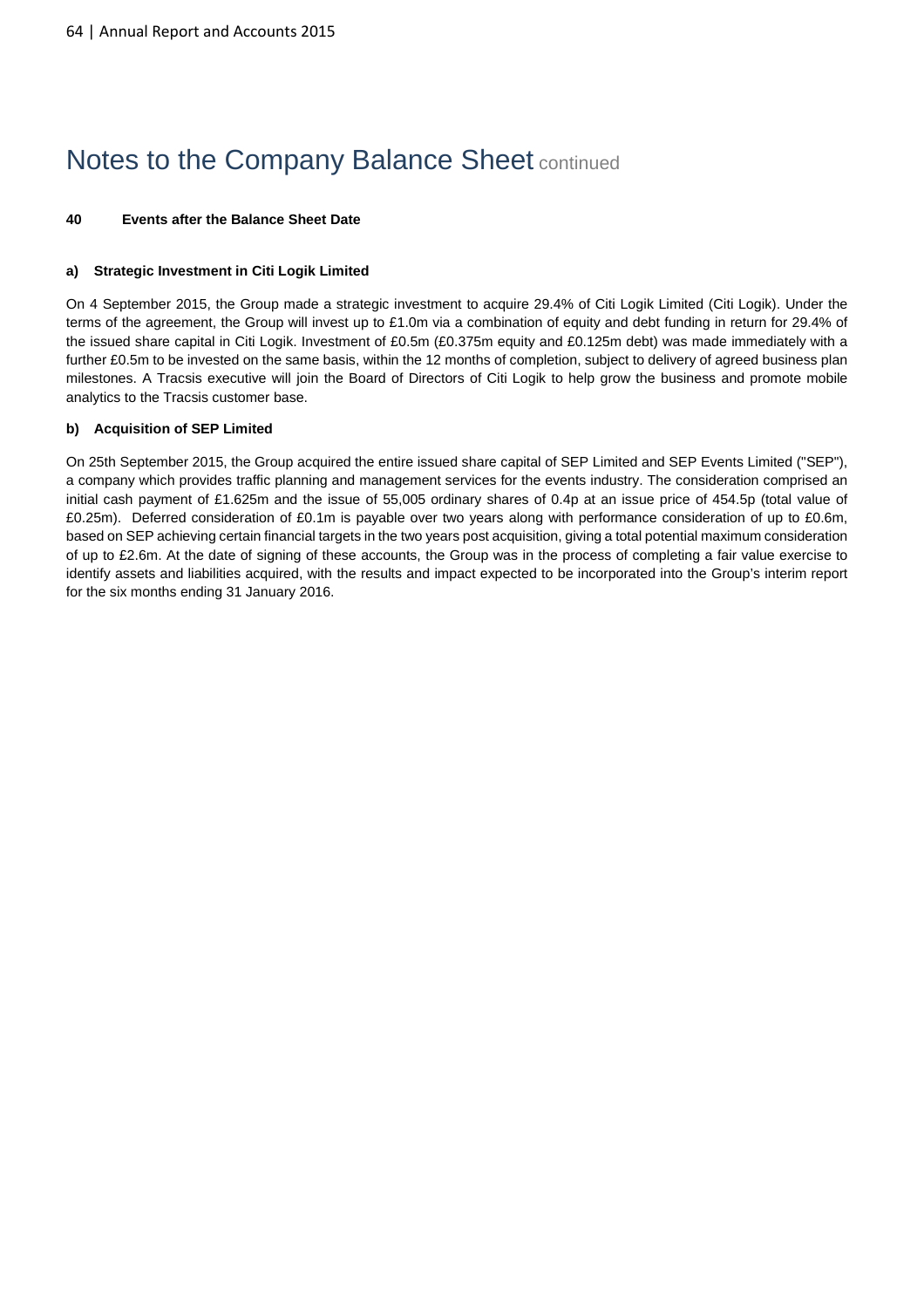# Notes to the Company Balance Sheet continued

## 40 Events after the Balance Sheet Date

### a) Strategic Investment in Citi Logik Limited

On 4 September 2015, the Group made a strategic investment to acquire 29.4% of Citi Logik Limited (Citi Logik). Under the terms of the agreement, the Group will invest up to £1.0m via a combination of equity and debt funding in return for 29.4% of the issued share capital in Citi Logik. Investment of £0.5m (£0.375m equity and £0.125m debt) was made immediately with a further £0.5m to be invested on the same basis, within the 12 months of completion, subject to delivery of agreed business plan milestones. A Tracsis executive will join the Board of Directors of Citi Logik to help grow the business and promote mobile analytics to the Tracsis customer base.

### b) Acquisition of SEP Limited

On 25th September 2015, the Group acquired the entire issued share capital of SEP Limited and SEP Events Limited ("SEP"), a company which provides traffic planning and management services for the events industry. The consideration comprised an initial cash payment of £1.625m and the issue of 55,005 ordinary shares of 0.4p at an issue price of 454.5p (total value of £0.25m). Deferred consideration of £0.1m is payable over two years along with performance consideration of up to £0.6m, based on SEP achieving certain financial targets in the two years post acquisition, giving a total potential maximum consideration of up to £2.6m. At the date of signing of these accounts, the Group was in the process of completing a fair value exercise to identify assets and liabilities acquired, with the results and impact expected to be incorporated into the Group's interim report for the six months ending 31 January 2016.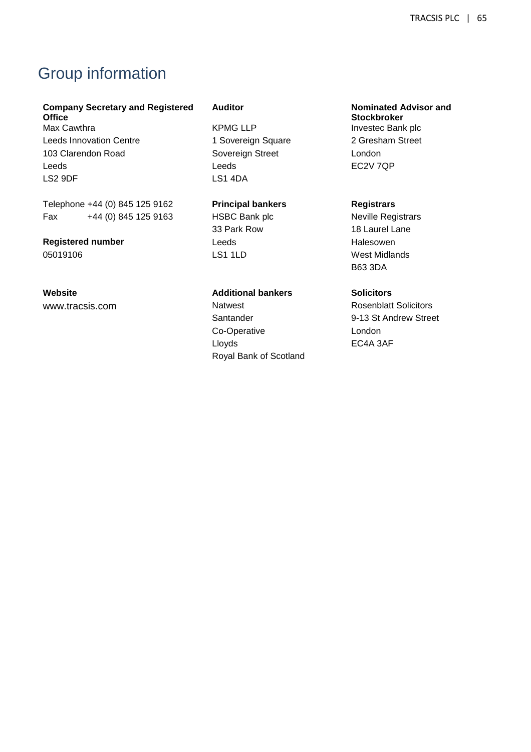# Group information

**Company Secretary and Registered Office**
Max Cawthra
Leeds Innovation Centre
103 Clarendon Road
Leeds
LS2 9DF

Telephone +44 (0) 845 125 9162
Fax +44 (0) 845 125 9163

**Registered number**
05019106

**Website**
www.tracsis.com

**Auditor**
KPMG LLP
1 Sovereign Square
Sovereign Street
Leeds
LS1 4DA

**Principal bankers**
HSBC Bank plc
33 Park Row
Leeds
LS1 1LD

**Additional bankers**
Natwest
Santander
Co-Operative
Lloyds
Royal Bank of Scotland

**Nominated Advisor and Stockbroker**
Investec Bank plc
2 Gresham Street
London
EC2V 7QP

**Registrars**
Neville Registrars
18 Laurel Lane
Halesowen
West Midlands
B63 3DA

**Solicitors**
Rosenblatt Solicitors
9-13 St Andrew Street
London
EC4A 3AF